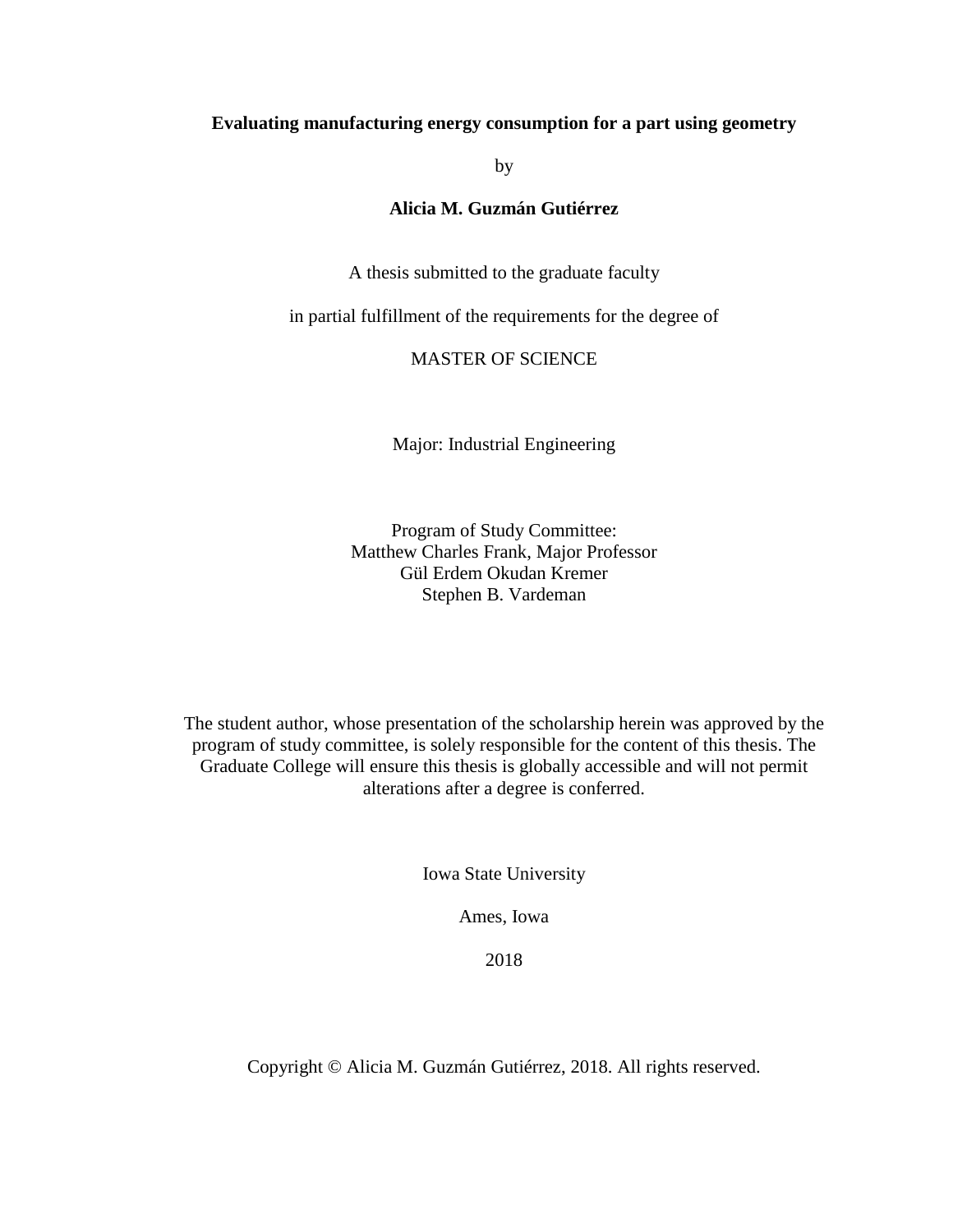**Evaluating manufacturing energy consumption for a part using geometry**

by

**Alicia M. Guzmán Gutiérrez**

A thesis submitted to the graduate faculty

in partial fulfillment of the requirements for the degree of

MASTER OF SCIENCE

Major: Industrial Engineering

Program of Study Committee:
Matthew Charles Frank, Major Professor
Gül Erdem Okudan Kremer
Stephen B. Vardeman

The student author, whose presentation of the scholarship herein was approved by the program of study committee, is solely responsible for the content of this thesis. The Graduate College will ensure this thesis is globally accessible and will not permit alterations after a degree is conferred.

Iowa State University

Ames, Iowa

2018

Copyright © Alicia M. Guzmán Gutiérrez, 2018. All rights reserved.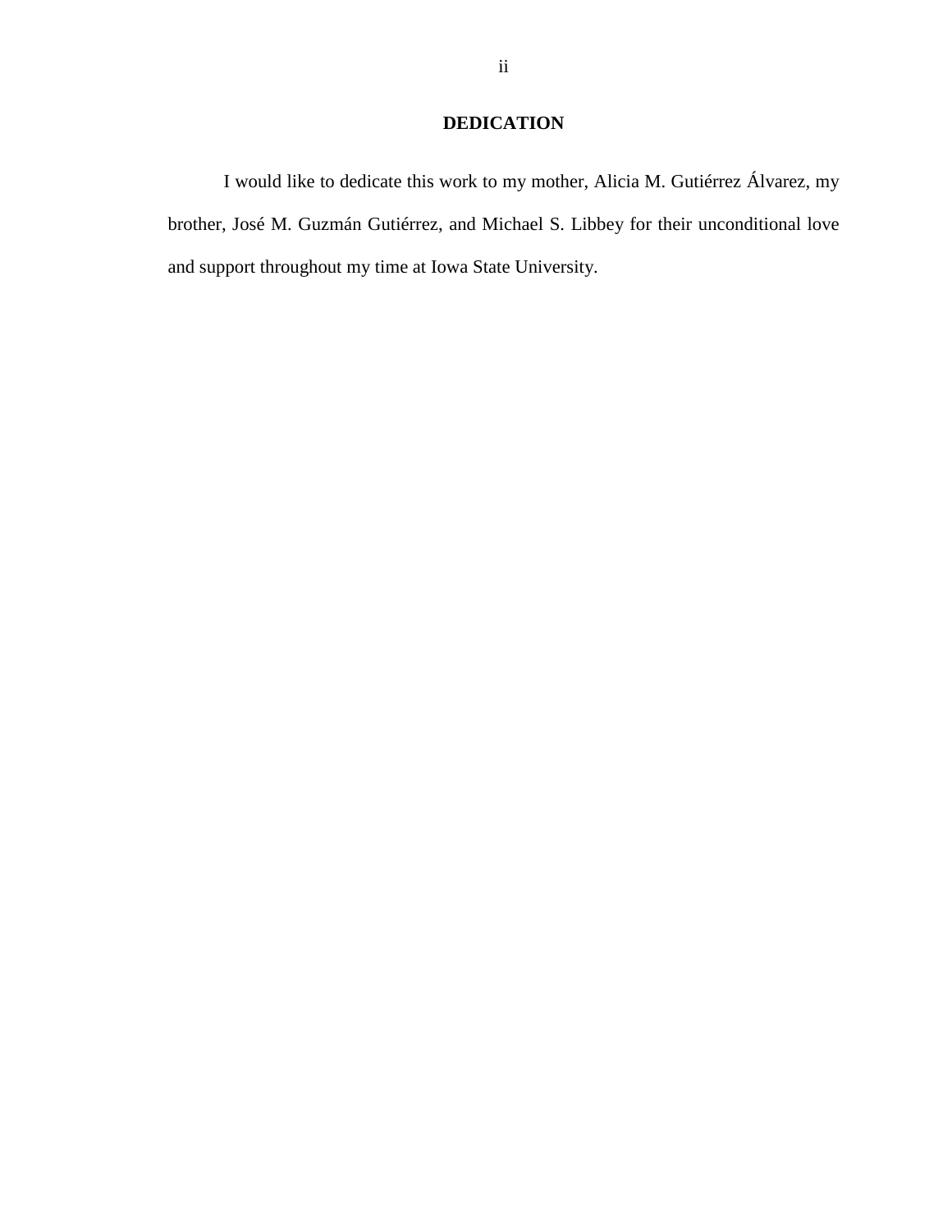# DEDICATION

I would like to dedicate this work to my mother, Alicia M. Gutiérrez Álvarez, my brother, José M. Guzmán Gutiérrez, and Michael S. Libbey for their unconditional love and support throughout my time at Iowa State University.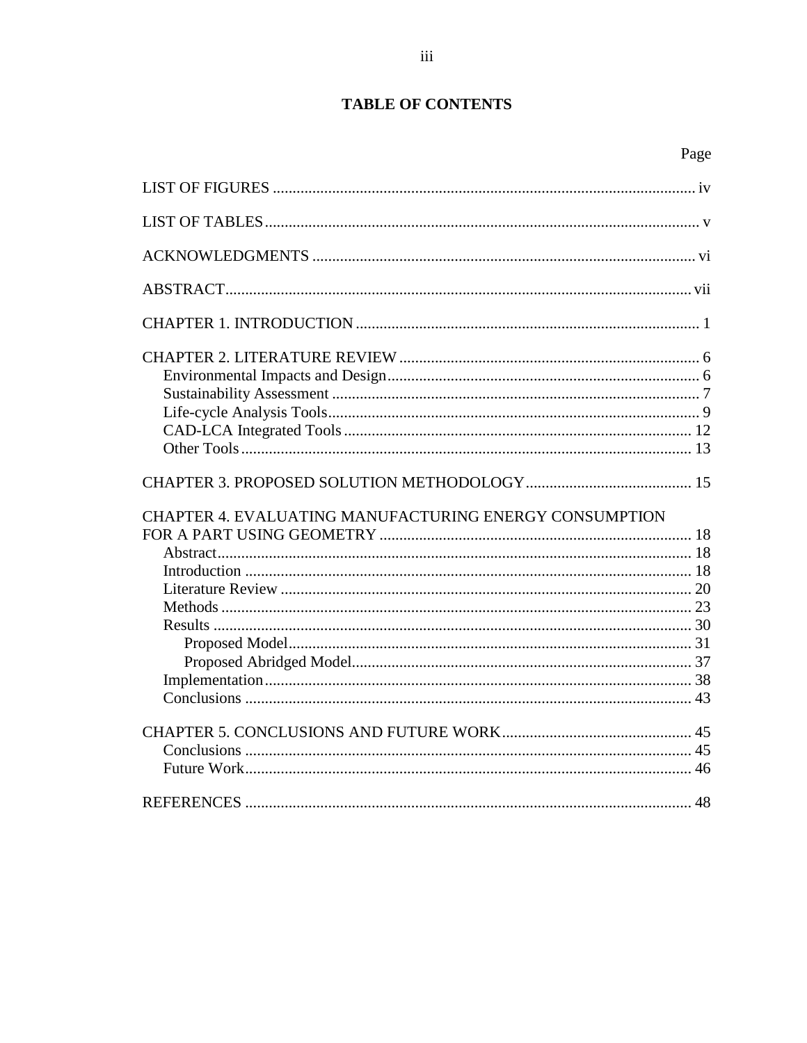# TABLE OF CONTENTS

| | Page |
|---|---|
| LIST OF FIGURES | iv |
| LIST OF TABLES | v |
| ACKNOWLEDGMENTS | vi |
| ABSTRACT | vii |
| CHAPTER 1. INTRODUCTION | 1 |
| CHAPTER 2. LITERATURE REVIEW | 6 |
| Environmental Impacts and Design | 6 |
| Sustainability Assessment | 7 |
| Life-cycle Analysis Tools | 9 |
| CAD-LCA Integrated Tools | 12 |
| Other Tools | 13 |
| CHAPTER 3. PROPOSED SOLUTION METHODOLOGY | 15 |
| CHAPTER 4. EVALUATING MANUFACTURING ENERGY CONSUMPTION FOR A PART USING GEOMETRY | 18 |
| Abstract | 18 |
| Introduction | 18 |
| Literature Review | 20 |
| Methods | 23 |
| Results | 30 |
| Proposed Model | 31 |
| Proposed Abridged Model | 37 |
| Implementation | 38 |
| Conclusions | 43 |
| CHAPTER 5. CONCLUSIONS AND FUTURE WORK | 45 |
| Conclusions | 45 |
| Future Work | 46 |
| REFERENCES | 48 |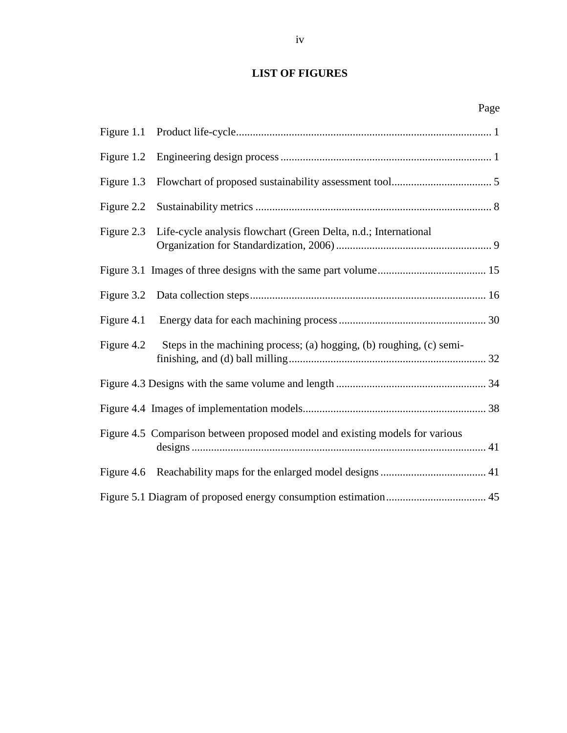## LIST OF FIGURES

| | | Page |
|---|---|---|
| Figure 1.1 | Product life-cycle | 1 |
| Figure 1.2 | Engineering design process | 1 |
| Figure 1.3 | Flowchart of proposed sustainability assessment tool | 5 |
| Figure 2.2 | Sustainability metrics | 8 |
| Figure 2.3 | Life-cycle analysis flowchart (Green Delta, n.d.; International Organization for Standardization, 2006) | 9 |
| Figure 3.1 | Images of three designs with the same part volume | 15 |
| Figure 3.2 | Data collection steps | 16 |
| Figure 4.1 | Energy data for each machining process | 30 |
| Figure 4.2 | Steps in the machining process; (a) hogging, (b) roughing, (c) semi-finishing, and (d) ball milling | 32 |
| Figure 4.3 | Designs with the same volume and length | 34 |
| Figure 4.4 | Images of implementation models | 38 |
| Figure 4.5 | Comparison between proposed model and existing models for various designs | 41 |
| Figure 4.6 | Reachability maps for the enlarged model designs | 41 |
| Figure 5.1 | Diagram of proposed energy consumption estimation | 45 |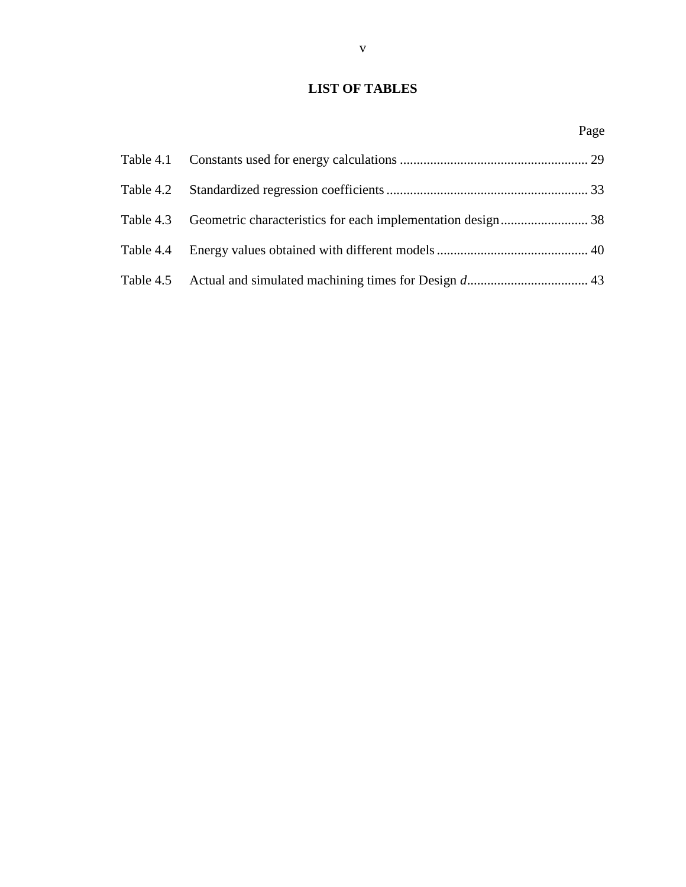# LIST OF TABLES

| | | Page |
|---|---|---|
| Table 4.1 | Constants used for energy calculations | 29 |
| Table 4.2 | Standardized regression coefficients | 33 |
| Table 4.3 | Geometric characteristics for each implementation design | 38 |
| Table 4.4 | Energy values obtained with different models | 40 |
| Table 4.5 | Actual and simulated machining times for Design *d* | 43 |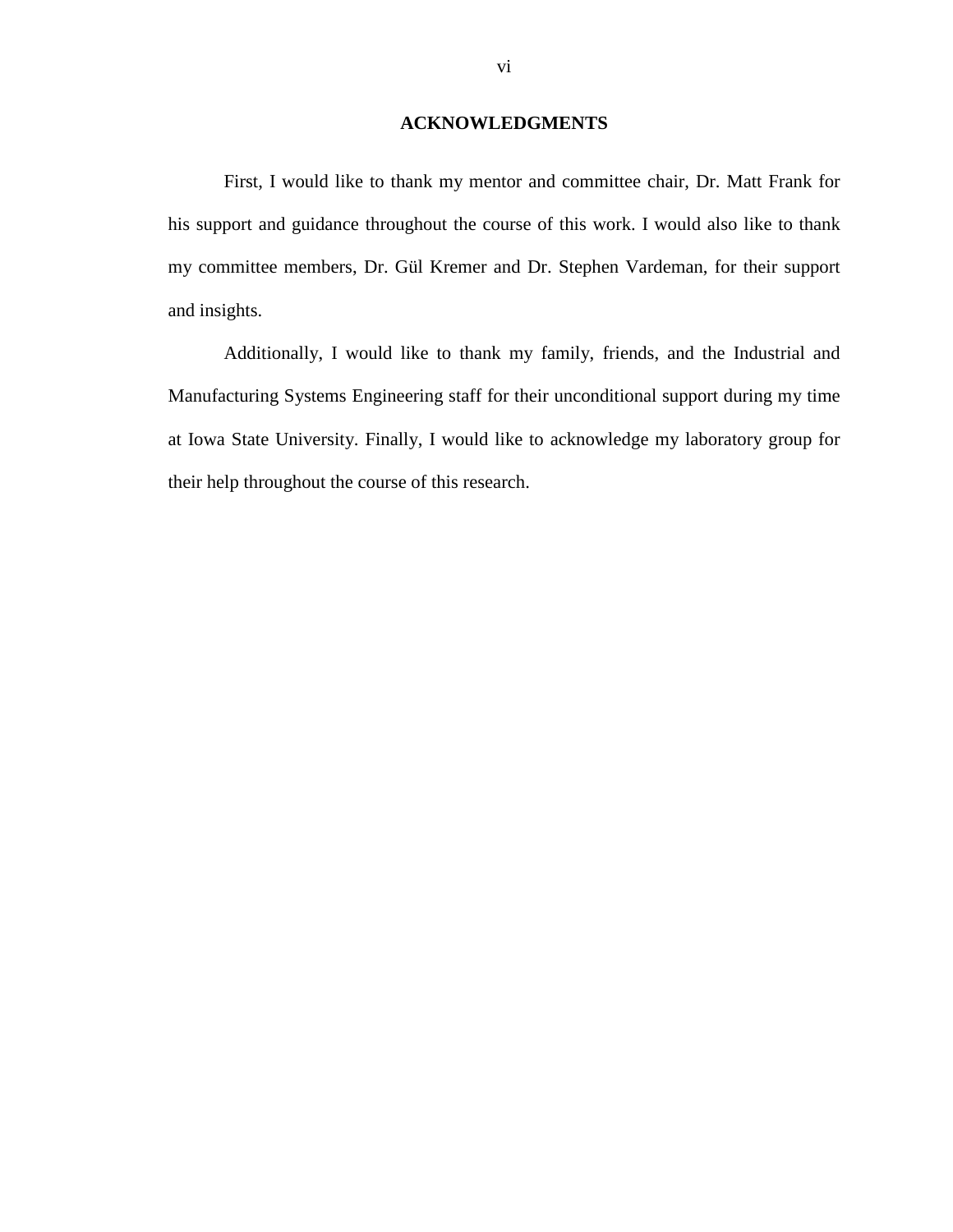## ACKNOWLEDGMENTS

First, I would like to thank my mentor and committee chair, Dr. Matt Frank for his support and guidance throughout the course of this work. I would also like to thank my committee members, Dr. Gül Kremer and Dr. Stephen Vardeman, for their support and insights.

Additionally, I would like to thank my family, friends, and the Industrial and Manufacturing Systems Engineering staff for their unconditional support during my time at Iowa State University. Finally, I would like to acknowledge my laboratory group for their help throughout the course of this research.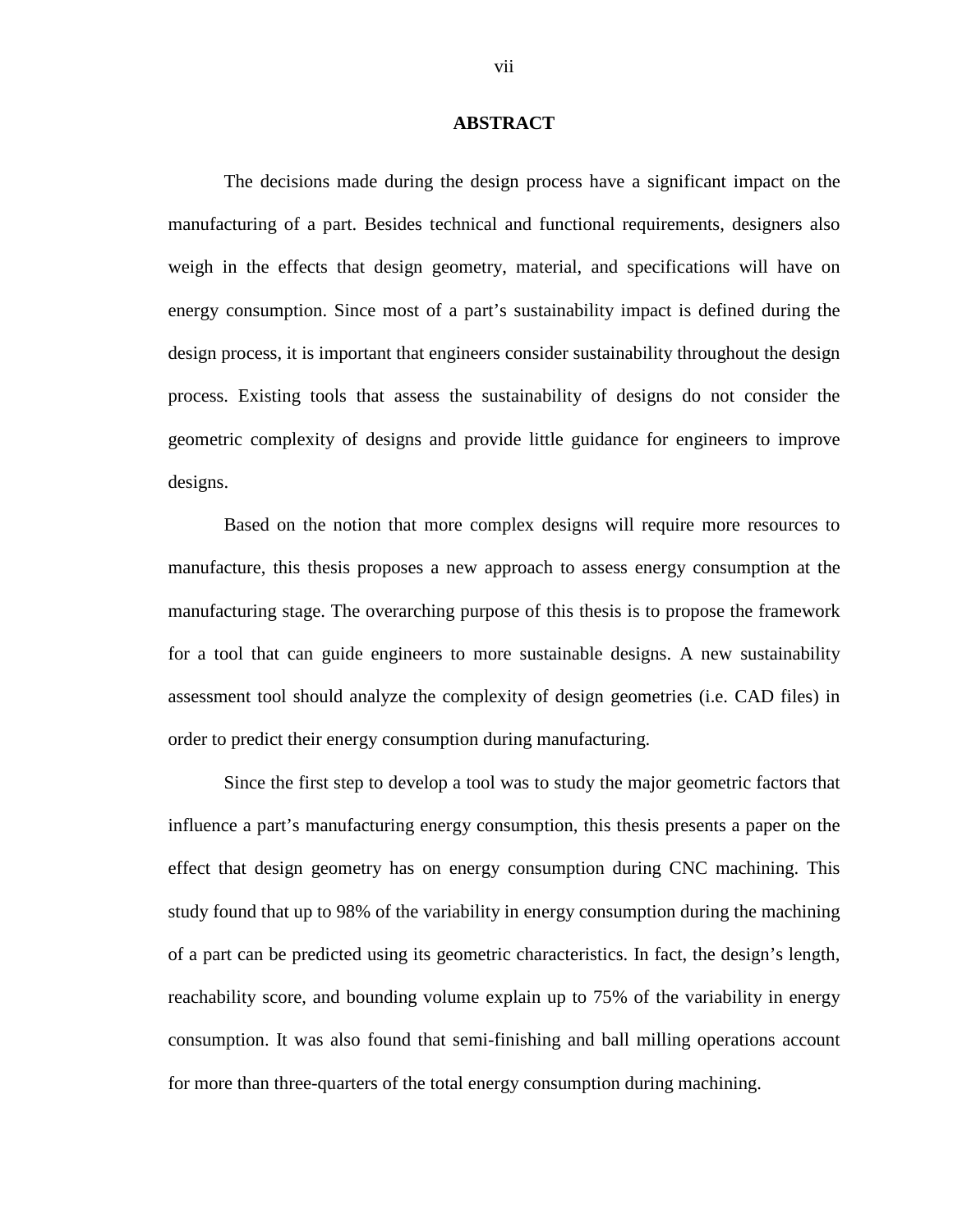## ABSTRACT

The decisions made during the design process have a significant impact on the manufacturing of a part. Besides technical and functional requirements, designers also weigh in the effects that design geometry, material, and specifications will have on energy consumption. Since most of a part's sustainability impact is defined during the design process, it is important that engineers consider sustainability throughout the design process. Existing tools that assess the sustainability of designs do not consider the geometric complexity of designs and provide little guidance for engineers to improve designs.

Based on the notion that more complex designs will require more resources to manufacture, this thesis proposes a new approach to assess energy consumption at the manufacturing stage. The overarching purpose of this thesis is to propose the framework for a tool that can guide engineers to more sustainable designs. A new sustainability assessment tool should analyze the complexity of design geometries (i.e. CAD files) in order to predict their energy consumption during manufacturing.

Since the first step to develop a tool was to study the major geometric factors that influence a part's manufacturing energy consumption, this thesis presents a paper on the effect that design geometry has on energy consumption during CNC machining. This study found that up to 98% of the variability in energy consumption during the machining of a part can be predicted using its geometric characteristics. In fact, the design's length, reachability score, and bounding volume explain up to 75% of the variability in energy consumption. It was also found that semi-finishing and ball milling operations account for more than three-quarters of the total energy consumption during machining.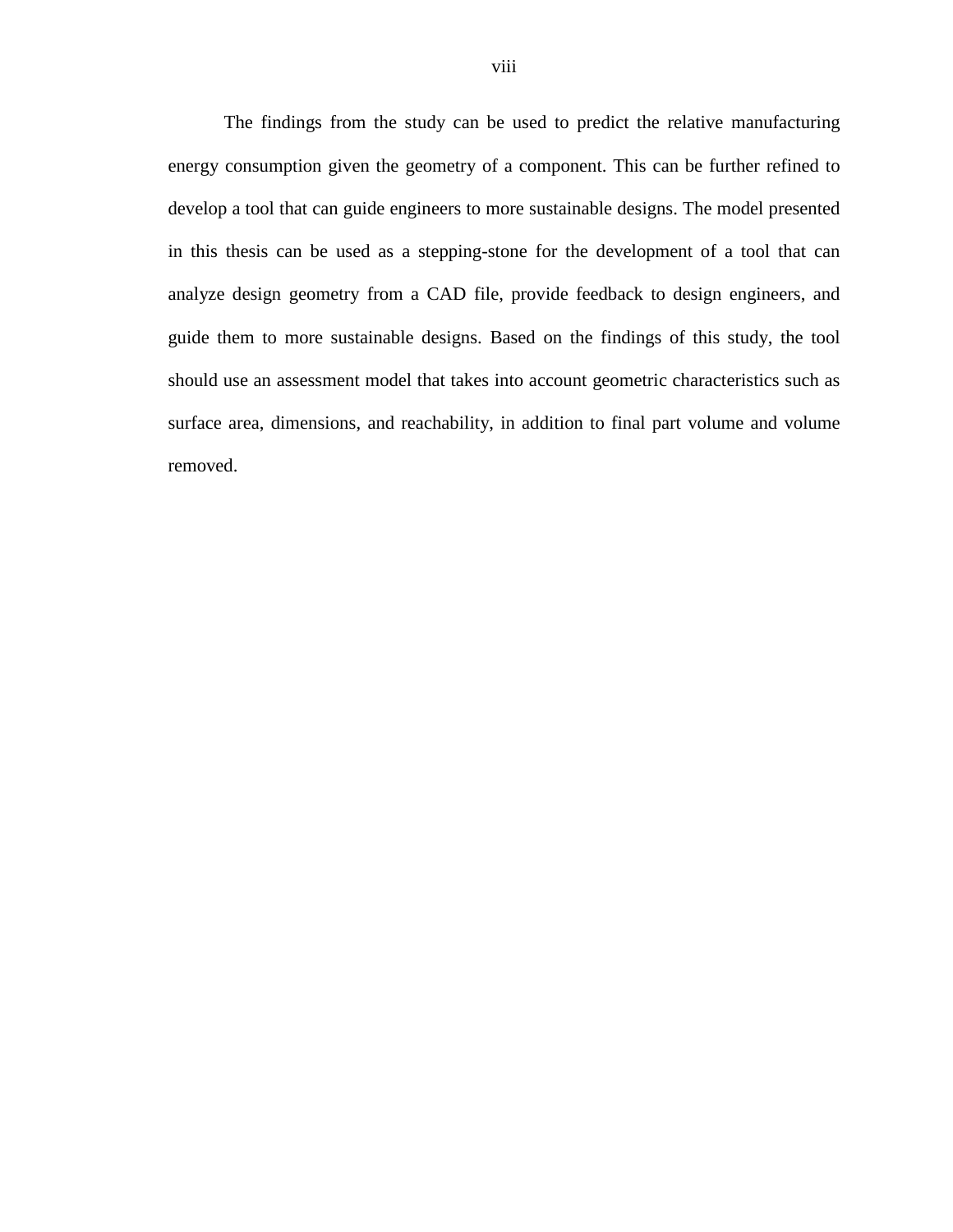The findings from the study can be used to predict the relative manufacturing energy consumption given the geometry of a component. This can be further refined to develop a tool that can guide engineers to more sustainable designs. The model presented in this thesis can be used as a stepping-stone for the development of a tool that can analyze design geometry from a CAD file, provide feedback to design engineers, and guide them to more sustainable designs. Based on the findings of this study, the tool should use an assessment model that takes into account geometric characteristics such as surface area, dimensions, and reachability, in addition to final part volume and volume removed.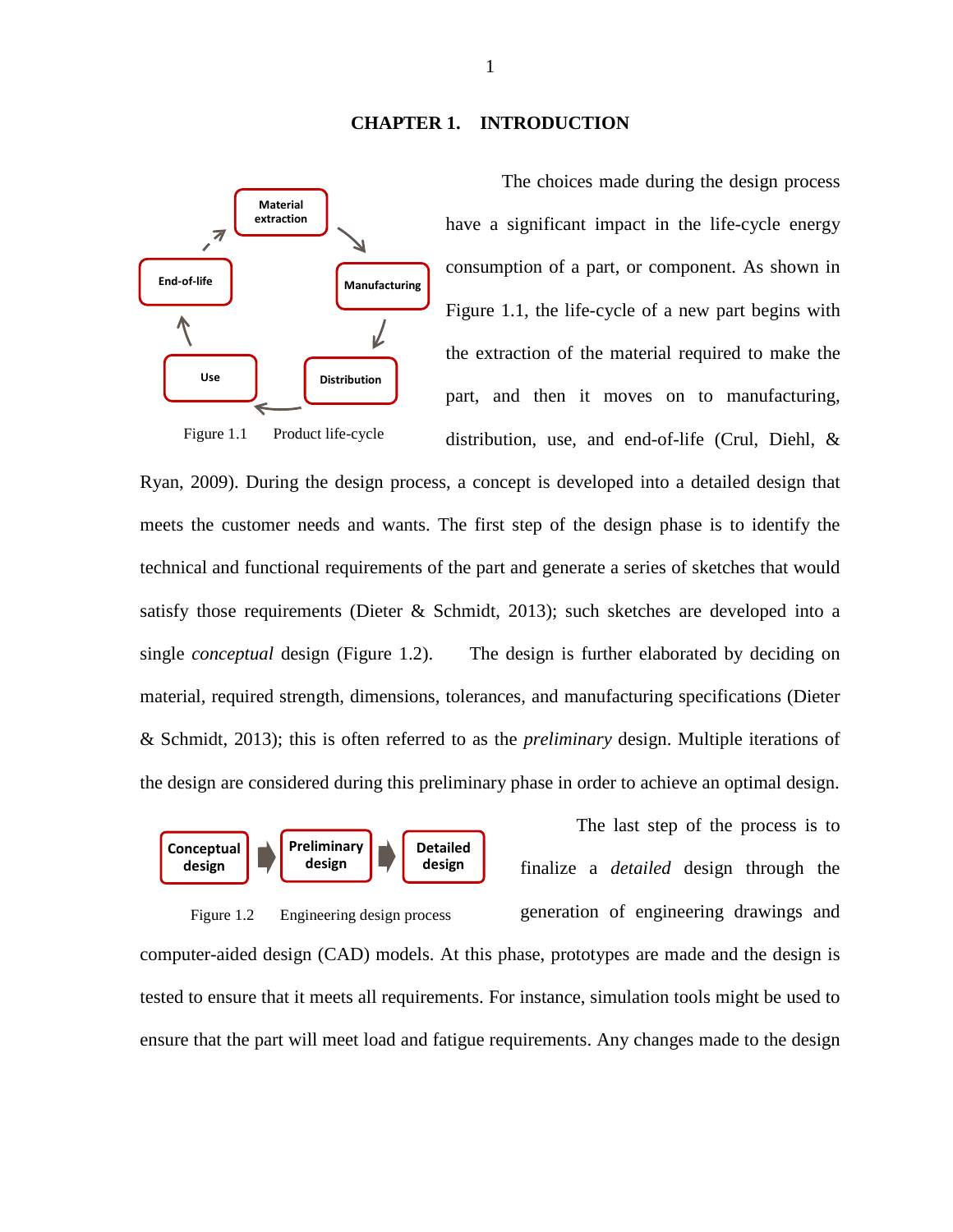# CHAPTER 1. INTRODUCTION

Figure 1.1 Product life-cycle

The choices made during the design process have a significant impact in the life-cycle energy consumption of a part, or component. As shown in Figure 1.1, the life-cycle of a new part begins with the extraction of the material required to make the part, and then it moves on to manufacturing, distribution, use, and end-of-life (Crul, Diehl, & Ryan, 2009). During the design process, a concept is developed into a detailed design that meets the customer needs and wants. The first step of the design phase is to identify the technical and functional requirements of the part and generate a series of sketches that would satisfy those requirements (Dieter & Schmidt, 2013); such sketches are developed into a single *conceptual* design (Figure 1.2). The design is further elaborated by deciding on material, required strength, dimensions, tolerances, and manufacturing specifications (Dieter & Schmidt, 2013); this is often referred to as the *preliminary* design. Multiple iterations of the design are considered during this preliminary phase in order to achieve an optimal design.

Figure 1.2 Engineering design process

The last step of the process is to finalize a *detailed* design through the generation of engineering drawings and computer-aided design (CAD) models. At this phase, prototypes are made and the design is tested to ensure that it meets all requirements. For instance, simulation tools might be used to ensure that the part will meet load and fatigue requirements. Any changes made to the design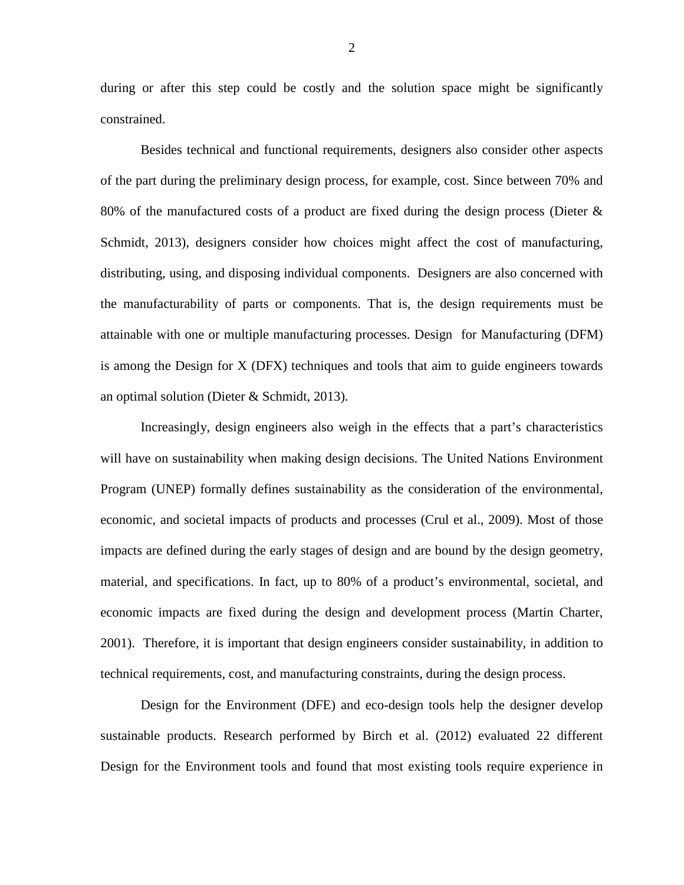during or after this step could be costly and the solution space might be significantly constrained.

Besides technical and functional requirements, designers also consider other aspects of the part during the preliminary design process, for example, cost. Since between 70% and 80% of the manufactured costs of a product are fixed during the design process (Dieter & Schmidt, 2013), designers consider how choices might affect the cost of manufacturing, distributing, using, and disposing individual components. Designers are also concerned with the manufacturability of parts or components. That is, the design requirements must be attainable with one or multiple manufacturing processes. Design for Manufacturing (DFM) is among the Design for X (DFX) techniques and tools that aim to guide engineers towards an optimal solution (Dieter & Schmidt, 2013).

Increasingly, design engineers also weigh in the effects that a part's characteristics will have on sustainability when making design decisions. The United Nations Environment Program (UNEP) formally defines sustainability as the consideration of the environmental, economic, and societal impacts of products and processes (Crul et al., 2009). Most of those impacts are defined during the early stages of design and are bound by the design geometry, material, and specifications. In fact, up to 80% of a product's environmental, societal, and economic impacts are fixed during the design and development process (Martin Charter, 2001). Therefore, it is important that design engineers consider sustainability, in addition to technical requirements, cost, and manufacturing constraints, during the design process.

Design for the Environment (DFE) and eco-design tools help the designer develop sustainable products. Research performed by Birch et al. (2012) evaluated 22 different Design for the Environment tools and found that most existing tools require experience in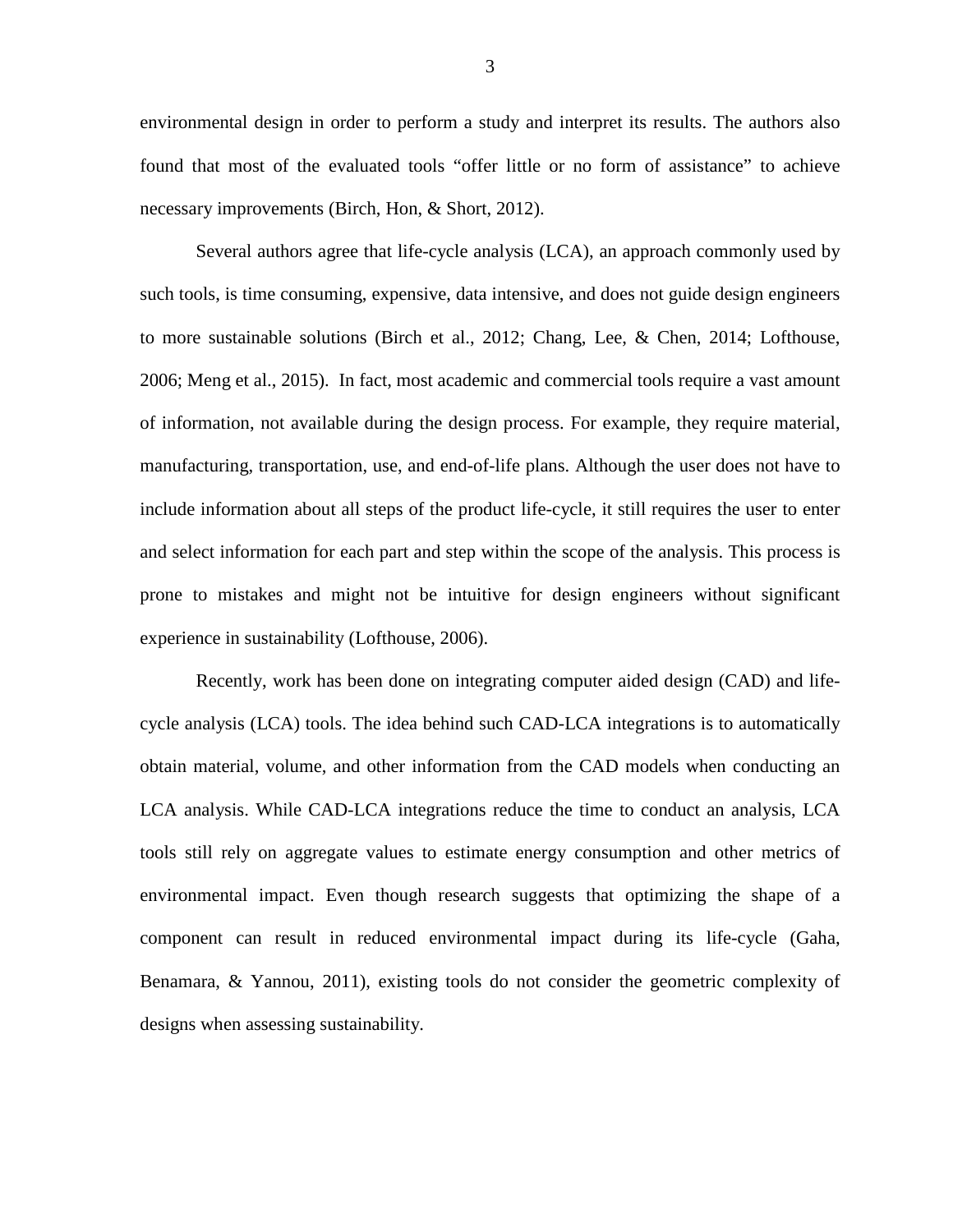environmental design in order to perform a study and interpret its results. The authors also found that most of the evaluated tools "offer little or no form of assistance" to achieve necessary improvements (Birch, Hon, & Short, 2012).

Several authors agree that life-cycle analysis (LCA), an approach commonly used by such tools, is time consuming, expensive, data intensive, and does not guide design engineers to more sustainable solutions (Birch et al., 2012; Chang, Lee, & Chen, 2014; Lofthouse, 2006; Meng et al., 2015). In fact, most academic and commercial tools require a vast amount of information, not available during the design process. For example, they require material, manufacturing, transportation, use, and end-of-life plans. Although the user does not have to include information about all steps of the product life-cycle, it still requires the user to enter and select information for each part and step within the scope of the analysis. This process is prone to mistakes and might not be intuitive for design engineers without significant experience in sustainability (Lofthouse, 2006).

Recently, work has been done on integrating computer aided design (CAD) and life-cycle analysis (LCA) tools. The idea behind such CAD-LCA integrations is to automatically obtain material, volume, and other information from the CAD models when conducting an LCA analysis. While CAD-LCA integrations reduce the time to conduct an analysis, LCA tools still rely on aggregate values to estimate energy consumption and other metrics of environmental impact. Even though research suggests that optimizing the shape of a component can result in reduced environmental impact during its life-cycle (Gaha, Benamara, & Yannou, 2011), existing tools do not consider the geometric complexity of designs when assessing sustainability.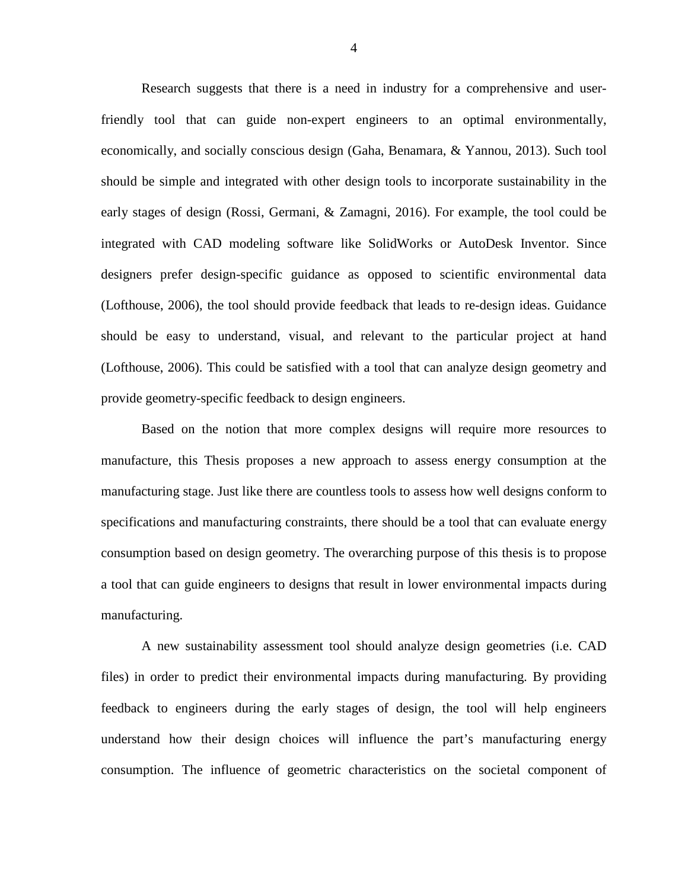Research suggests that there is a need in industry for a comprehensive and user-friendly tool that can guide non-expert engineers to an optimal environmentally, economically, and socially conscious design (Gaha, Benamara, & Yannou, 2013). Such tool should be simple and integrated with other design tools to incorporate sustainability in the early stages of design (Rossi, Germani, & Zamagni, 2016). For example, the tool could be integrated with CAD modeling software like SolidWorks or AutoDesk Inventor. Since designers prefer design-specific guidance as opposed to scientific environmental data (Lofthouse, 2006), the tool should provide feedback that leads to re-design ideas. Guidance should be easy to understand, visual, and relevant to the particular project at hand (Lofthouse, 2006). This could be satisfied with a tool that can analyze design geometry and provide geometry-specific feedback to design engineers.

Based on the notion that more complex designs will require more resources to manufacture, this Thesis proposes a new approach to assess energy consumption at the manufacturing stage. Just like there are countless tools to assess how well designs conform to specifications and manufacturing constraints, there should be a tool that can evaluate energy consumption based on design geometry. The overarching purpose of this thesis is to propose a tool that can guide engineers to designs that result in lower environmental impacts during manufacturing.

A new sustainability assessment tool should analyze design geometries (i.e. CAD files) in order to predict their environmental impacts during manufacturing. By providing feedback to engineers during the early stages of design, the tool will help engineers understand how their design choices will influence the part's manufacturing energy consumption. The influence of geometric characteristics on the societal component of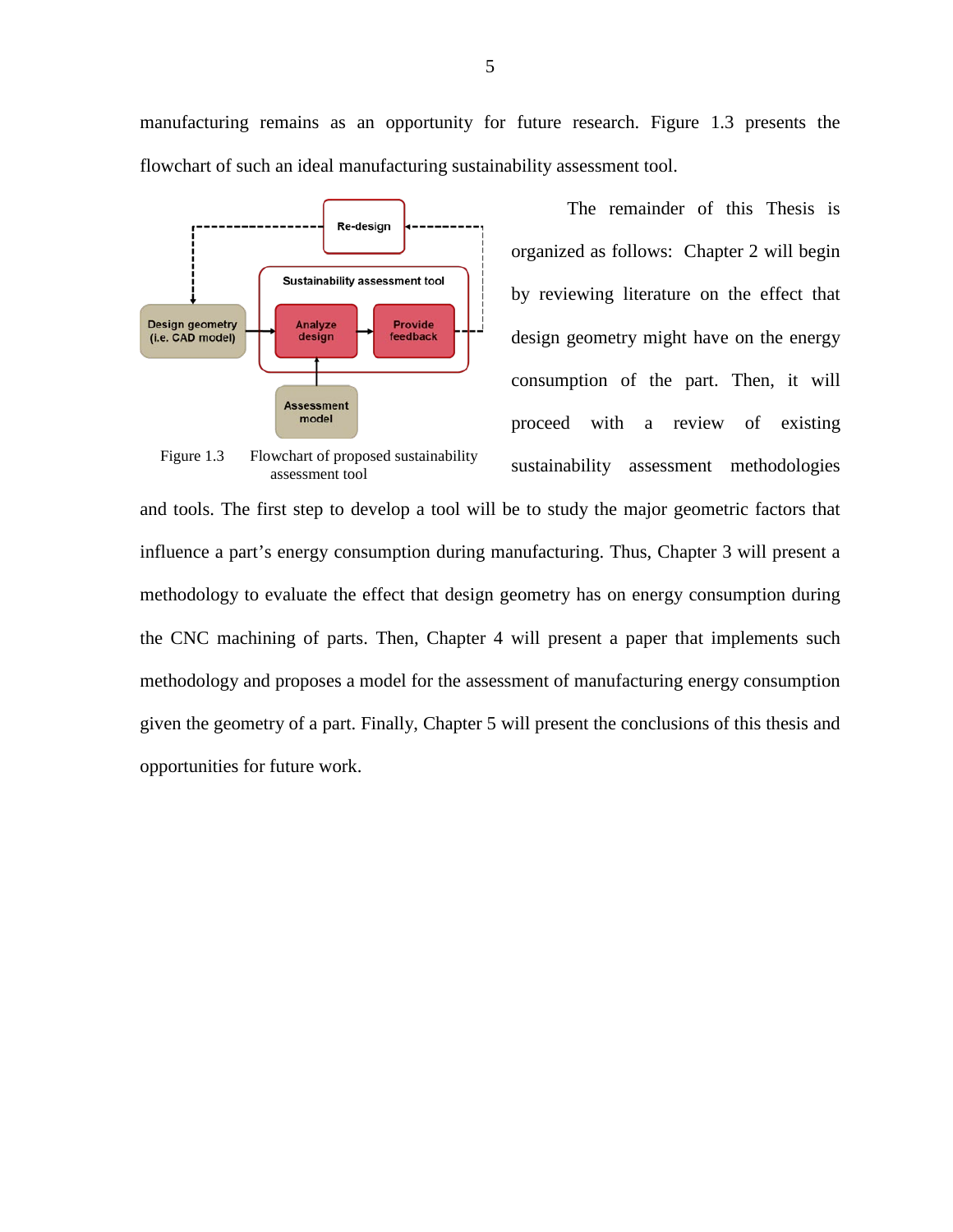manufacturing remains as an opportunity for future research. Figure 1.3 presents the flowchart of such an ideal manufacturing sustainability assessment tool.

Figure 1.3 Flowchart of proposed sustainability assessment tool

The remainder of this Thesis is organized as follows: Chapter 2 will begin by reviewing literature on the effect that design geometry might have on the energy consumption of the part. Then, it will proceed with a review of existing sustainability assessment methodologies and tools. The first step to develop a tool will be to study the major geometric factors that influence a part's energy consumption during manufacturing. Thus, Chapter 3 will present a methodology to evaluate the effect that design geometry has on energy consumption during the CNC machining of parts. Then, Chapter 4 will present a paper that implements such methodology and proposes a model for the assessment of manufacturing energy consumption given the geometry of a part. Finally, Chapter 5 will present the conclusions of this thesis and opportunities for future work.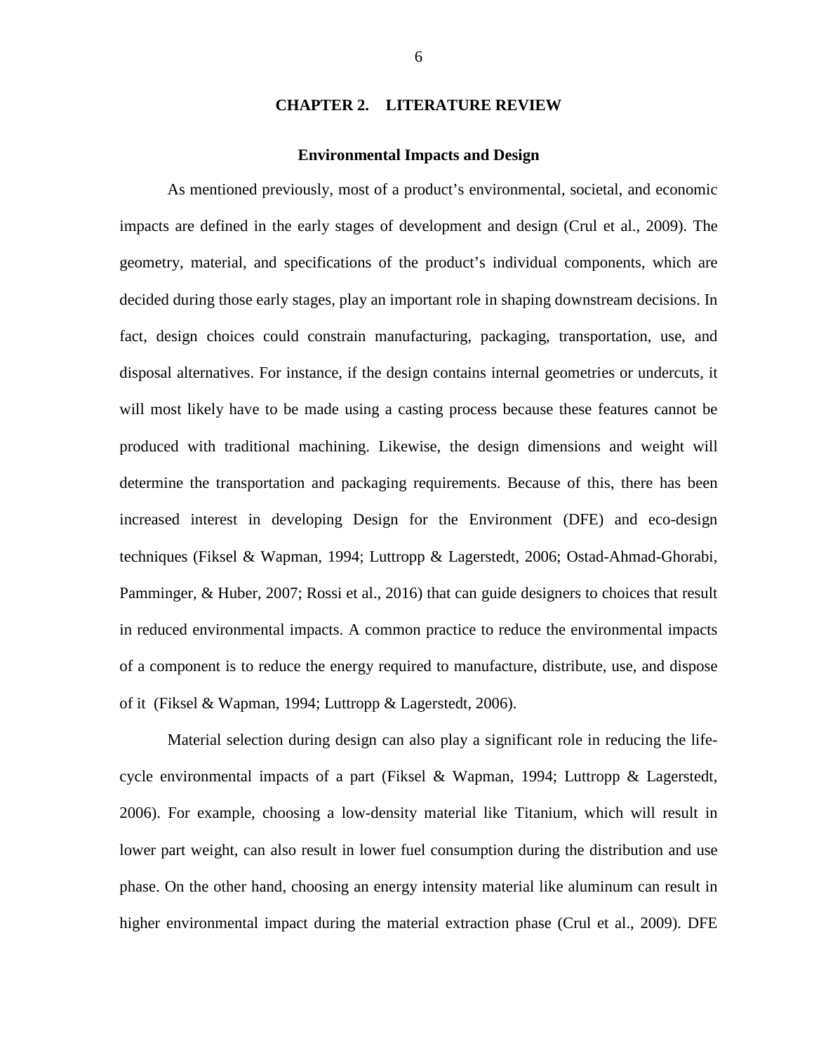# CHAPTER 2. LITERATURE REVIEW

## Environmental Impacts and Design

As mentioned previously, most of a product's environmental, societal, and economic impacts are defined in the early stages of development and design (Crul et al., 2009). The geometry, material, and specifications of the product's individual components, which are decided during those early stages, play an important role in shaping downstream decisions. In fact, design choices could constrain manufacturing, packaging, transportation, use, and disposal alternatives. For instance, if the design contains internal geometries or undercuts, it will most likely have to be made using a casting process because these features cannot be produced with traditional machining. Likewise, the design dimensions and weight will determine the transportation and packaging requirements. Because of this, there has been increased interest in developing Design for the Environment (DFE) and eco-design techniques (Fiksel & Wapman, 1994; Luttropp & Lagerstedt, 2006; Ostad-Ahmad-Ghorabi, Pamminger, & Huber, 2007; Rossi et al., 2016) that can guide designers to choices that result in reduced environmental impacts. A common practice to reduce the environmental impacts of a component is to reduce the energy required to manufacture, distribute, use, and dispose of it (Fiksel & Wapman, 1994; Luttropp & Lagerstedt, 2006).

Material selection during design can also play a significant role in reducing the life-cycle environmental impacts of a part (Fiksel & Wapman, 1994; Luttropp & Lagerstedt, 2006). For example, choosing a low-density material like Titanium, which will result in lower part weight, can also result in lower fuel consumption during the distribution and use phase. On the other hand, choosing an energy intensity material like aluminum can result in higher environmental impact during the material extraction phase (Crul et al., 2009). DFE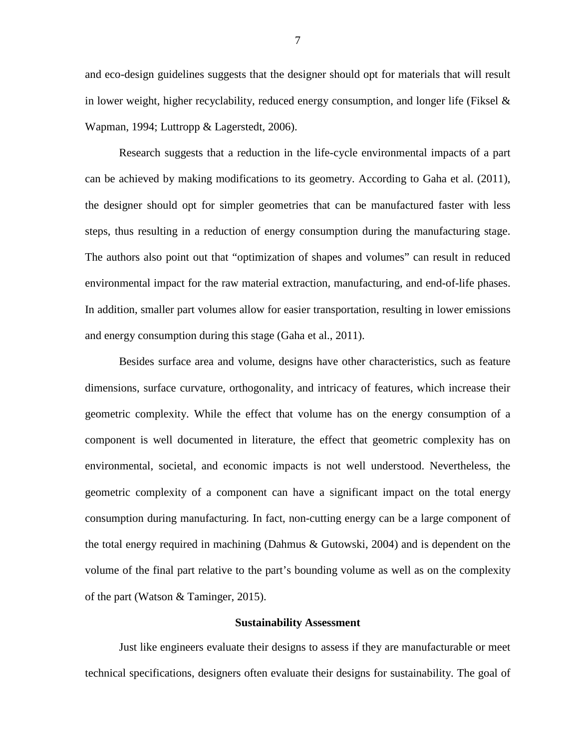and eco-design guidelines suggests that the designer should opt for materials that will result in lower weight, higher recyclability, reduced energy consumption, and longer life (Fiksel & Wapman, 1994; Luttropp & Lagerstedt, 2006).

Research suggests that a reduction in the life-cycle environmental impacts of a part can be achieved by making modifications to its geometry. According to Gaha et al. (2011), the designer should opt for simpler geometries that can be manufactured faster with less steps, thus resulting in a reduction of energy consumption during the manufacturing stage. The authors also point out that "optimization of shapes and volumes" can result in reduced environmental impact for the raw material extraction, manufacturing, and end-of-life phases. In addition, smaller part volumes allow for easier transportation, resulting in lower emissions and energy consumption during this stage (Gaha et al., 2011).

Besides surface area and volume, designs have other characteristics, such as feature dimensions, surface curvature, orthogonality, and intricacy of features, which increase their geometric complexity. While the effect that volume has on the energy consumption of a component is well documented in literature, the effect that geometric complexity has on environmental, societal, and economic impacts is not well understood. Nevertheless, the geometric complexity of a component can have a significant impact on the total energy consumption during manufacturing. In fact, non-cutting energy can be a large component of the total energy required in machining (Dahmus & Gutowski, 2004) and is dependent on the volume of the final part relative to the part's bounding volume as well as on the complexity of the part (Watson & Taminger, 2015).

## Sustainability Assessment

Just like engineers evaluate their designs to assess if they are manufacturable or meet technical specifications, designers often evaluate their designs for sustainability. The goal of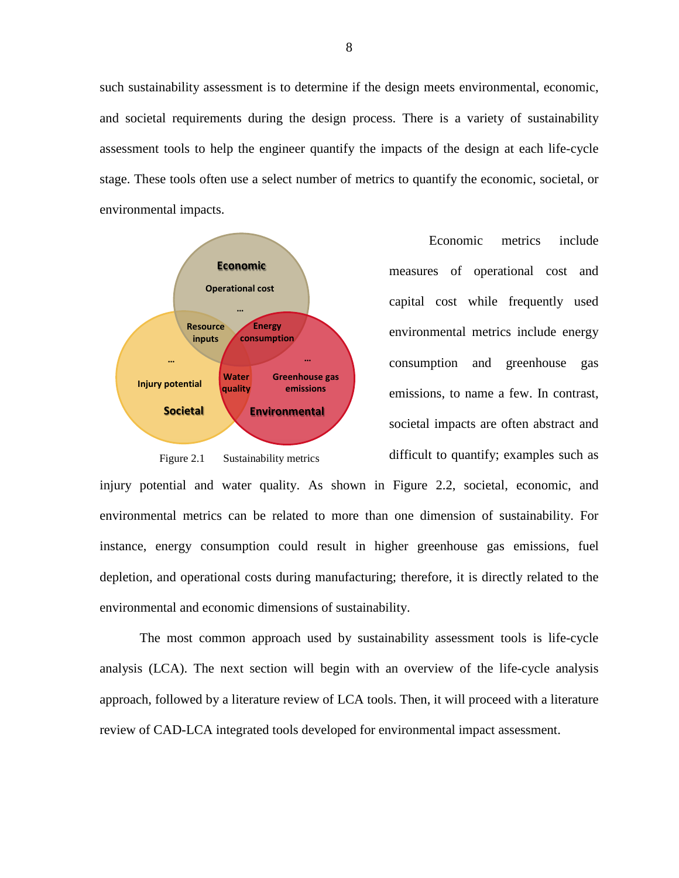such sustainability assessment is to determine if the design meets environmental, economic, and societal requirements during the design process. There is a variety of sustainability assessment tools to help the engineer quantify the impacts of the design at each life-cycle stage. These tools often use a select number of metrics to quantify the economic, societal, or environmental impacts.

Figure 2.1 Sustainability metrics

Economic metrics include measures of operational cost and capital cost while frequently used environmental metrics include energy consumption and greenhouse gas emissions, to name a few. In contrast, societal impacts are often abstract and difficult to quantify; examples such as injury potential and water quality. As shown in Figure 2.2, societal, economic, and environmental metrics can be related to more than one dimension of sustainability. For instance, energy consumption could result in higher greenhouse gas emissions, fuel depletion, and operational costs during manufacturing; therefore, it is directly related to the environmental and economic dimensions of sustainability.

The most common approach used by sustainability assessment tools is life-cycle analysis (LCA). The next section will begin with an overview of the life-cycle analysis approach, followed by a literature review of LCA tools. Then, it will proceed with a literature review of CAD-LCA integrated tools developed for environmental impact assessment.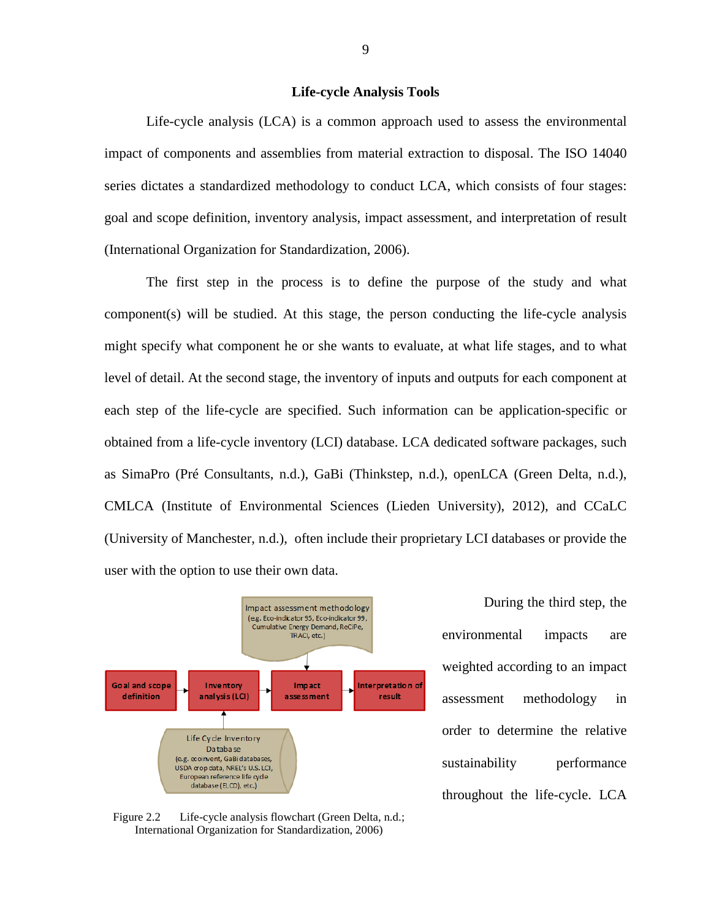## Life-cycle Analysis Tools

Life-cycle analysis (LCA) is a common approach used to assess the environmental impact of components and assemblies from material extraction to disposal. The ISO 14040 series dictates a standardized methodology to conduct LCA, which consists of four stages: goal and scope definition, inventory analysis, impact assessment, and interpretation of result (International Organization for Standardization, 2006).

The first step in the process is to define the purpose of the study and what component(s) will be studied. At this stage, the person conducting the life-cycle analysis might specify what component he or she wants to evaluate, at what life stages, and to what level of detail. At the second stage, the inventory of inputs and outputs for each component at each step of the life-cycle are specified. Such information can be application-specific or obtained from a life-cycle inventory (LCI) database. LCA dedicated software packages, such as SimaPro (Pré Consultants, n.d.), GaBi (Thinkstep, n.d.), openLCA (Green Delta, n.d.), CMLCA (Institute of Environmental Sciences (Lieden University), 2012), and CCaLC (University of Manchester, n.d.), often include their proprietary LCI databases or provide the user with the option to use their own data.

Impact assessment methodology (e.g. Eco-indicator 95, Eco-indicator 99, Cumulative Energy Demand, ReCiPe, TRACI, etc.)

Goal and scope definition → Inventory analysis (LCI) → Impact assessment → Interpretation of result

Life Cycle Inventory Database (e.g. ecoinvent, GaBi databases, USDA crop data, NREL's U.S. LCI, European reference life cycle database (ELCD), etc.)

Figure 2.2 Life-cycle analysis flowchart (Green Delta, n.d.; International Organization for Standardization, 2006)

During the third step, the environmental impacts are weighted according to an impact assessment methodology in order to determine the relative sustainability performance throughout the life-cycle. LCA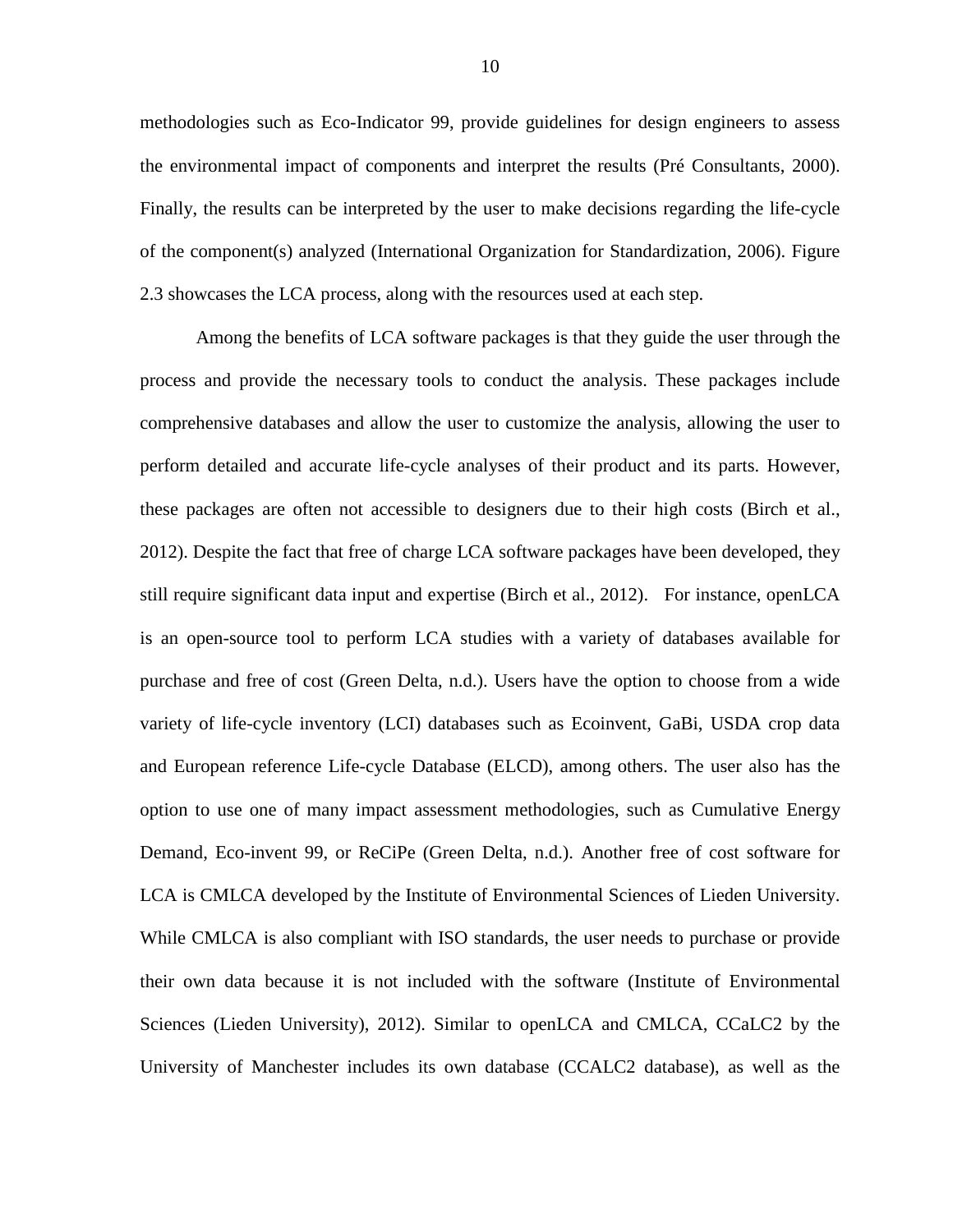methodologies such as Eco-Indicator 99, provide guidelines for design engineers to assess the environmental impact of components and interpret the results (Pré Consultants, 2000). Finally, the results can be interpreted by the user to make decisions regarding the life-cycle of the component(s) analyzed (International Organization for Standardization, 2006). Figure 2.3 showcases the LCA process, along with the resources used at each step.

Among the benefits of LCA software packages is that they guide the user through the process and provide the necessary tools to conduct the analysis. These packages include comprehensive databases and allow the user to customize the analysis, allowing the user to perform detailed and accurate life-cycle analyses of their product and its parts. However, these packages are often not accessible to designers due to their high costs (Birch et al., 2012). Despite the fact that free of charge LCA software packages have been developed, they still require significant data input and expertise (Birch et al., 2012). For instance, openLCA is an open-source tool to perform LCA studies with a variety of databases available for purchase and free of cost (Green Delta, n.d.). Users have the option to choose from a wide variety of life-cycle inventory (LCI) databases such as Ecoinvent, GaBi, USDA crop data and European reference Life-cycle Database (ELCD), among others. The user also has the option to use one of many impact assessment methodologies, such as Cumulative Energy Demand, Eco-invent 99, or ReCiPe (Green Delta, n.d.). Another free of cost software for LCA is CMLCA developed by the Institute of Environmental Sciences of Lieden University. While CMLCA is also compliant with ISO standards, the user needs to purchase or provide their own data because it is not included with the software (Institute of Environmental Sciences (Lieden University), 2012). Similar to openLCA and CMLCA, CCaLC2 by the University of Manchester includes its own database (CCALC2 database), as well as the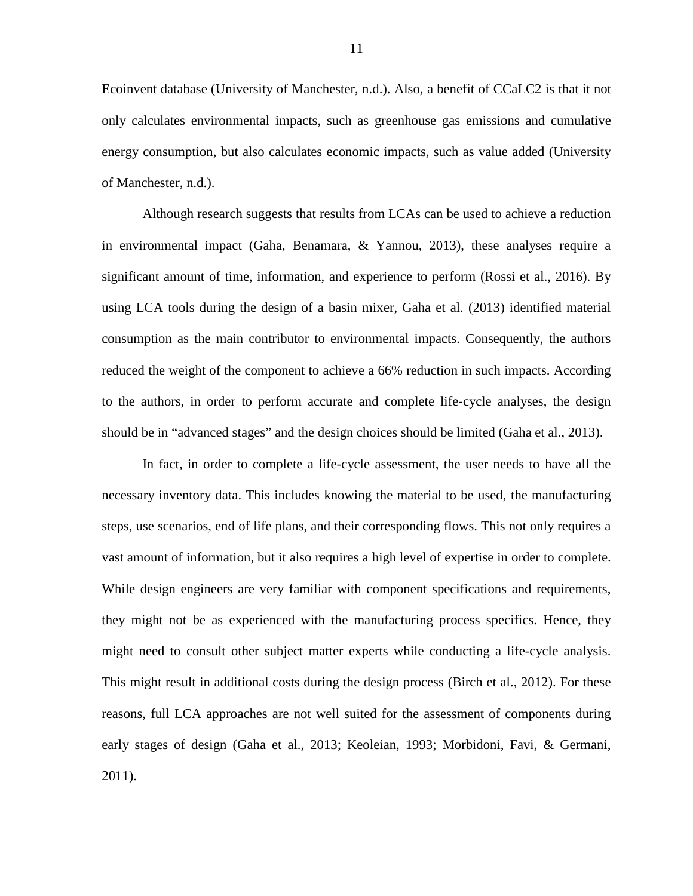Ecoinvent database (University of Manchester, n.d.). Also, a benefit of CCaLC2 is that it not only calculates environmental impacts, such as greenhouse gas emissions and cumulative energy consumption, but also calculates economic impacts, such as value added (University of Manchester, n.d.).

Although research suggests that results from LCAs can be used to achieve a reduction in environmental impact (Gaha, Benamara, & Yannou, 2013), these analyses require a significant amount of time, information, and experience to perform (Rossi et al., 2016). By using LCA tools during the design of a basin mixer, Gaha et al. (2013) identified material consumption as the main contributor to environmental impacts. Consequently, the authors reduced the weight of the component to achieve a 66% reduction in such impacts. According to the authors, in order to perform accurate and complete life-cycle analyses, the design should be in "advanced stages" and the design choices should be limited (Gaha et al., 2013).

In fact, in order to complete a life-cycle assessment, the user needs to have all the necessary inventory data. This includes knowing the material to be used, the manufacturing steps, use scenarios, end of life plans, and their corresponding flows. This not only requires a vast amount of information, but it also requires a high level of expertise in order to complete. While design engineers are very familiar with component specifications and requirements, they might not be as experienced with the manufacturing process specifics. Hence, they might need to consult other subject matter experts while conducting a life-cycle analysis. This might result in additional costs during the design process (Birch et al., 2012). For these reasons, full LCA approaches are not well suited for the assessment of components during early stages of design (Gaha et al., 2013; Keoleian, 1993; Morbidoni, Favi, & Germani, 2011).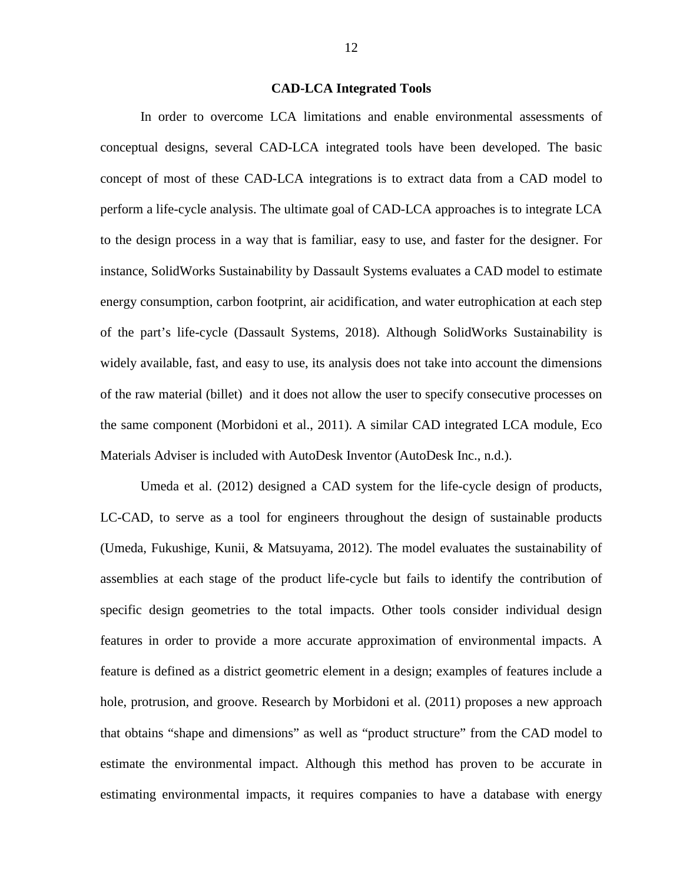## CAD-LCA Integrated Tools

In order to overcome LCA limitations and enable environmental assessments of conceptual designs, several CAD-LCA integrated tools have been developed. The basic concept of most of these CAD-LCA integrations is to extract data from a CAD model to perform a life-cycle analysis. The ultimate goal of CAD-LCA approaches is to integrate LCA to the design process in a way that is familiar, easy to use, and faster for the designer. For instance, SolidWorks Sustainability by Dassault Systems evaluates a CAD model to estimate energy consumption, carbon footprint, air acidification, and water eutrophication at each step of the part's life-cycle (Dassault Systems, 2018). Although SolidWorks Sustainability is widely available, fast, and easy to use, its analysis does not take into account the dimensions of the raw material (billet) and it does not allow the user to specify consecutive processes on the same component (Morbidoni et al., 2011). A similar CAD integrated LCA module, Eco Materials Adviser is included with AutoDesk Inventor (AutoDesk Inc., n.d.).

Umeda et al. (2012) designed a CAD system for the life-cycle design of products, LC-CAD, to serve as a tool for engineers throughout the design of sustainable products (Umeda, Fukushige, Kunii, & Matsuyama, 2012). The model evaluates the sustainability of assemblies at each stage of the product life-cycle but fails to identify the contribution of specific design geometries to the total impacts. Other tools consider individual design features in order to provide a more accurate approximation of environmental impacts. A feature is defined as a district geometric element in a design; examples of features include a hole, protrusion, and groove. Research by Morbidoni et al. (2011) proposes a new approach that obtains "shape and dimensions" as well as "product structure" from the CAD model to estimate the environmental impact. Although this method has proven to be accurate in estimating environmental impacts, it requires companies to have a database with energy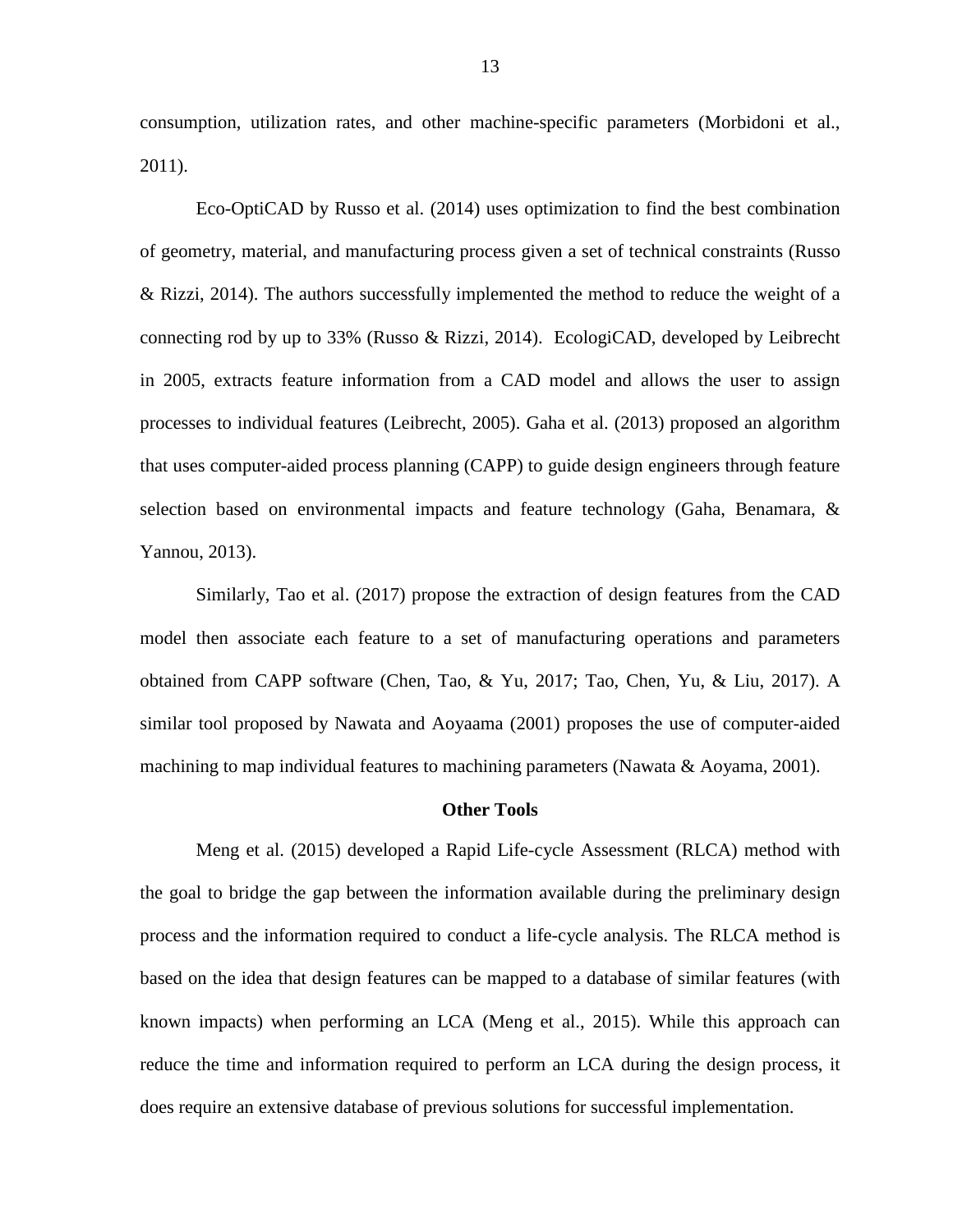consumption, utilization rates, and other machine-specific parameters (Morbidoni et al., 2011).

Eco-OptiCAD by Russo et al. (2014) uses optimization to find the best combination of geometry, material, and manufacturing process given a set of technical constraints (Russo & Rizzi, 2014). The authors successfully implemented the method to reduce the weight of a connecting rod by up to 33% (Russo & Rizzi, 2014). EcologiCAD, developed by Leibrecht in 2005, extracts feature information from a CAD model and allows the user to assign processes to individual features (Leibrecht, 2005). Gaha et al. (2013) proposed an algorithm that uses computer-aided process planning (CAPP) to guide design engineers through feature selection based on environmental impacts and feature technology (Gaha, Benamara, & Yannou, 2013).

Similarly, Tao et al. (2017) propose the extraction of design features from the CAD model then associate each feature to a set of manufacturing operations and parameters obtained from CAPP software (Chen, Tao, & Yu, 2017; Tao, Chen, Yu, & Liu, 2017). A similar tool proposed by Nawata and Aoyaama (2001) proposes the use of computer-aided machining to map individual features to machining parameters (Nawata & Aoyama, 2001).

## Other Tools

Meng et al. (2015) developed a Rapid Life-cycle Assessment (RLCA) method with the goal to bridge the gap between the information available during the preliminary design process and the information required to conduct a life-cycle analysis. The RLCA method is based on the idea that design features can be mapped to a database of similar features (with known impacts) when performing an LCA (Meng et al., 2015). While this approach can reduce the time and information required to perform an LCA during the design process, it does require an extensive database of previous solutions for successful implementation.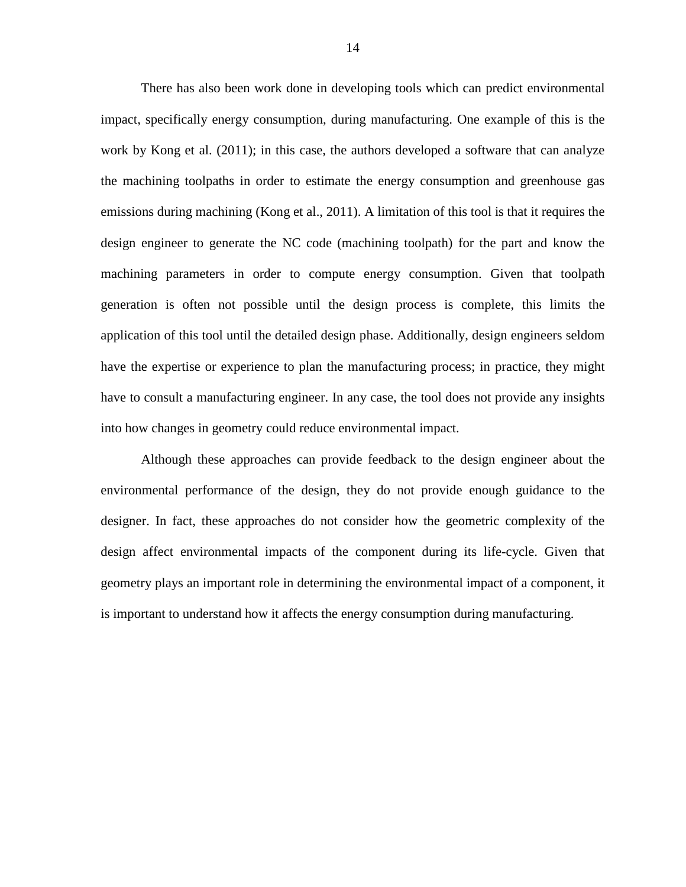There has also been work done in developing tools which can predict environmental impact, specifically energy consumption, during manufacturing. One example of this is the work by Kong et al. (2011); in this case, the authors developed a software that can analyze the machining toolpaths in order to estimate the energy consumption and greenhouse gas emissions during machining (Kong et al., 2011). A limitation of this tool is that it requires the design engineer to generate the NC code (machining toolpath) for the part and know the machining parameters in order to compute energy consumption. Given that toolpath generation is often not possible until the design process is complete, this limits the application of this tool until the detailed design phase. Additionally, design engineers seldom have the expertise or experience to plan the manufacturing process; in practice, they might have to consult a manufacturing engineer. In any case, the tool does not provide any insights into how changes in geometry could reduce environmental impact.

Although these approaches can provide feedback to the design engineer about the environmental performance of the design, they do not provide enough guidance to the designer. In fact, these approaches do not consider how the geometric complexity of the design affect environmental impacts of the component during its life-cycle. Given that geometry plays an important role in determining the environmental impact of a component, it is important to understand how it affects the energy consumption during manufacturing.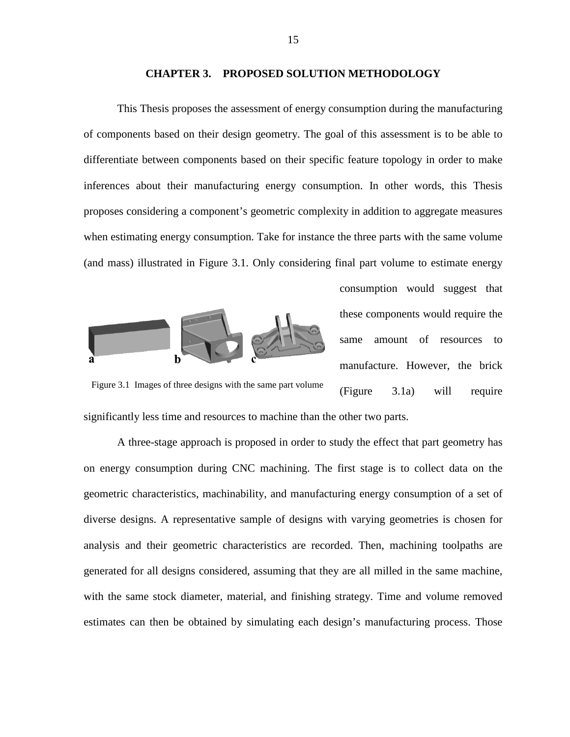# CHAPTER 3. PROPOSED SOLUTION METHODOLOGY

This Thesis proposes the assessment of energy consumption during the manufacturing of components based on their design geometry. The goal of this assessment is to be able to differentiate between components based on their specific feature topology in order to make inferences about their manufacturing energy consumption. In other words, this Thesis proposes considering a component's geometric complexity in addition to aggregate measures when estimating energy consumption. Take for instance the three parts with the same volume (and mass) illustrated in Figure 3.1. Only considering final part volume to estimate energy consumption would suggest that these components would require the same amount of resources to manufacture. However, the brick (Figure 3.1a) will require significantly less time and resources to machine than the other two parts.

Figure 3.1 Images of three designs with the same part volume

A three-stage approach is proposed in order to study the effect that part geometry has on energy consumption during CNC machining. The first stage is to collect data on the geometric characteristics, machinability, and manufacturing energy consumption of a set of diverse designs. A representative sample of designs with varying geometries is chosen for analysis and their geometric characteristics are recorded. Then, machining toolpaths are generated for all designs considered, assuming that they are all milled in the same machine, with the same stock diameter, material, and finishing strategy. Time and volume removed estimates can then be obtained by simulating each design's manufacturing process. Those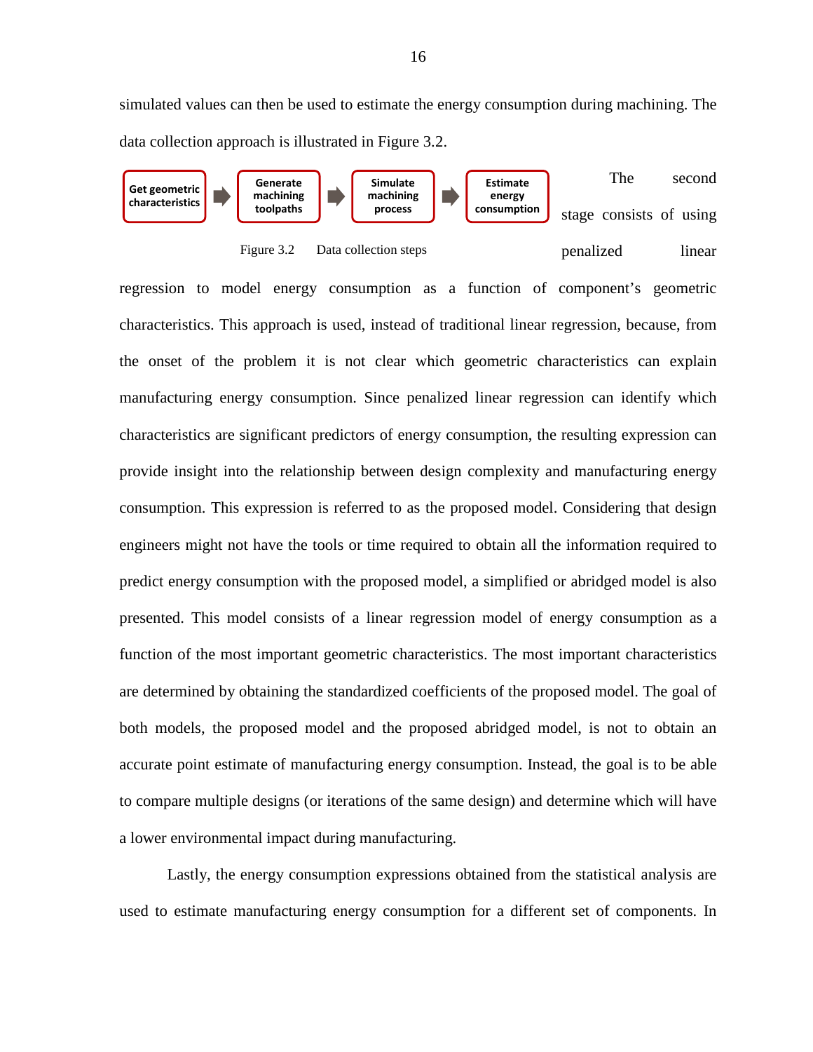simulated values can then be used to estimate the energy consumption during machining. The data collection approach is illustrated in Figure 3.2.

Get geometric characteristics → Generate machining toolpaths → Simulate machining process → Estimate energy consumption

Figure 3.2 Data collection steps

The second stage consists of using penalized linear regression to model energy consumption as a function of component's geometric characteristics. This approach is used, instead of traditional linear regression, because, from the onset of the problem it is not clear which geometric characteristics can explain manufacturing energy consumption. Since penalized linear regression can identify which characteristics are significant predictors of energy consumption, the resulting expression can provide insight into the relationship between design complexity and manufacturing energy consumption. This expression is referred to as the proposed model. Considering that design engineers might not have the tools or time required to obtain all the information required to predict energy consumption with the proposed model, a simplified or abridged model is also presented. This model consists of a linear regression model of energy consumption as a function of the most important geometric characteristics. The most important characteristics are determined by obtaining the standardized coefficients of the proposed model. The goal of both models, the proposed model and the proposed abridged model, is not to obtain an accurate point estimate of manufacturing energy consumption. Instead, the goal is to be able to compare multiple designs (or iterations of the same design) and determine which will have a lower environmental impact during manufacturing.

Lastly, the energy consumption expressions obtained from the statistical analysis are used to estimate manufacturing energy consumption for a different set of components. In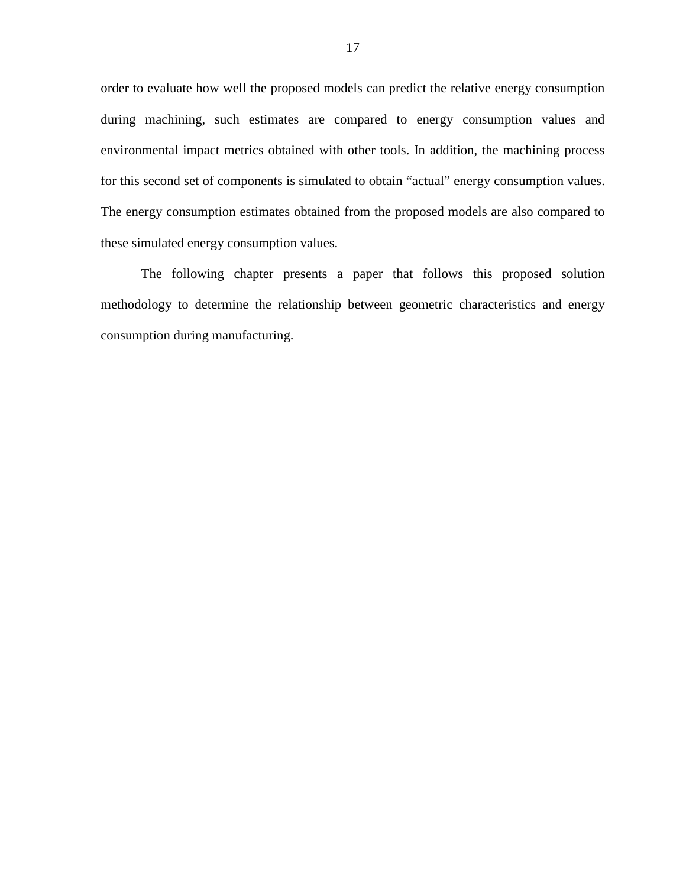order to evaluate how well the proposed models can predict the relative energy consumption during machining, such estimates are compared to energy consumption values and environmental impact metrics obtained with other tools. In addition, the machining process for this second set of components is simulated to obtain “actual” energy consumption values. The energy consumption estimates obtained from the proposed models are also compared to these simulated energy consumption values.

The following chapter presents a paper that follows this proposed solution methodology to determine the relationship between geometric characteristics and energy consumption during manufacturing.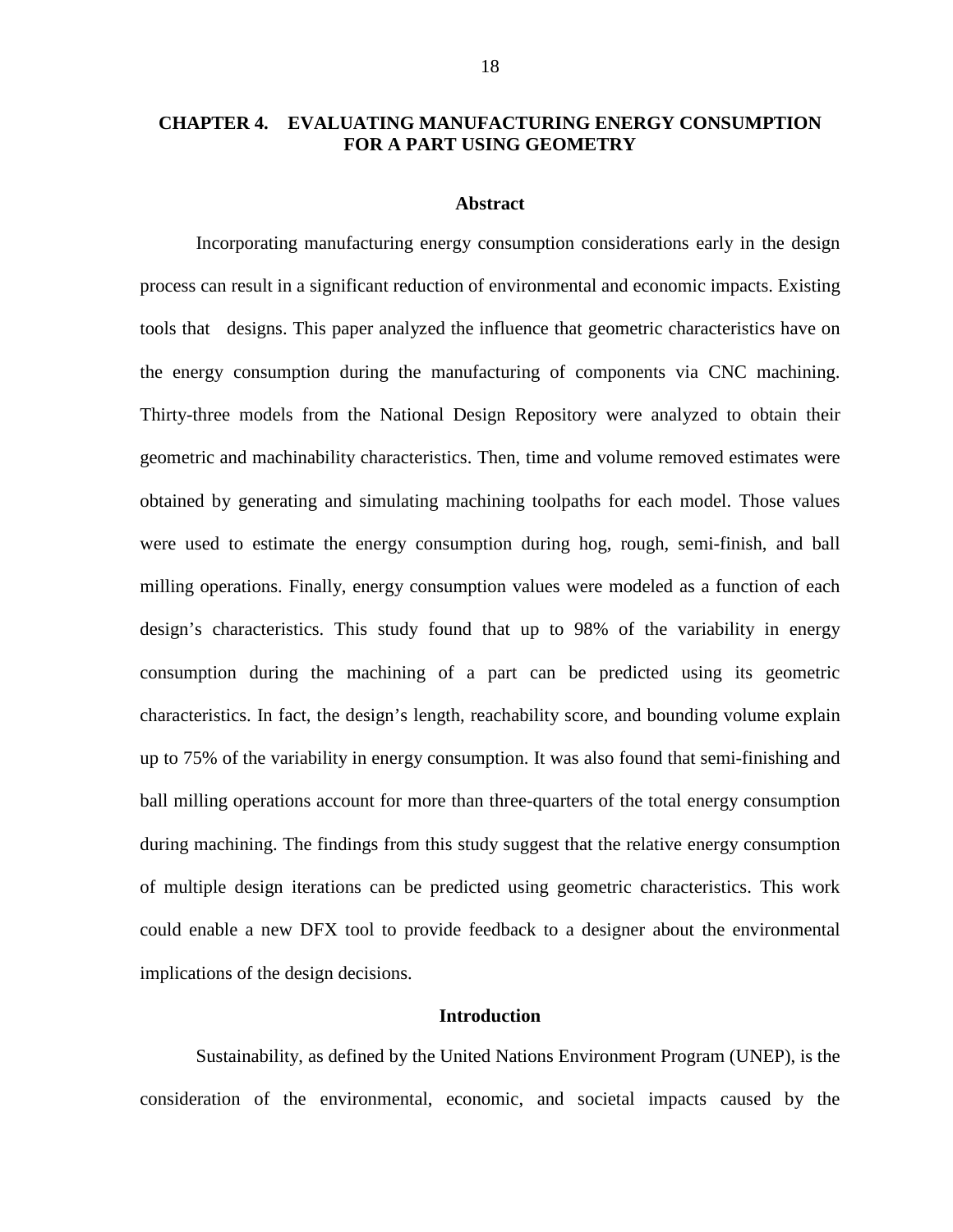# CHAPTER 4. EVALUATING MANUFACTURING ENERGY CONSUMPTION FOR A PART USING GEOMETRY

## Abstract

Incorporating manufacturing energy consumption considerations early in the design process can result in a significant reduction of environmental and economic impacts. Existing tools that designs. This paper analyzed the influence that geometric characteristics have on the energy consumption during the manufacturing of components via CNC machining. Thirty-three models from the National Design Repository were analyzed to obtain their geometric and machinability characteristics. Then, time and volume removed estimates were obtained by generating and simulating machining toolpaths for each model. Those values were used to estimate the energy consumption during hog, rough, semi-finish, and ball milling operations. Finally, energy consumption values were modeled as a function of each design's characteristics. This study found that up to 98% of the variability in energy consumption during the machining of a part can be predicted using its geometric characteristics. In fact, the design's length, reachability score, and bounding volume explain up to 75% of the variability in energy consumption. It was also found that semi-finishing and ball milling operations account for more than three-quarters of the total energy consumption during machining. The findings from this study suggest that the relative energy consumption of multiple design iterations can be predicted using geometric characteristics. This work could enable a new DFX tool to provide feedback to a designer about the environmental implications of the design decisions.

## Introduction

Sustainability, as defined by the United Nations Environment Program (UNEP), is the consideration of the environmental, economic, and societal impacts caused by the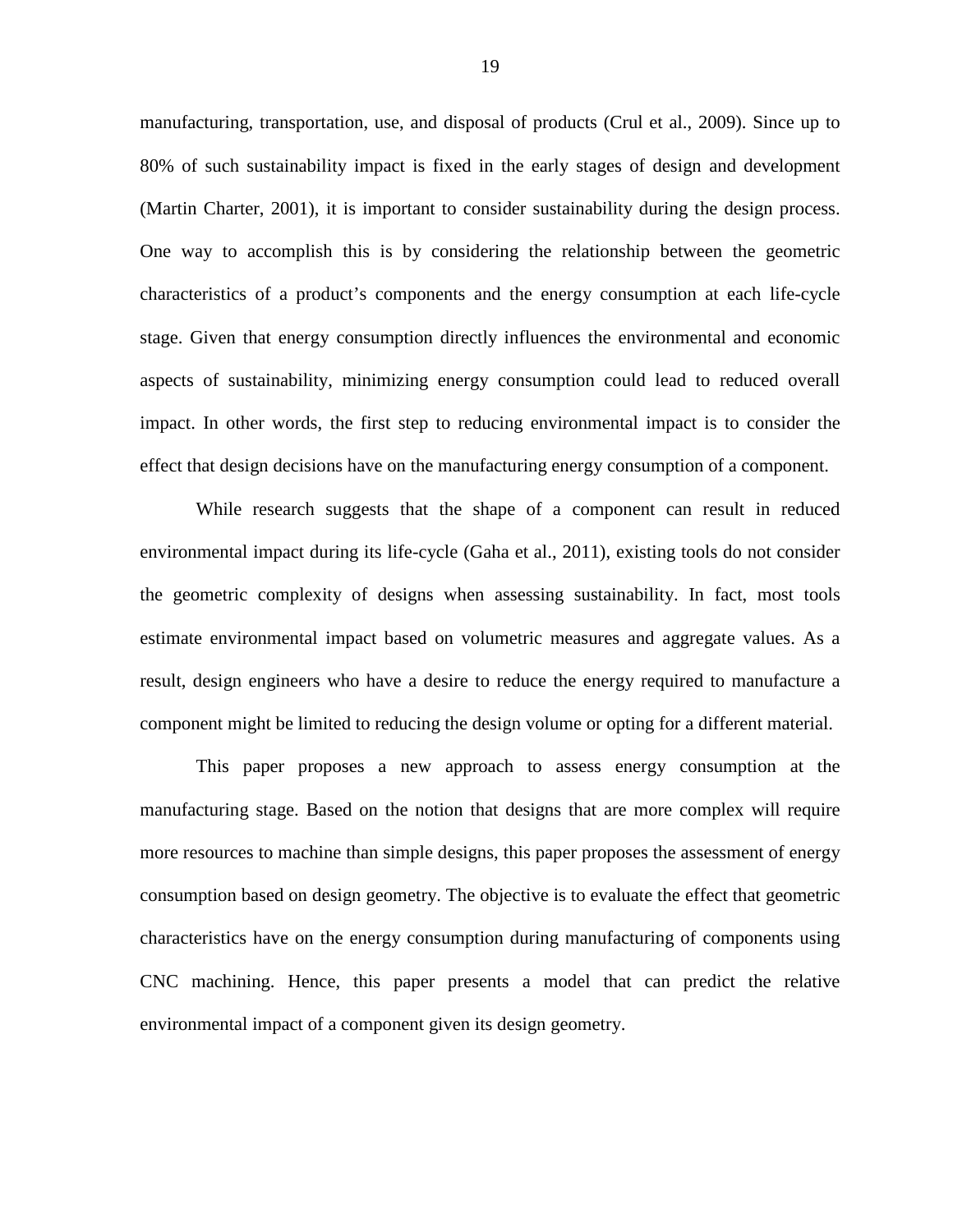manufacturing, transportation, use, and disposal of products (Crul et al., 2009). Since up to 80% of such sustainability impact is fixed in the early stages of design and development (Martin Charter, 2001), it is important to consider sustainability during the design process. One way to accomplish this is by considering the relationship between the geometric characteristics of a product's components and the energy consumption at each life-cycle stage. Given that energy consumption directly influences the environmental and economic aspects of sustainability, minimizing energy consumption could lead to reduced overall impact. In other words, the first step to reducing environmental impact is to consider the effect that design decisions have on the manufacturing energy consumption of a component.

While research suggests that the shape of a component can result in reduced environmental impact during its life-cycle (Gaha et al., 2011), existing tools do not consider the geometric complexity of designs when assessing sustainability. In fact, most tools estimate environmental impact based on volumetric measures and aggregate values. As a result, design engineers who have a desire to reduce the energy required to manufacture a component might be limited to reducing the design volume or opting for a different material.

This paper proposes a new approach to assess energy consumption at the manufacturing stage. Based on the notion that designs that are more complex will require more resources to machine than simple designs, this paper proposes the assessment of energy consumption based on design geometry. The objective is to evaluate the effect that geometric characteristics have on the energy consumption during manufacturing of components using CNC machining. Hence, this paper presents a model that can predict the relative environmental impact of a component given its design geometry.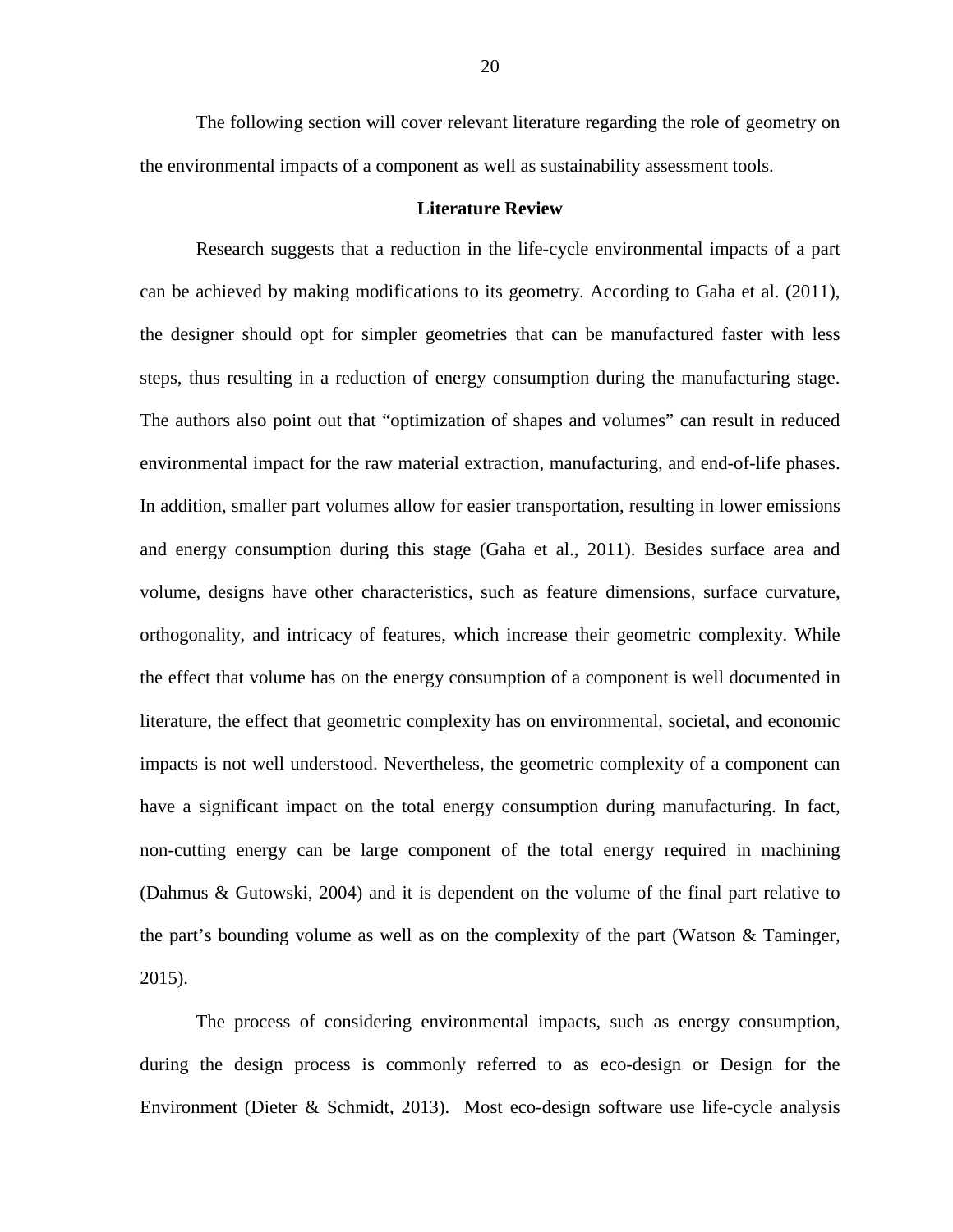The following section will cover relevant literature regarding the role of geometry on the environmental impacts of a component as well as sustainability assessment tools.

## Literature Review

Research suggests that a reduction in the life-cycle environmental impacts of a part can be achieved by making modifications to its geometry. According to Gaha et al. (2011), the designer should opt for simpler geometries that can be manufactured faster with less steps, thus resulting in a reduction of energy consumption during the manufacturing stage. The authors also point out that "optimization of shapes and volumes" can result in reduced environmental impact for the raw material extraction, manufacturing, and end-of-life phases. In addition, smaller part volumes allow for easier transportation, resulting in lower emissions and energy consumption during this stage (Gaha et al., 2011). Besides surface area and volume, designs have other characteristics, such as feature dimensions, surface curvature, orthogonality, and intricacy of features, which increase their geometric complexity. While the effect that volume has on the energy consumption of a component is well documented in literature, the effect that geometric complexity has on environmental, societal, and economic impacts is not well understood. Nevertheless, the geometric complexity of a component can have a significant impact on the total energy consumption during manufacturing. In fact, non-cutting energy can be large component of the total energy required in machining (Dahmus & Gutowski, 2004) and it is dependent on the volume of the final part relative to the part's bounding volume as well as on the complexity of the part (Watson & Taminger, 2015).

The process of considering environmental impacts, such as energy consumption, during the design process is commonly referred to as eco-design or Design for the Environment (Dieter & Schmidt, 2013). Most eco-design software use life-cycle analysis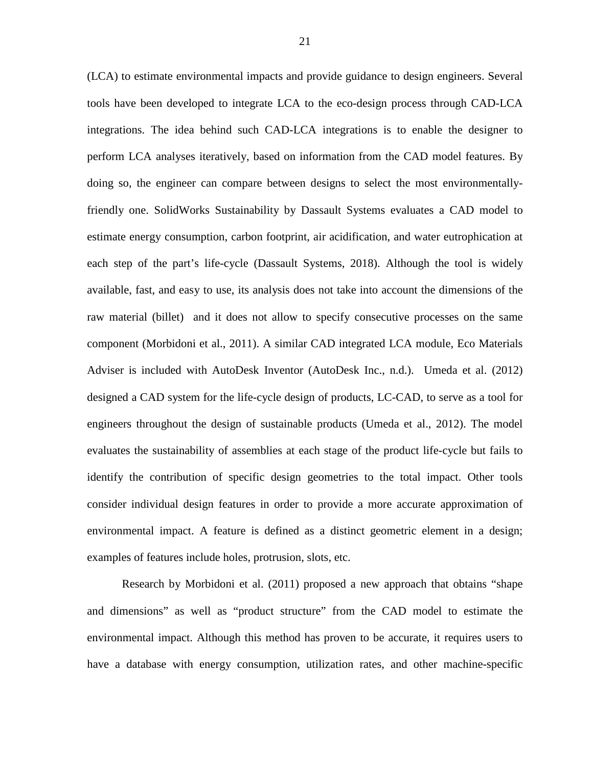(LCA) to estimate environmental impacts and provide guidance to design engineers. Several tools have been developed to integrate LCA to the eco-design process through CAD-LCA integrations. The idea behind such CAD-LCA integrations is to enable the designer to perform LCA analyses iteratively, based on information from the CAD model features. By doing so, the engineer can compare between designs to select the most environmentally-friendly one. SolidWorks Sustainability by Dassault Systems evaluates a CAD model to estimate energy consumption, carbon footprint, air acidification, and water eutrophication at each step of the part's life-cycle (Dassault Systems, 2018). Although the tool is widely available, fast, and easy to use, its analysis does not take into account the dimensions of the raw material (billet) and it does not allow to specify consecutive processes on the same component (Morbidoni et al., 2011). A similar CAD integrated LCA module, Eco Materials Adviser is included with AutoDesk Inventor (AutoDesk Inc., n.d.). Umeda et al. (2012) designed a CAD system for the life-cycle design of products, LC-CAD, to serve as a tool for engineers throughout the design of sustainable products (Umeda et al., 2012). The model evaluates the sustainability of assemblies at each stage of the product life-cycle but fails to identify the contribution of specific design geometries to the total impact. Other tools consider individual design features in order to provide a more accurate approximation of environmental impact. A feature is defined as a distinct geometric element in a design; examples of features include holes, protrusion, slots, etc.

Research by Morbidoni et al. (2011) proposed a new approach that obtains "shape and dimensions" as well as "product structure" from the CAD model to estimate the environmental impact. Although this method has proven to be accurate, it requires users to have a database with energy consumption, utilization rates, and other machine-specific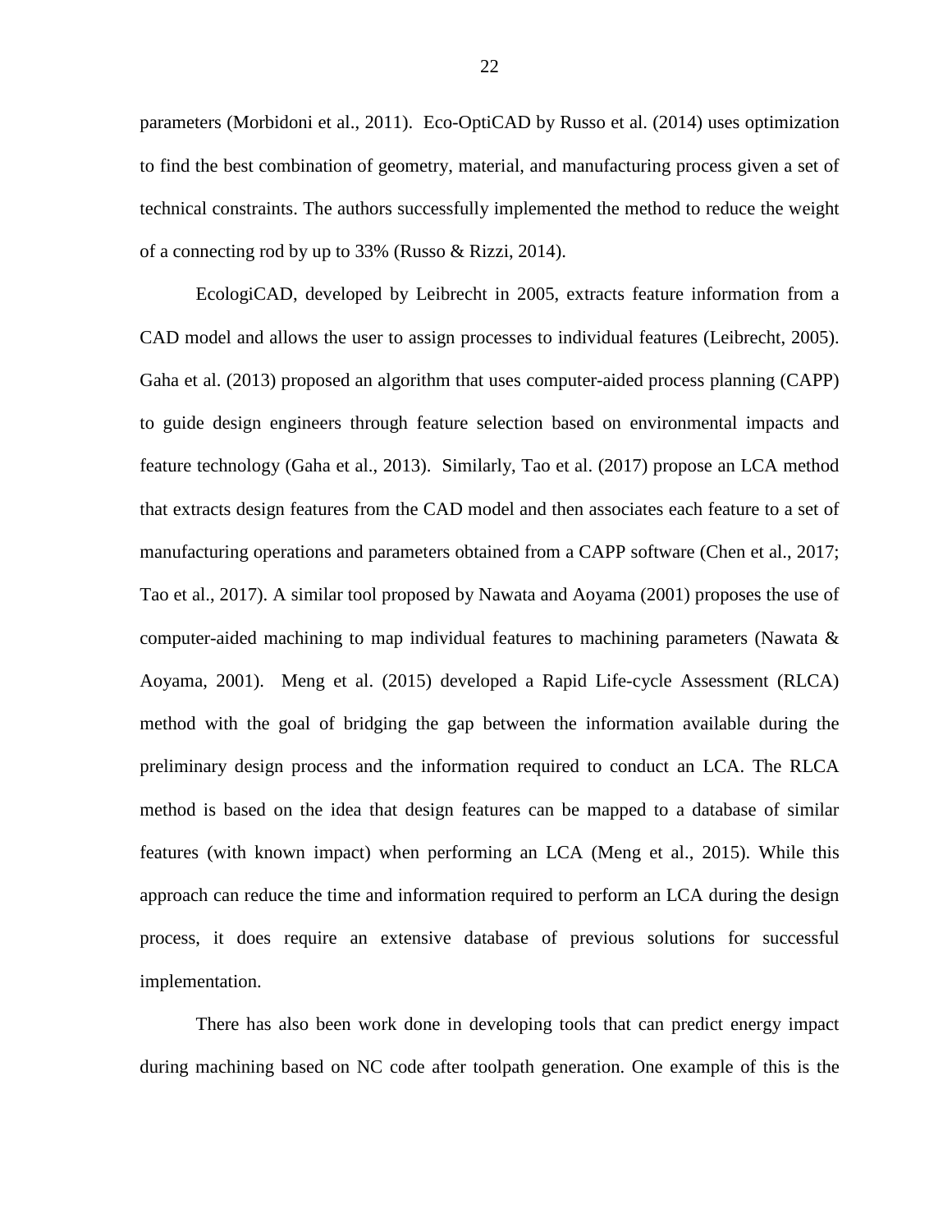parameters (Morbidoni et al., 2011). Eco-OptiCAD by Russo et al. (2014) uses optimization to find the best combination of geometry, material, and manufacturing process given a set of technical constraints. The authors successfully implemented the method to reduce the weight of a connecting rod by up to 33% (Russo & Rizzi, 2014).

EcologiCAD, developed by Leibrecht in 2005, extracts feature information from a CAD model and allows the user to assign processes to individual features (Leibrecht, 2005). Gaha et al. (2013) proposed an algorithm that uses computer-aided process planning (CAPP) to guide design engineers through feature selection based on environmental impacts and feature technology (Gaha et al., 2013). Similarly, Tao et al. (2017) propose an LCA method that extracts design features from the CAD model and then associates each feature to a set of manufacturing operations and parameters obtained from a CAPP software (Chen et al., 2017; Tao et al., 2017). A similar tool proposed by Nawata and Aoyama (2001) proposes the use of computer-aided machining to map individual features to machining parameters (Nawata & Aoyama, 2001). Meng et al. (2015) developed a Rapid Life-cycle Assessment (RLCA) method with the goal of bridging the gap between the information available during the preliminary design process and the information required to conduct an LCA. The RLCA method is based on the idea that design features can be mapped to a database of similar features (with known impact) when performing an LCA (Meng et al., 2015). While this approach can reduce the time and information required to perform an LCA during the design process, it does require an extensive database of previous solutions for successful implementation.

There has also been work done in developing tools that can predict energy impact during machining based on NC code after toolpath generation. One example of this is the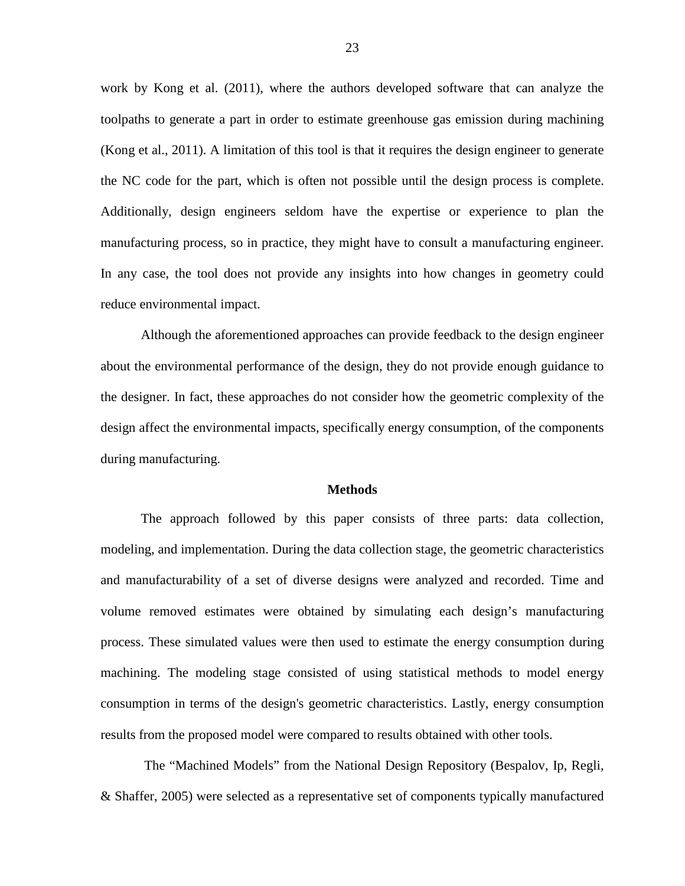work by Kong et al. (2011), where the authors developed software that can analyze the toolpaths to generate a part in order to estimate greenhouse gas emission during machining (Kong et al., 2011). A limitation of this tool is that it requires the design engineer to generate the NC code for the part, which is often not possible until the design process is complete. Additionally, design engineers seldom have the expertise or experience to plan the manufacturing process, so in practice, they might have to consult a manufacturing engineer. In any case, the tool does not provide any insights into how changes in geometry could reduce environmental impact.

Although the aforementioned approaches can provide feedback to the design engineer about the environmental performance of the design, they do not provide enough guidance to the designer. In fact, these approaches do not consider how the geometric complexity of the design affect the environmental impacts, specifically energy consumption, of the components during manufacturing.

## Methods

The approach followed by this paper consists of three parts: data collection, modeling, and implementation. During the data collection stage, the geometric characteristics and manufacturability of a set of diverse designs were analyzed and recorded. Time and volume removed estimates were obtained by simulating each design's manufacturing process. These simulated values were then used to estimate the energy consumption during machining. The modeling stage consisted of using statistical methods to model energy consumption in terms of the design's geometric characteristics. Lastly, energy consumption results from the proposed model were compared to results obtained with other tools.

The "Machined Models" from the National Design Repository (Bespalov, Ip, Regli, & Shaffer, 2005) were selected as a representative set of components typically manufactured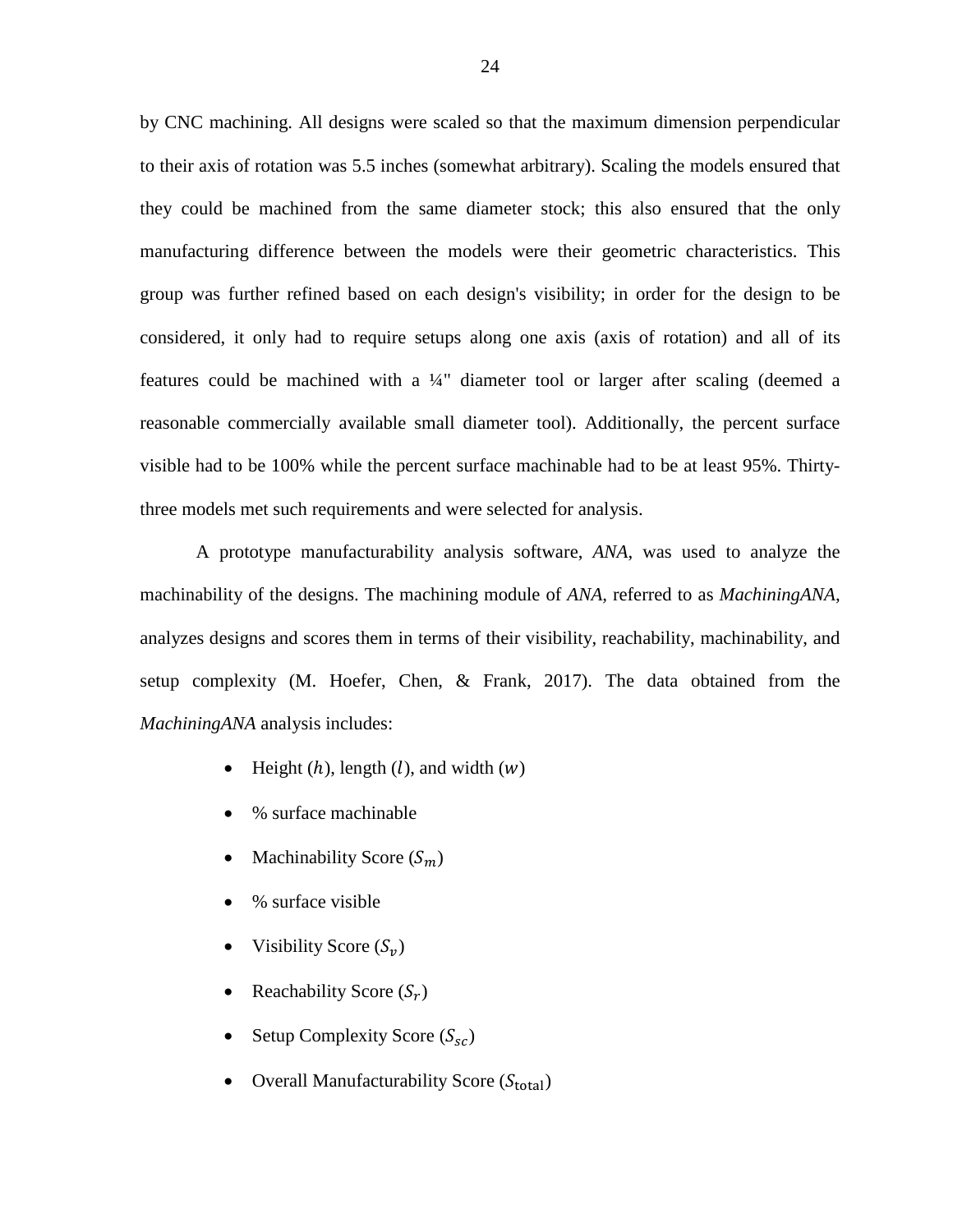by CNC machining. All designs were scaled so that the maximum dimension perpendicular to their axis of rotation was 5.5 inches (somewhat arbitrary). Scaling the models ensured that they could be machined from the same diameter stock; this also ensured that the only manufacturing difference between the models were their geometric characteristics. This group was further refined based on each design's visibility; in order for the design to be considered, it only had to require setups along one axis (axis of rotation) and all of its features could be machined with a ¼" diameter tool or larger after scaling (deemed a reasonable commercially available small diameter tool). Additionally, the percent surface visible had to be 100% while the percent surface machinable had to be at least 95%. Thirty-three models met such requirements and were selected for analysis.

A prototype manufacturability analysis software, *ANA*, was used to analyze the machinability of the designs. The machining module of *ANA*, referred to as *MachiningANA*, analyzes designs and scores them in terms of their visibility, reachability, machinability, and setup complexity (M. Hoefer, Chen, & Frank, 2017). The data obtained from the *MachiningANA* analysis includes:

- Height ($h$), length ($l$), and width ($w$)
- % surface machinable
- Machinability Score ($S_m$)
- % surface visible
- Visibility Score ($S_v$)
- Reachability Score ($S_r$)
- Setup Complexity Score ($S_{sc}$)
- Overall Manufacturability Score ($S_{\text{total}}$)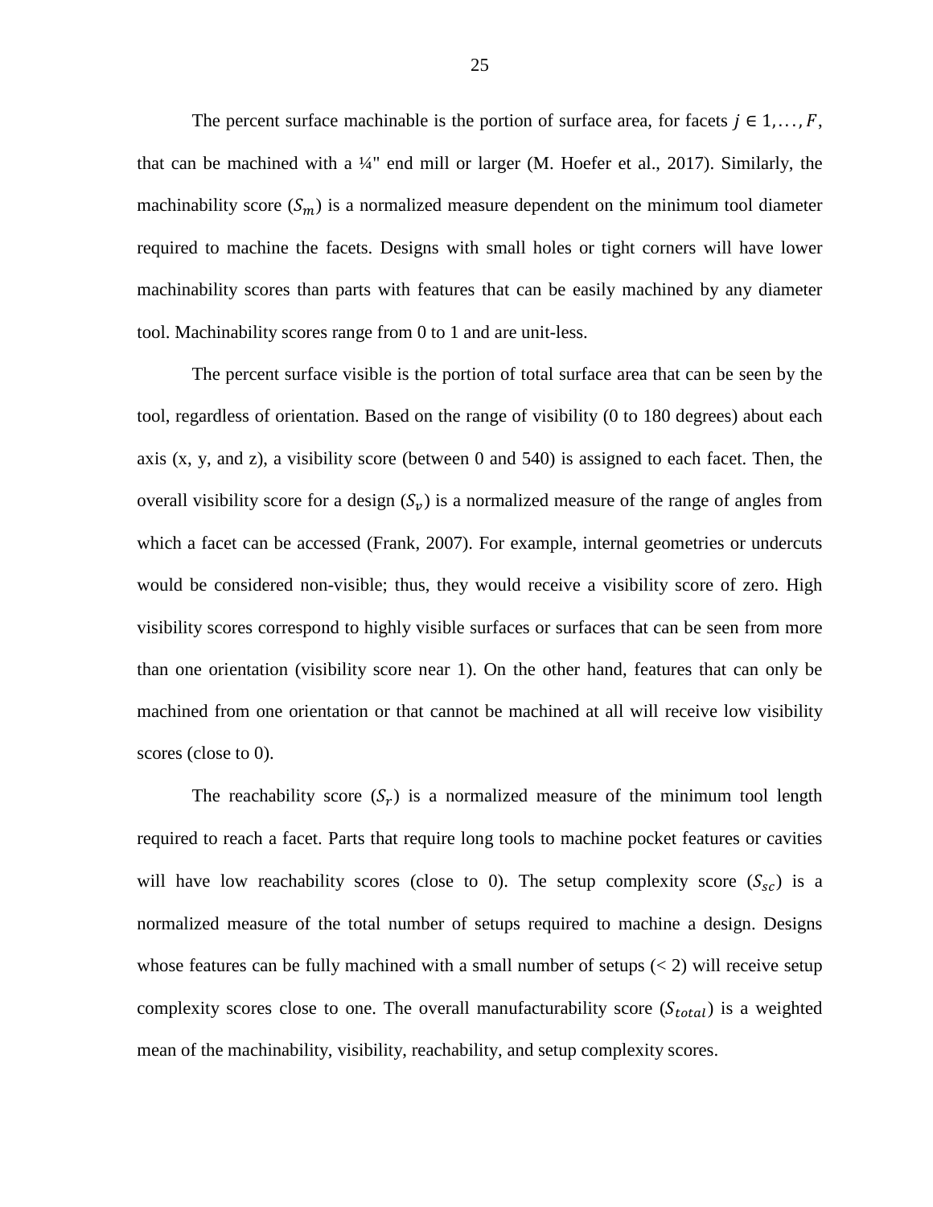The percent surface machinable is the portion of surface area, for facets $j \in 1, \ldots, F$, that can be machined with a ¼" end mill or larger (M. Hoefer et al., 2017). Similarly, the machinability score ($S_m$) is a normalized measure dependent on the minimum tool diameter required to machine the facets. Designs with small holes or tight corners will have lower machinability scores than parts with features that can be easily machined by any diameter tool. Machinability scores range from 0 to 1 and are unit-less.

The percent surface visible is the portion of total surface area that can be seen by the tool, regardless of orientation. Based on the range of visibility (0 to 180 degrees) about each axis (x, y, and z), a visibility score (between 0 and 540) is assigned to each facet. Then, the overall visibility score for a design ($S_v$) is a normalized measure of the range of angles from which a facet can be accessed (Frank, 2007). For example, internal geometries or undercuts would be considered non-visible; thus, they would receive a visibility score of zero. High visibility scores correspond to highly visible surfaces or surfaces that can be seen from more than one orientation (visibility score near 1). On the other hand, features that can only be machined from one orientation or that cannot be machined at all will receive low visibility scores (close to 0).

The reachability score ($S_r$) is a normalized measure of the minimum tool length required to reach a facet. Parts that require long tools to machine pocket features or cavities will have low reachability scores (close to 0). The setup complexity score ($S_{sc}$) is a normalized measure of the total number of setups required to machine a design. Designs whose features can be fully machined with a small number of setups (< 2) will receive setup complexity scores close to one. The overall manufacturability score ($S_{total}$) is a weighted mean of the machinability, visibility, reachability, and setup complexity scores.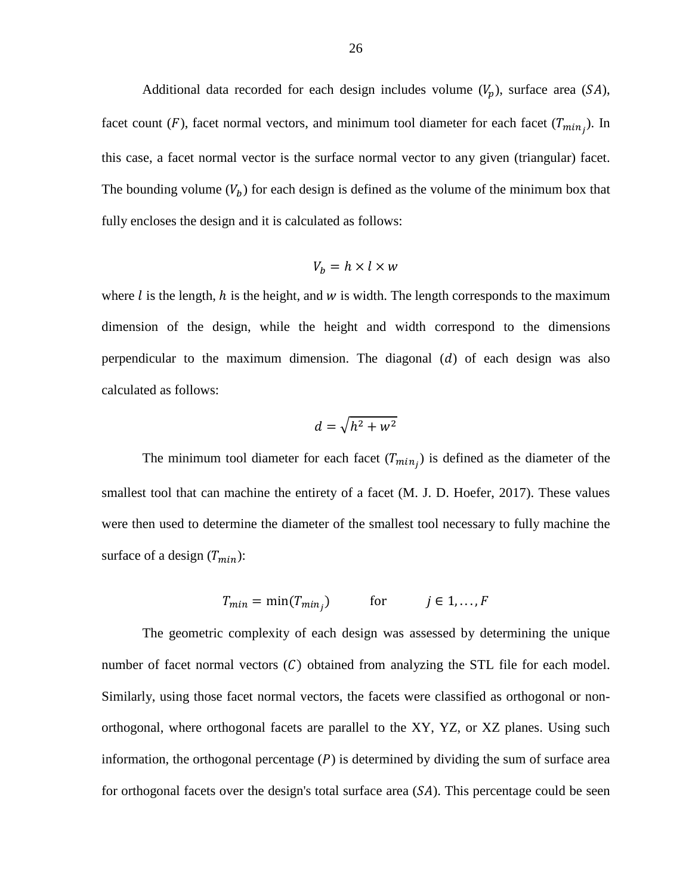Additional data recorded for each design includes volume ($V_p$), surface area ($SA$), facet count ($F$), facet normal vectors, and minimum tool diameter for each facet ($T_{min_j}$). In this case, a facet normal vector is the surface normal vector to any given (triangular) facet. The bounding volume ($V_b$) for each design is defined as the volume of the minimum box that fully encloses the design and it is calculated as follows:

$$V_b = h \times l \times w$$

where $l$ is the length, $h$ is the height, and $w$ is width. The length corresponds to the maximum dimension of the design, while the height and width correspond to the dimensions perpendicular to the maximum dimension. The diagonal ($d$) of each design was also calculated as follows:

$$d = \sqrt{h^2 + w^2}$$

The minimum tool diameter for each facet ($T_{min_j}$) is defined as the diameter of the smallest tool that can machine the entirety of a facet (M. J. D. Hoefer, 2017). These values were then used to determine the diameter of the smallest tool necessary to fully machine the surface of a design ($T_{min}$):

$$T_{min} = \min(T_{min_j}) \qquad \text{for} \qquad j \in 1, \dots, F$$

The geometric complexity of each design was assessed by determining the unique number of facet normal vectors ($C$) obtained from analyzing the STL file for each model. Similarly, using those facet normal vectors, the facets were classified as orthogonal or non-orthogonal, where orthogonal facets are parallel to the XY, YZ, or XZ planes. Using such information, the orthogonal percentage ($P$) is determined by dividing the sum of surface area for orthogonal facets over the design's total surface area ($SA$). This percentage could be seen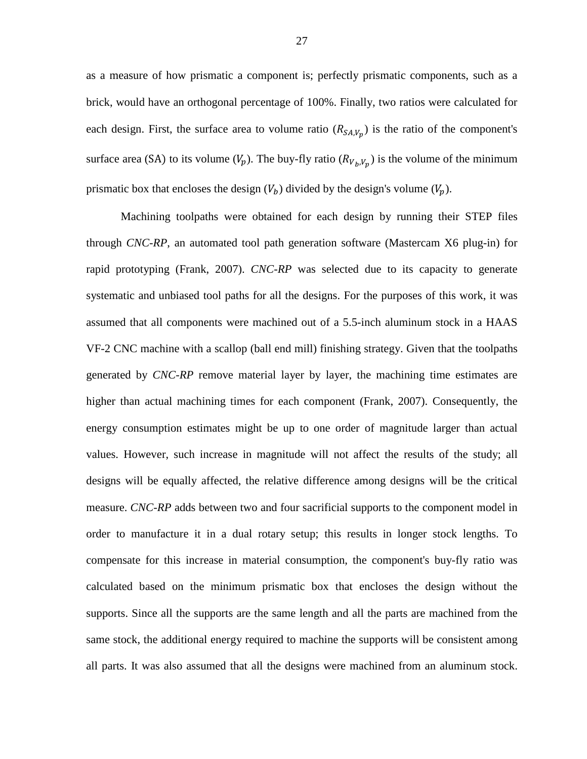as a measure of how prismatic a component is; perfectly prismatic components, such as a brick, would have an orthogonal percentage of 100%. Finally, two ratios were calculated for each design. First, the surface area to volume ratio ($R_{SA,V_p}$) is the ratio of the component's surface area (SA) to its volume ($V_p$). The buy-fly ratio ($R_{V_b,V_p}$) is the volume of the minimum prismatic box that encloses the design ($V_b$) divided by the design's volume ($V_p$).

Machining toolpaths were obtained for each design by running their STEP files through *CNC-RP*, an automated tool path generation software (Mastercam X6 plug-in) for rapid prototyping (Frank, 2007). *CNC-RP* was selected due to its capacity to generate systematic and unbiased tool paths for all the designs. For the purposes of this work, it was assumed that all components were machined out of a 5.5-inch aluminum stock in a HAAS VF-2 CNC machine with a scallop (ball end mill) finishing strategy. Given that the toolpaths generated by *CNC-RP* remove material layer by layer, the machining time estimates are higher than actual machining times for each component (Frank, 2007). Consequently, the energy consumption estimates might be up to one order of magnitude larger than actual values. However, such increase in magnitude will not affect the results of the study; all designs will be equally affected, the relative difference among designs will be the critical measure. *CNC-RP* adds between two and four sacrificial supports to the component model in order to manufacture it in a dual rotary setup; this results in longer stock lengths. To compensate for this increase in material consumption, the component's buy-fly ratio was calculated based on the minimum prismatic box that encloses the design without the supports. Since all the supports are the same length and all the parts are machined from the same stock, the additional energy required to machine the supports will be consistent among all parts. It was also assumed that all the designs were machined from an aluminum stock.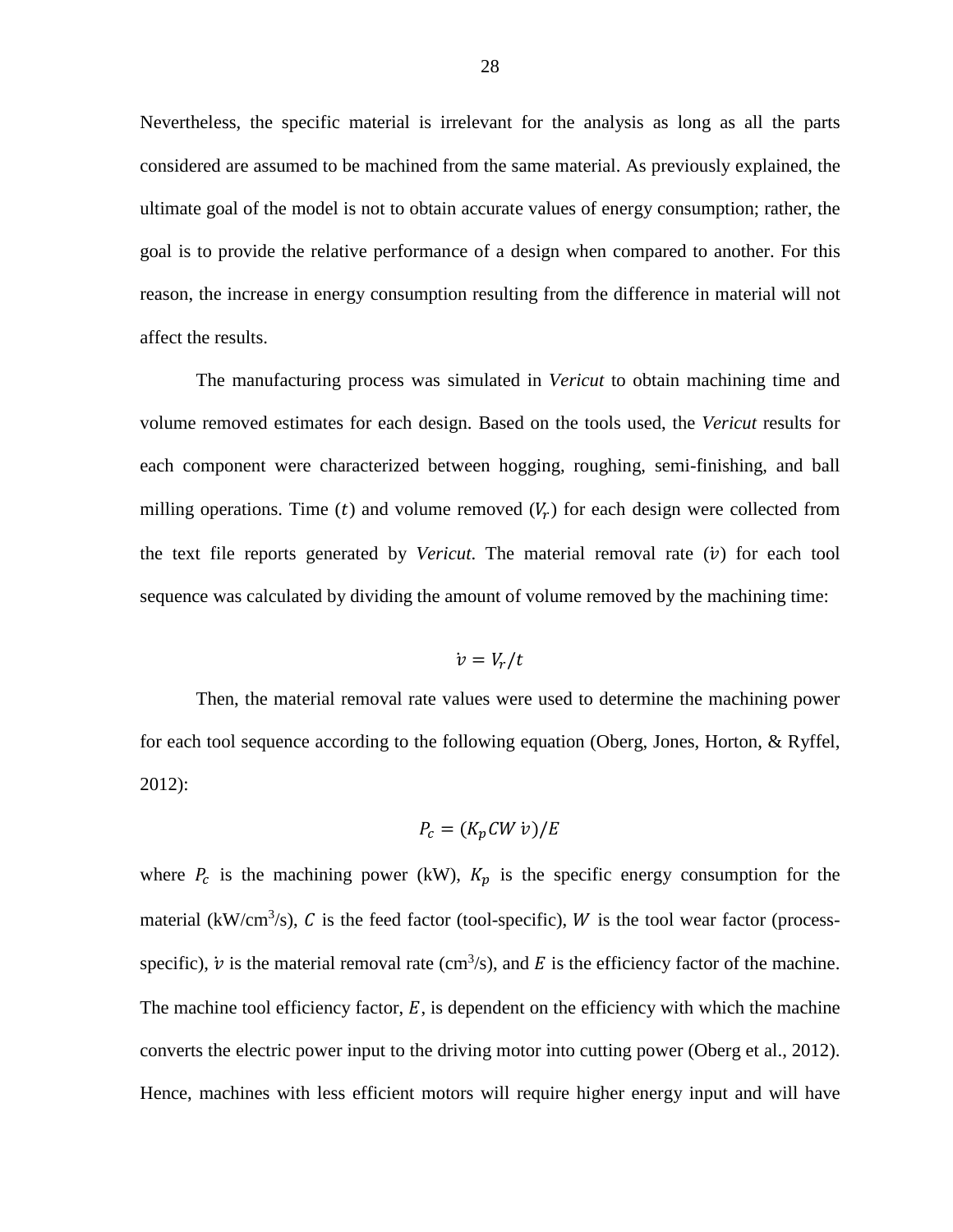Nevertheless, the specific material is irrelevant for the analysis as long as all the parts considered are assumed to be machined from the same material. As previously explained, the ultimate goal of the model is not to obtain accurate values of energy consumption; rather, the goal is to provide the relative performance of a design when compared to another. For this reason, the increase in energy consumption resulting from the difference in material will not affect the results.

The manufacturing process was simulated in *Vericut* to obtain machining time and volume removed estimates for each design. Based on the tools used, the *Vericut* results for each component were characterized between hogging, roughing, semi-finishing, and ball milling operations. Time ($t$) and volume removed ($V_r$) for each design were collected from the text file reports generated by *Vericut*. The material removal rate ($\dot{v}$) for each tool sequence was calculated by dividing the amount of volume removed by the machining time:

$$\dot{v} = V_r/t$$

Then, the material removal rate values were used to determine the machining power for each tool sequence according to the following equation (Oberg, Jones, Horton, & Ryffel, 2012):

$$P_c = (K_p C W \dot{v})/E$$

where $P_c$ is the machining power (kW), $K_p$ is the specific energy consumption for the material (kW/cm$^3$/s), $C$ is the feed factor (tool-specific), $W$ is the tool wear factor (process-specific), $\dot{v}$ is the material removal rate (cm$^3$/s), and $E$ is the efficiency factor of the machine. The machine tool efficiency factor, $E$, is dependent on the efficiency with which the machine converts the electric power input to the driving motor into cutting power (Oberg et al., 2012). Hence, machines with less efficient motors will require higher energy input and will have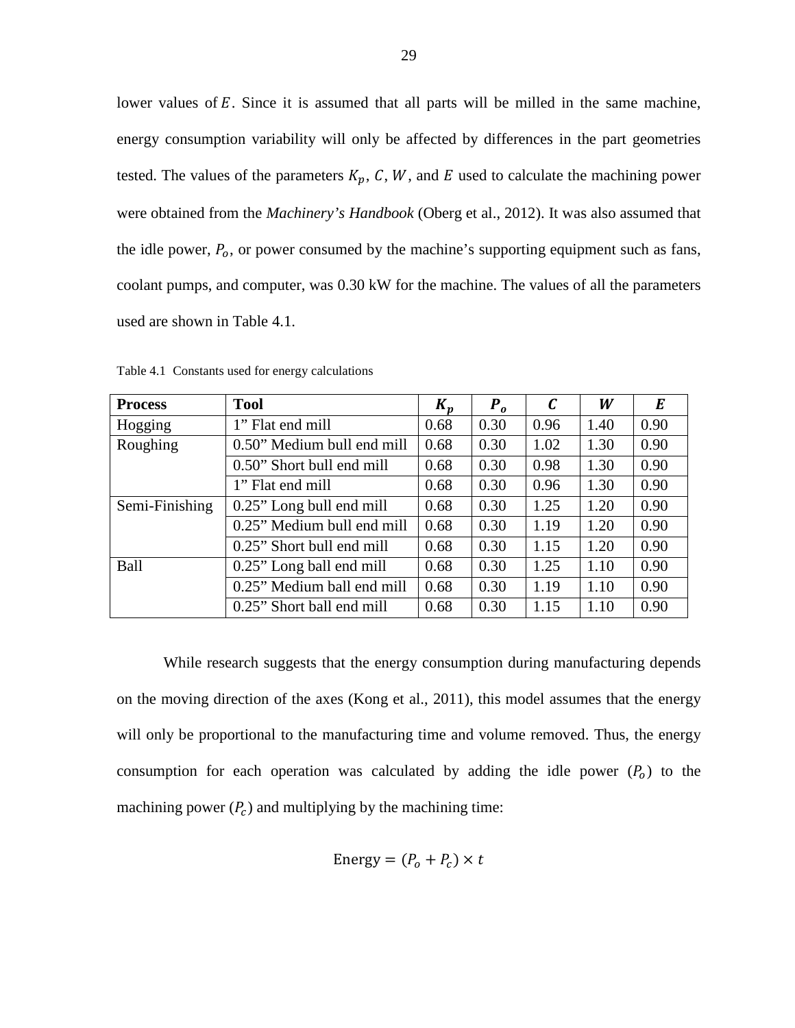lower values of $E$. Since it is assumed that all parts will be milled in the same machine, energy consumption variability will only be affected by differences in the part geometries tested. The values of the parameters $K_p$, $C$, $W$, and $E$ used to calculate the machining power were obtained from the *Machinery's Handbook* (Oberg et al., 2012). It was also assumed that the idle power, $P_o$, or power consumed by the machine's supporting equipment such as fans, coolant pumps, and computer, was 0.30 kW for the machine. The values of all the parameters used are shown in Table 4.1.

Table 4.1 Constants used for energy calculations

| **Process** | **Tool** | $K_p$ | $P_o$ | $C$ | $W$ | $E$ |
|---|---|---|---|---|---|---|
| Hogging | 1" Flat end mill | 0.68 | 0.30 | 0.96 | 1.40 | 0.90 |
| Roughing | 0.50" Medium bull end mill | 0.68 | 0.30 | 1.02 | 1.30 | 0.90 |
| | 0.50" Short bull end mill | 0.68 | 0.30 | 0.98 | 1.30 | 0.90 |
| | 1" Flat end mill | 0.68 | 0.30 | 0.96 | 1.30 | 0.90 |
| Semi-Finishing | 0.25" Long bull end mill | 0.68 | 0.30 | 1.25 | 1.20 | 0.90 |
| | 0.25" Medium bull end mill | 0.68 | 0.30 | 1.19 | 1.20 | 0.90 |
| | 0.25" Short bull end mill | 0.68 | 0.30 | 1.15 | 1.20 | 0.90 |
| Ball | 0.25" Long ball end mill | 0.68 | 0.30 | 1.25 | 1.10 | 0.90 |
| | 0.25" Medium ball end mill | 0.68 | 0.30 | 1.19 | 1.10 | 0.90 |
| | 0.25" Short ball end mill | 0.68 | 0.30 | 1.15 | 1.10 | 0.90 |

While research suggests that the energy consumption during manufacturing depends on the moving direction of the axes (Kong et al., 2011), this model assumes that the energy will only be proportional to the manufacturing time and volume removed. Thus, the energy consumption for each operation was calculated by adding the idle power ($P_o$) to the machining power ($P_c$) and multiplying by the machining time:

$$\text{Energy} = (P_o + P_c) \times t$$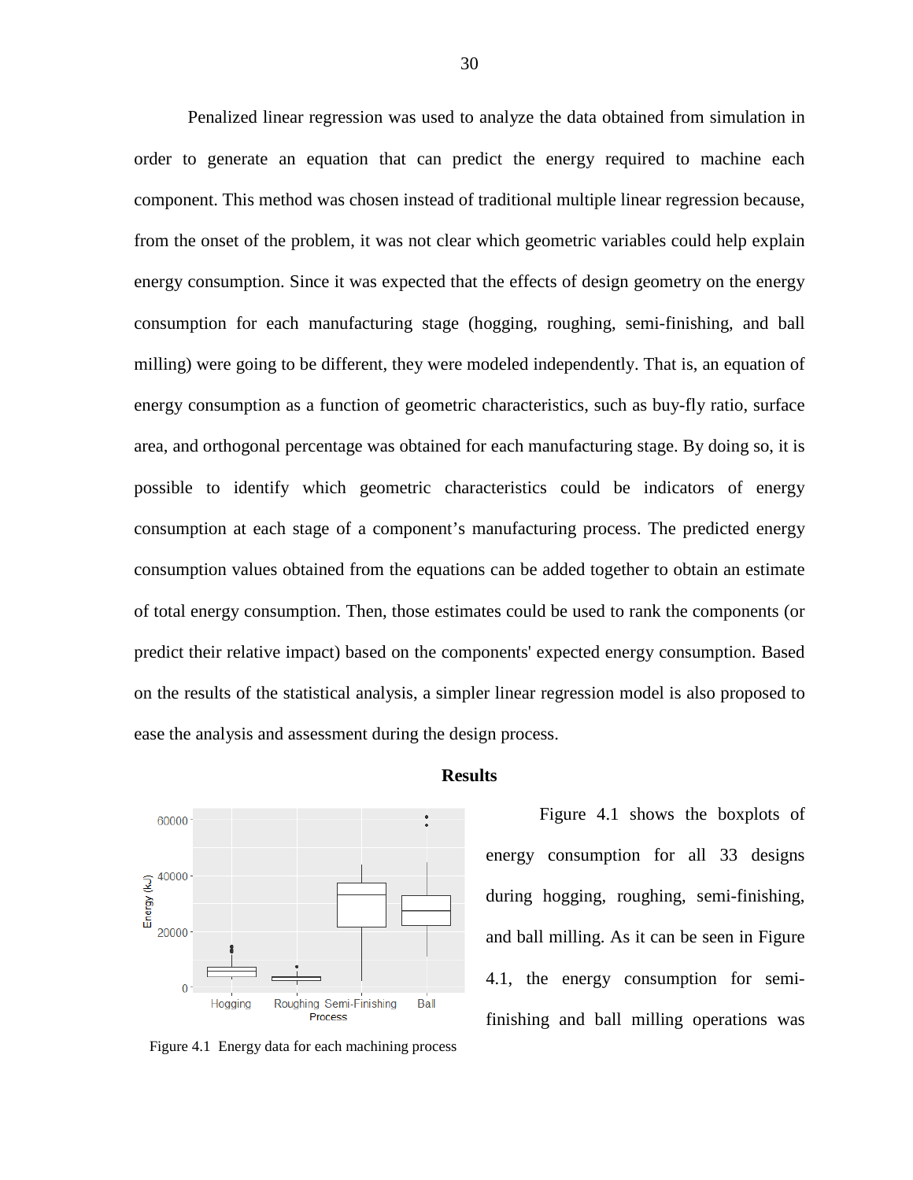Penalized linear regression was used to analyze the data obtained from simulation in order to generate an equation that can predict the energy required to machine each component. This method was chosen instead of traditional multiple linear regression because, from the onset of the problem, it was not clear which geometric variables could help explain energy consumption. Since it was expected that the effects of design geometry on the energy consumption for each manufacturing stage (hogging, roughing, semi-finishing, and ball milling) were going to be different, they were modeled independently. That is, an equation of energy consumption as a function of geometric characteristics, such as buy-fly ratio, surface area, and orthogonal percentage was obtained for each manufacturing stage. By doing so, it is possible to identify which geometric characteristics could be indicators of energy consumption at each stage of a component's manufacturing process. The predicted energy consumption values obtained from the equations can be added together to obtain an estimate of total energy consumption. Then, those estimates could be used to rank the components (or predict their relative impact) based on the components' expected energy consumption. Based on the results of the statistical analysis, a simpler linear regression model is also proposed to ease the analysis and assessment during the design process.

## Results

Figure 4.1 Energy data for each machining process

Figure 4.1 shows the boxplots of energy consumption for all 33 designs during hogging, roughing, semi-finishing, and ball milling. As it can be seen in Figure 4.1, the energy consumption for semi-finishing and ball milling operations was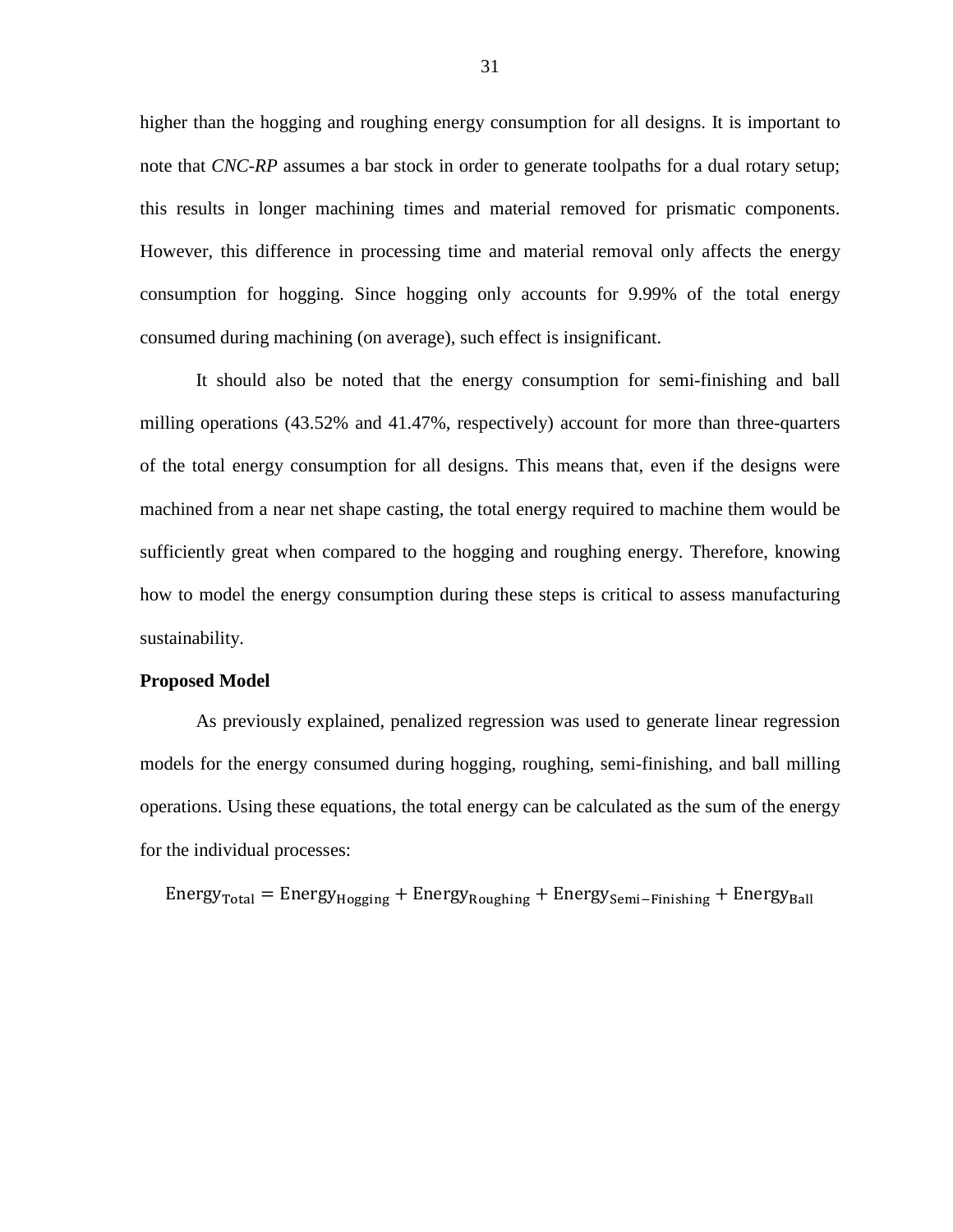higher than the hogging and roughing energy consumption for all designs. It is important to note that *CNC-RP* assumes a bar stock in order to generate toolpaths for a dual rotary setup; this results in longer machining times and material removed for prismatic components. However, this difference in processing time and material removal only affects the energy consumption for hogging. Since hogging only accounts for 9.99% of the total energy consumed during machining (on average), such effect is insignificant.

It should also be noted that the energy consumption for semi-finishing and ball milling operations (43.52% and 41.47%, respectively) account for more than three-quarters of the total energy consumption for all designs. This means that, even if the designs were machined from a near net shape casting, the total energy required to machine them would be sufficiently great when compared to the hogging and roughing energy. Therefore, knowing how to model the energy consumption during these steps is critical to assess manufacturing sustainability.

**Proposed Model**

As previously explained, penalized regression was used to generate linear regression models for the energy consumed during hogging, roughing, semi-finishing, and ball milling operations. Using these equations, the total energy can be calculated as the sum of the energy for the individual processes:

$$\text{Energy}_{\text{Total}} = \text{Energy}_{\text{Hogging}} + \text{Energy}_{\text{Roughing}} + \text{Energy}_{\text{Semi-Finishing}} + \text{Energy}_{\text{Ball}}$$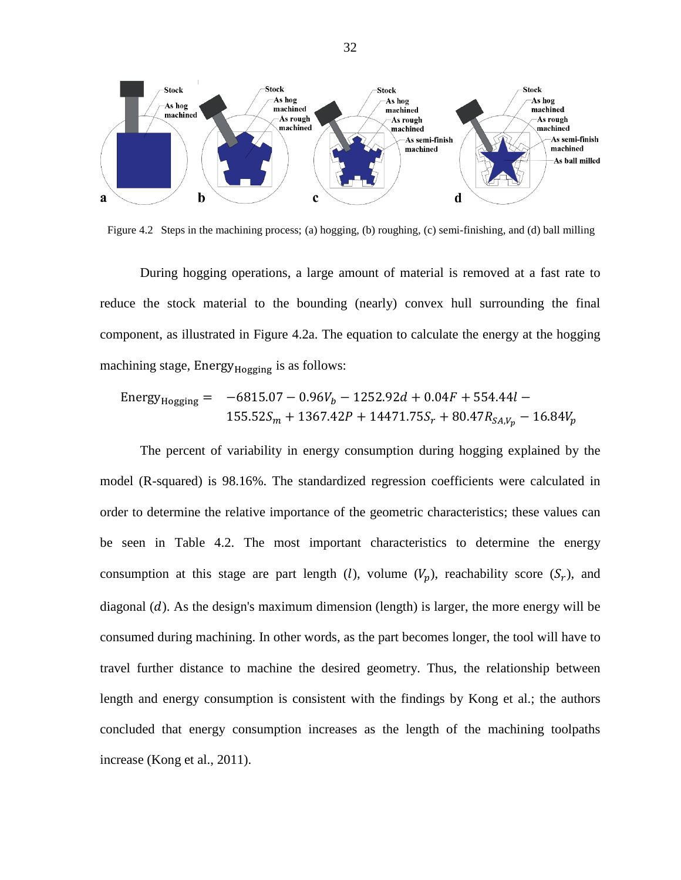Figure 4.2 Steps in the machining process; (a) hogging, (b) roughing, (c) semi-finishing, and (d) ball milling

During hogging operations, a large amount of material is removed at a fast rate to reduce the stock material to the bounding (nearly) convex hull surrounding the final component, as illustrated in Figure 4.2a. The equation to calculate the energy at the hogging machining stage, $\text{Energy}_{\text{Hogging}}$ is as follows:

$$\text{Energy}_{\text{Hogging}} = -6815.07 - 0.96V_b - 1252.92d + 0.04F + 554.44l - 155.52S_m + 1367.42P + 14471.75S_r + 80.47R_{SA,V_p} - 16.84V_p$$

The percent of variability in energy consumption during hogging explained by the model (R-squared) is 98.16%. The standardized regression coefficients were calculated in order to determine the relative importance of the geometric characteristics; these values can be seen in Table 4.2. The most important characteristics to determine the energy consumption at this stage are part length ($l$), volume ($V_p$), reachability score ($S_r$), and diagonal ($d$). As the design's maximum dimension (length) is larger, the more energy will be consumed during machining. In other words, as the part becomes longer, the tool will have to travel further distance to machine the desired geometry. Thus, the relationship between length and energy consumption is consistent with the findings by Kong et al.; the authors concluded that energy consumption increases as the length of the machining toolpaths increase (Kong et al., 2011).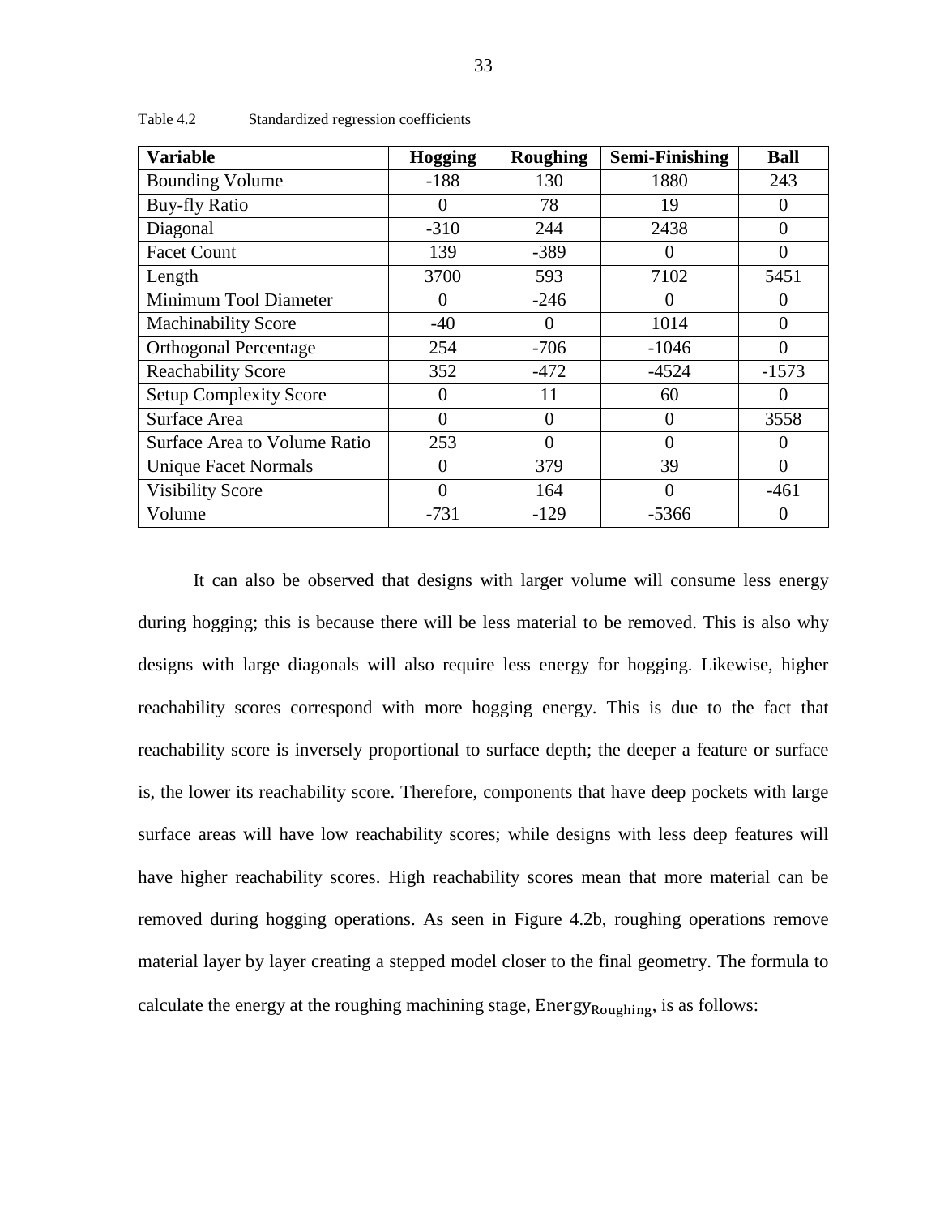Table 4.2 Standardized regression coefficients

| Variable | Hogging | Roughing | Semi-Finishing | Ball |
|---|---|---|---|---|
| Bounding Volume | -188 | 130 | 1880 | 243 |
| Buy-fly Ratio | 0 | 78 | 19 | 0 |
| Diagonal | -310 | 244 | 2438 | 0 |
| Facet Count | 139 | -389 | 0 | 0 |
| Length | 3700 | 593 | 7102 | 5451 |
| Minimum Tool Diameter | 0 | -246 | 0 | 0 |
| Machinability Score | -40 | 0 | 1014 | 0 |
| Orthogonal Percentage | 254 | -706 | -1046 | 0 |
| Reachability Score | 352 | -472 | -4524 | -1573 |
| Setup Complexity Score | 0 | 11 | 60 | 0 |
| Surface Area | 0 | 0 | 0 | 3558 |
| Surface Area to Volume Ratio | 253 | 0 | 0 | 0 |
| Unique Facet Normals | 0 | 379 | 39 | 0 |
| Visibility Score | 0 | 164 | 0 | -461 |
| Volume | -731 | -129 | -5366 | 0 |

It can also be observed that designs with larger volume will consume less energy during hogging; this is because there will be less material to be removed. This is also why designs with large diagonals will also require less energy for hogging. Likewise, higher reachability scores correspond with more hogging energy. This is due to the fact that reachability score is inversely proportional to surface depth; the deeper a feature or surface is, the lower its reachability score. Therefore, components that have deep pockets with large surface areas will have low reachability scores; while designs with less deep features will have higher reachability scores. High reachability scores mean that more material can be removed during hogging operations. As seen in Figure 4.2b, roughing operations remove material layer by layer creating a stepped model closer to the final geometry. The formula to calculate the energy at the roughing machining stage, $\text{Energy}_{\text{Roughing}}$, is as follows: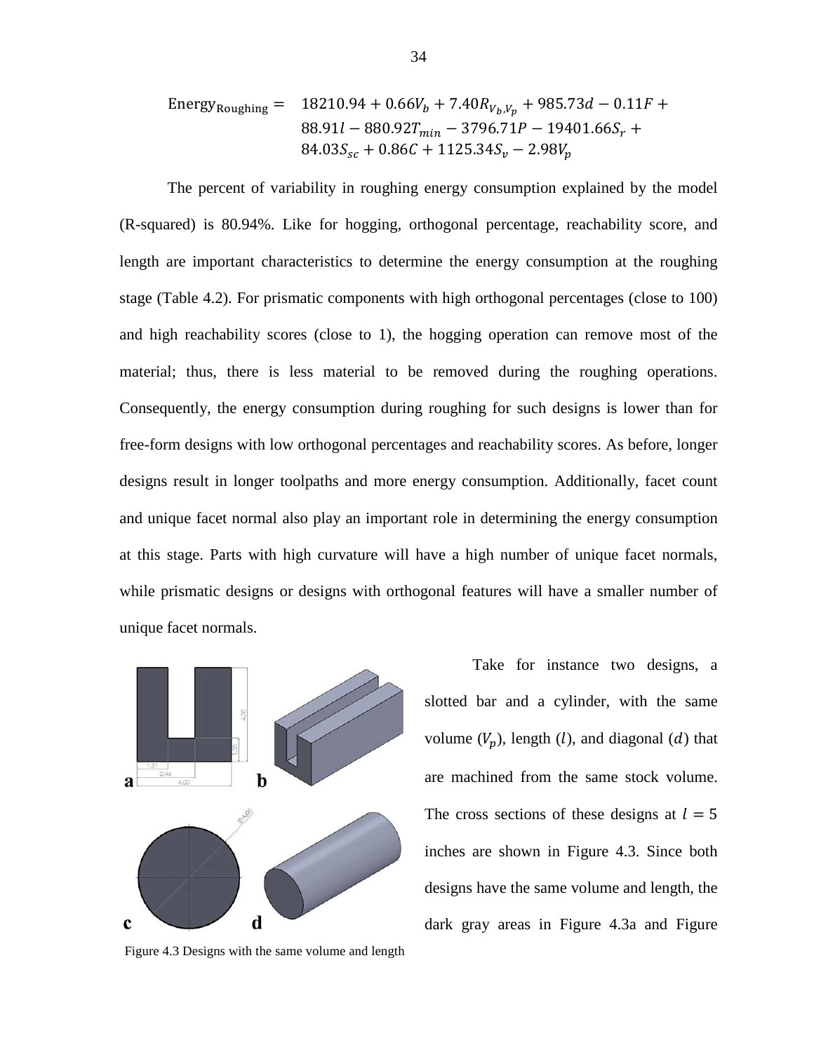$$\text{Energy}_{\text{Roughing}} = 18210.94 + 0.66V_b + 7.40R_{V_b,V_p} + 985.73d - 0.11F + 88.91l - 880.92T_{min} - 3796.71P - 19401.66S_r + 84.03S_{sc} + 0.86C + 1125.34S_v - 2.98V_p$$

The percent of variability in roughing energy consumption explained by the model (R-squared) is 80.94%. Like for hogging, orthogonal percentage, reachability score, and length are important characteristics to determine the energy consumption at the roughing stage (Table 4.2). For prismatic components with high orthogonal percentages (close to 100) and high reachability scores (close to 1), the hogging operation can remove most of the material; thus, there is less material to be removed during the roughing operations. Consequently, the energy consumption during roughing for such designs is lower than for free-form designs with low orthogonal percentages and reachability scores. As before, longer designs result in longer toolpaths and more energy consumption. Additionally, facet count and unique facet normal also play an important role in determining the energy consumption at this stage. Parts with high curvature will have a high number of unique facet normals, while prismatic designs or designs with orthogonal features will have a smaller number of unique facet normals.

Figure 4.3 Designs with the same volume and length

Take for instance two designs, a slotted bar and a cylinder, with the same volume ($V_p$), length ($l$), and diagonal ($d$) that are machined from the same stock volume. The cross sections of these designs at $l = 5$ inches are shown in Figure 4.3. Since both designs have the same volume and length, the dark gray areas in Figure 4.3a and Figure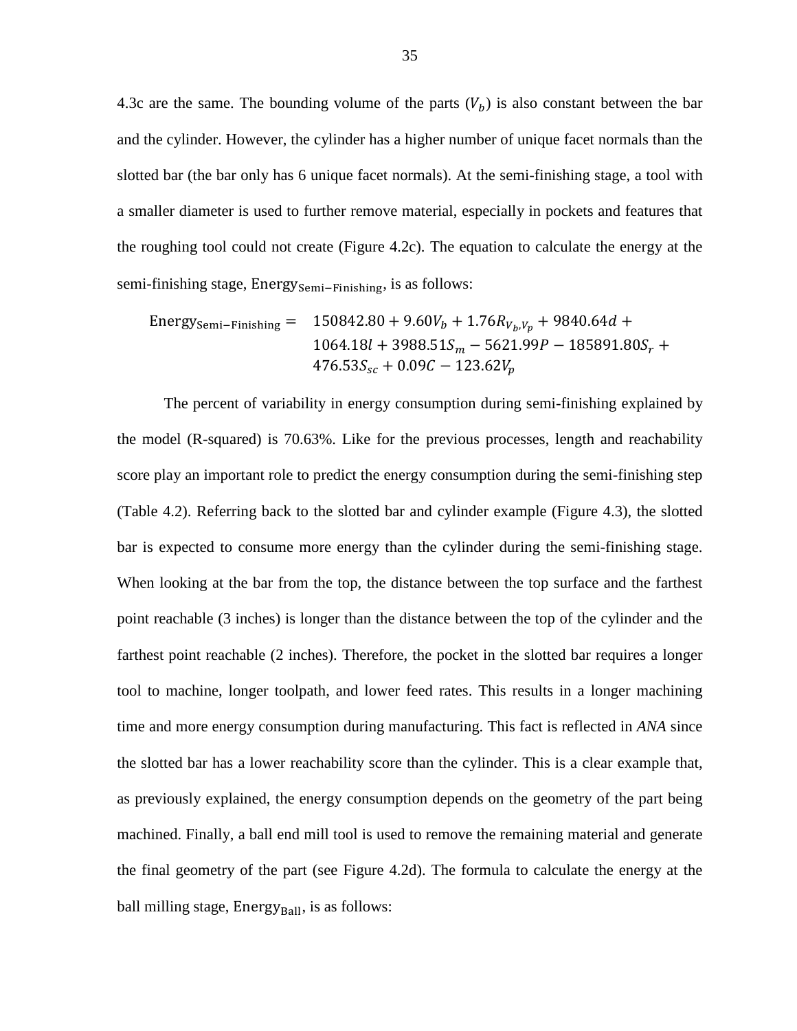4.3c are the same. The bounding volume of the parts ($V_b$) is also constant between the bar and the cylinder. However, the cylinder has a higher number of unique facet normals than the slotted bar (the bar only has 6 unique facet normals). At the semi-finishing stage, a tool with a smaller diameter is used to further remove material, especially in pockets and features that the roughing tool could not create (Figure 4.2c). The equation to calculate the energy at the semi-finishing stage, $\text{Energy}_{\text{Semi-Finishing}}$, is as follows:

$$\begin{aligned}\text{Energy}_{\text{Semi-Finishing}} = \; & 150842.80 + 9.60V_b + 1.76R_{V_b,V_p} + 9840.64d + \\ & 1064.18l + 3988.51S_m - 5621.99P - 185891.80S_r + \\ & 476.53S_{sc} + 0.09C - 123.62V_p\end{aligned}$$

The percent of variability in energy consumption during semi-finishing explained by the model (R-squared) is 70.63%. Like for the previous processes, length and reachability score play an important role to predict the energy consumption during the semi-finishing step (Table 4.2). Referring back to the slotted bar and cylinder example (Figure 4.3), the slotted bar is expected to consume more energy than the cylinder during the semi-finishing stage. When looking at the bar from the top, the distance between the top surface and the farthest point reachable (3 inches) is longer than the distance between the top of the cylinder and the farthest point reachable (2 inches). Therefore, the pocket in the slotted bar requires a longer tool to machine, longer toolpath, and lower feed rates. This results in a longer machining time and more energy consumption during manufacturing. This fact is reflected in *ANA* since the slotted bar has a lower reachability score than the cylinder. This is a clear example that, as previously explained, the energy consumption depends on the geometry of the part being machined. Finally, a ball end mill tool is used to remove the remaining material and generate the final geometry of the part (see Figure 4.2d). The formula to calculate the energy at the ball milling stage, $\text{Energy}_{\text{Ball}}$, is as follows: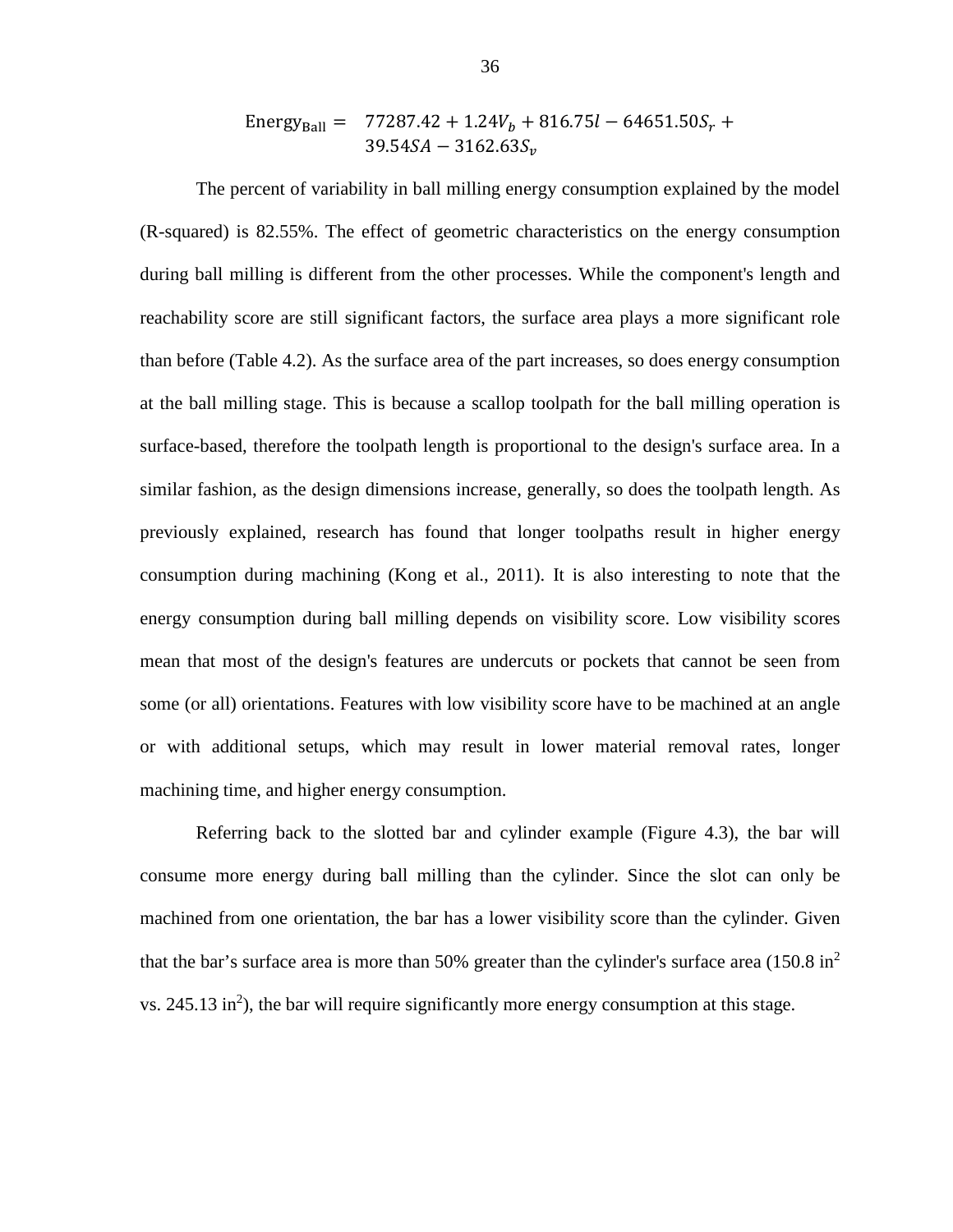$$\text{Energy}_{\text{Ball}} = \quad 77287.42 + 1.24V_b + 816.75l - 64651.50S_r + 39.54SA - 3162.63S_v$$

The percent of variability in ball milling energy consumption explained by the model (R-squared) is 82.55%. The effect of geometric characteristics on the energy consumption during ball milling is different from the other processes. While the component's length and reachability score are still significant factors, the surface area plays a more significant role than before (Table 4.2). As the surface area of the part increases, so does energy consumption at the ball milling stage. This is because a scallop toolpath for the ball milling operation is surface-based, therefore the toolpath length is proportional to the design's surface area. In a similar fashion, as the design dimensions increase, generally, so does the toolpath length. As previously explained, research has found that longer toolpaths result in higher energy consumption during machining (Kong et al., 2011). It is also interesting to note that the energy consumption during ball milling depends on visibility score. Low visibility scores mean that most of the design's features are undercuts or pockets that cannot be seen from some (or all) orientations. Features with low visibility score have to be machined at an angle or with additional setups, which may result in lower material removal rates, longer machining time, and higher energy consumption.

Referring back to the slotted bar and cylinder example (Figure 4.3), the bar will consume more energy during ball milling than the cylinder. Since the slot can only be machined from one orientation, the bar has a lower visibility score than the cylinder. Given that the bar's surface area is more than 50% greater than the cylinder's surface area (150.8 $in^2$ vs. 245.13 $in^2$), the bar will require significantly more energy consumption at this stage.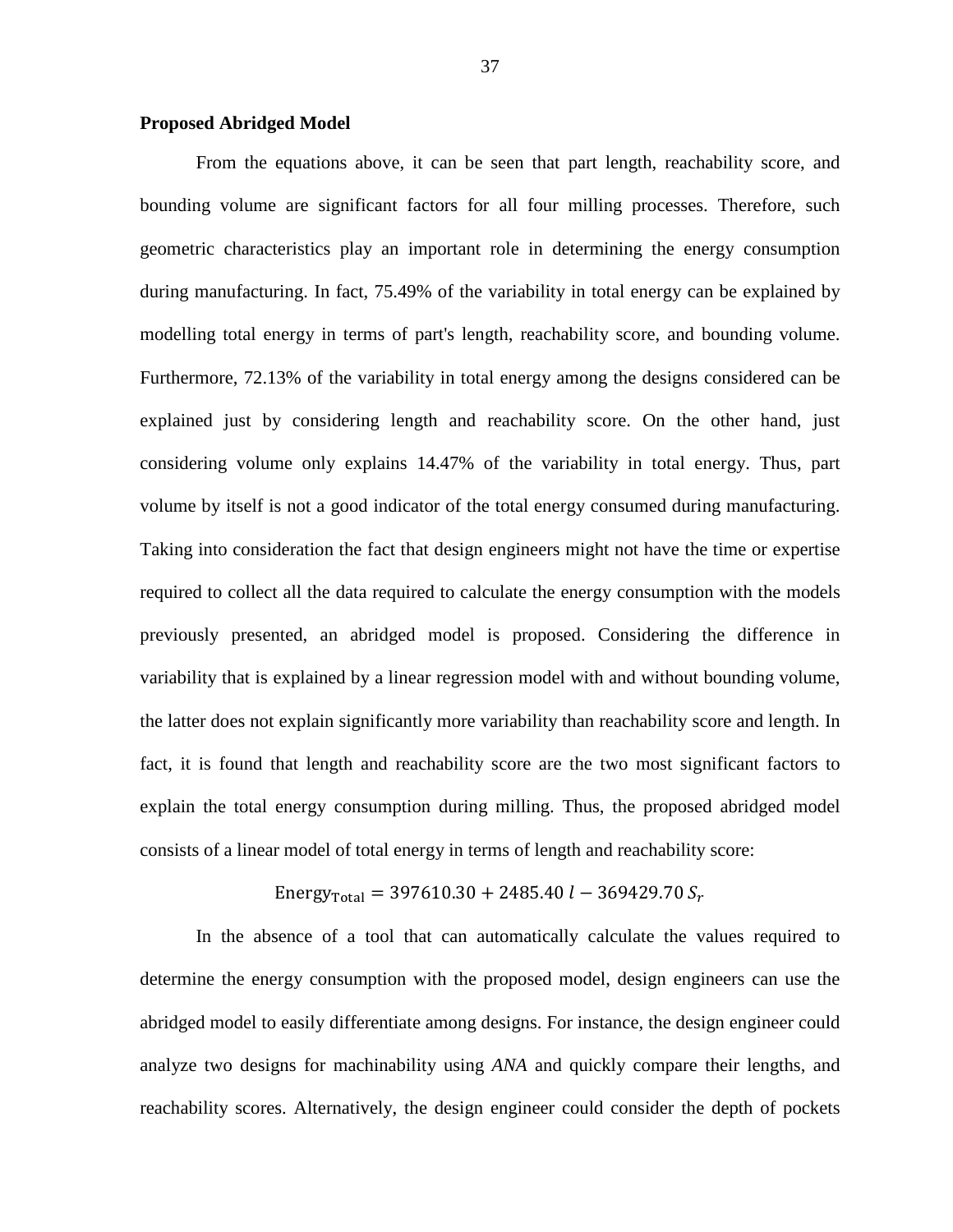**Proposed Abridged Model**

From the equations above, it can be seen that part length, reachability score, and bounding volume are significant factors for all four milling processes. Therefore, such geometric characteristics play an important role in determining the energy consumption during manufacturing. In fact, 75.49% of the variability in total energy can be explained by modelling total energy in terms of part's length, reachability score, and bounding volume. Furthermore, 72.13% of the variability in total energy among the designs considered can be explained just by considering length and reachability score. On the other hand, just considering volume only explains 14.47% of the variability in total energy. Thus, part volume by itself is not a good indicator of the total energy consumed during manufacturing. Taking into consideration the fact that design engineers might not have the time or expertise required to collect all the data required to calculate the energy consumption with the models previously presented, an abridged model is proposed. Considering the difference in variability that is explained by a linear regression model with and without bounding volume, the latter does not explain significantly more variability than reachability score and length. In fact, it is found that length and reachability score are the two most significant factors to explain the total energy consumption during milling. Thus, the proposed abridged model consists of a linear model of total energy in terms of length and reachability score:

$$\text{Energy}_{\text{Total}} = 397610.30 + 2485.40\ l - 369429.70\ S_r$$

In the absence of a tool that can automatically calculate the values required to determine the energy consumption with the proposed model, design engineers can use the abridged model to easily differentiate among designs. For instance, the design engineer could analyze two designs for machinability using *ANA* and quickly compare their lengths, and reachability scores. Alternatively, the design engineer could consider the depth of pockets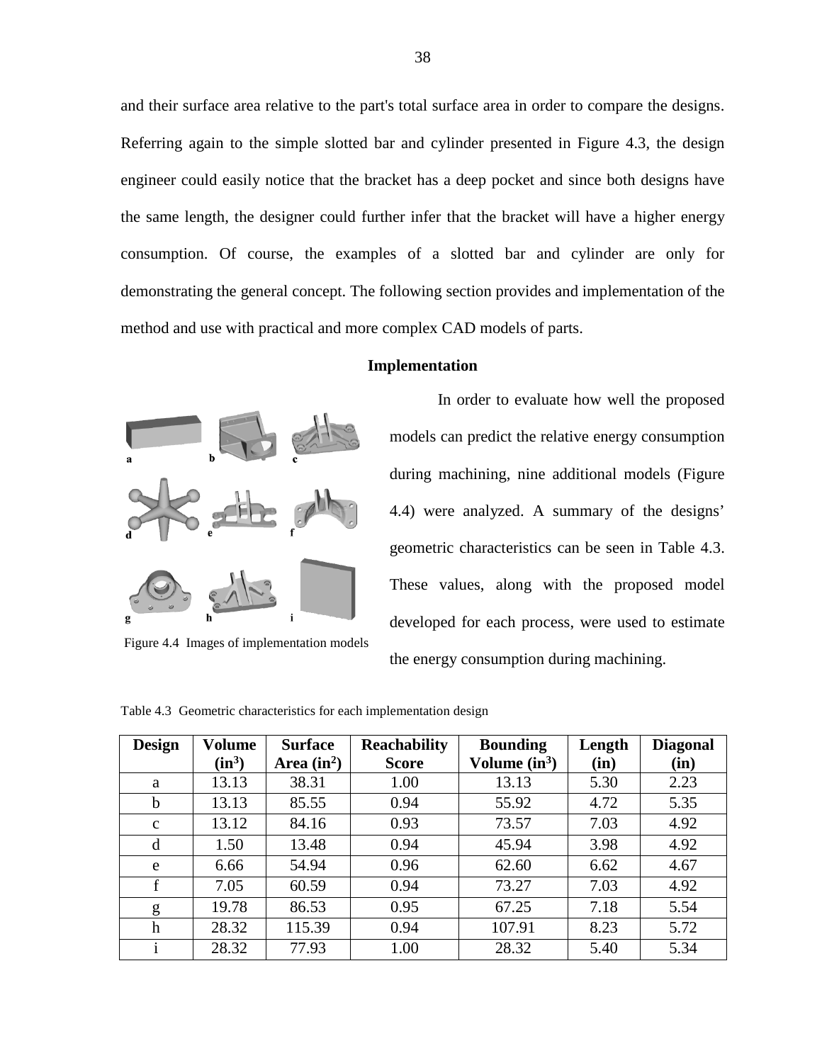and their surface area relative to the part's total surface area in order to compare the designs. Referring again to the simple slotted bar and cylinder presented in Figure 4.3, the design engineer could easily notice that the bracket has a deep pocket and since both designs have the same length, the designer could further infer that the bracket will have a higher energy consumption. Of course, the examples of a slotted bar and cylinder are only for demonstrating the general concept. The following section provides and implementation of the method and use with practical and more complex CAD models of parts.

### Implementation

In order to evaluate how well the proposed models can predict the relative energy consumption during machining, nine additional models (Figure 4.4) were analyzed. A summary of the designs' geometric characteristics can be seen in Table 4.3. These values, along with the proposed model developed for each process, were used to estimate the energy consumption during machining.

Figure 4.4 Images of implementation models

Table 4.3 Geometric characteristics for each implementation design

| Design | Volume ($in^3$) | Surface Area ($in^2$) | Reachability Score | Bounding Volume ($in^3$) | Length (in) | Diagonal (in) |
|---|---|---|---|---|---|---|
| a | 13.13 | 38.31 | 1.00 | 13.13 | 5.30 | 2.23 |
| b | 13.13 | 85.55 | 0.94 | 55.92 | 4.72 | 5.35 |
| c | 13.12 | 84.16 | 0.93 | 73.57 | 7.03 | 4.92 |
| d | 1.50 | 13.48 | 0.94 | 45.94 | 3.98 | 4.92 |
| e | 6.66 | 54.94 | 0.96 | 62.60 | 6.62 | 4.67 |
| f | 7.05 | 60.59 | 0.94 | 73.27 | 7.03 | 4.92 |
| g | 19.78 | 86.53 | 0.95 | 67.25 | 7.18 | 5.54 |
| h | 28.32 | 115.39 | 0.94 | 107.91 | 8.23 | 5.72 |
| i | 28.32 | 77.93 | 1.00 | 28.32 | 5.40 | 5.34 |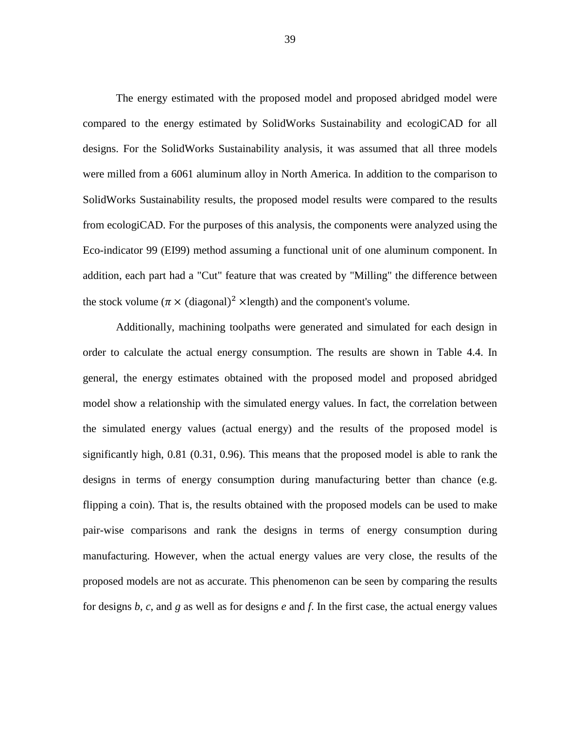The energy estimated with the proposed model and proposed abridged model were compared to the energy estimated by SolidWorks Sustainability and ecologiCAD for all designs. For the SolidWorks Sustainability analysis, it was assumed that all three models were milled from a 6061 aluminum alloy in North America. In addition to the comparison to SolidWorks Sustainability results, the proposed model results were compared to the results from ecologiCAD. For the purposes of this analysis, the components were analyzed using the Eco-indicator 99 (EI99) method assuming a functional unit of one aluminum component. In addition, each part had a "Cut" feature that was created by "Milling" the difference between the stock volume ($\pi \times$ (diagonal)$^2$ $\times$length) and the component's volume.

Additionally, machining toolpaths were generated and simulated for each design in order to calculate the actual energy consumption. The results are shown in Table 4.4. In general, the energy estimates obtained with the proposed model and proposed abridged model show a relationship with the simulated energy values. In fact, the correlation between the simulated energy values (actual energy) and the results of the proposed model is significantly high, 0.81 (0.31, 0.96). This means that the proposed model is able to rank the designs in terms of energy consumption during manufacturing better than chance (e.g. flipping a coin). That is, the results obtained with the proposed models can be used to make pair-wise comparisons and rank the designs in terms of energy consumption during manufacturing. However, when the actual energy values are very close, the results of the proposed models are not as accurate. This phenomenon can be seen by comparing the results for designs *b*, *c*, and *g* as well as for designs *e* and *f*. In the first case, the actual energy values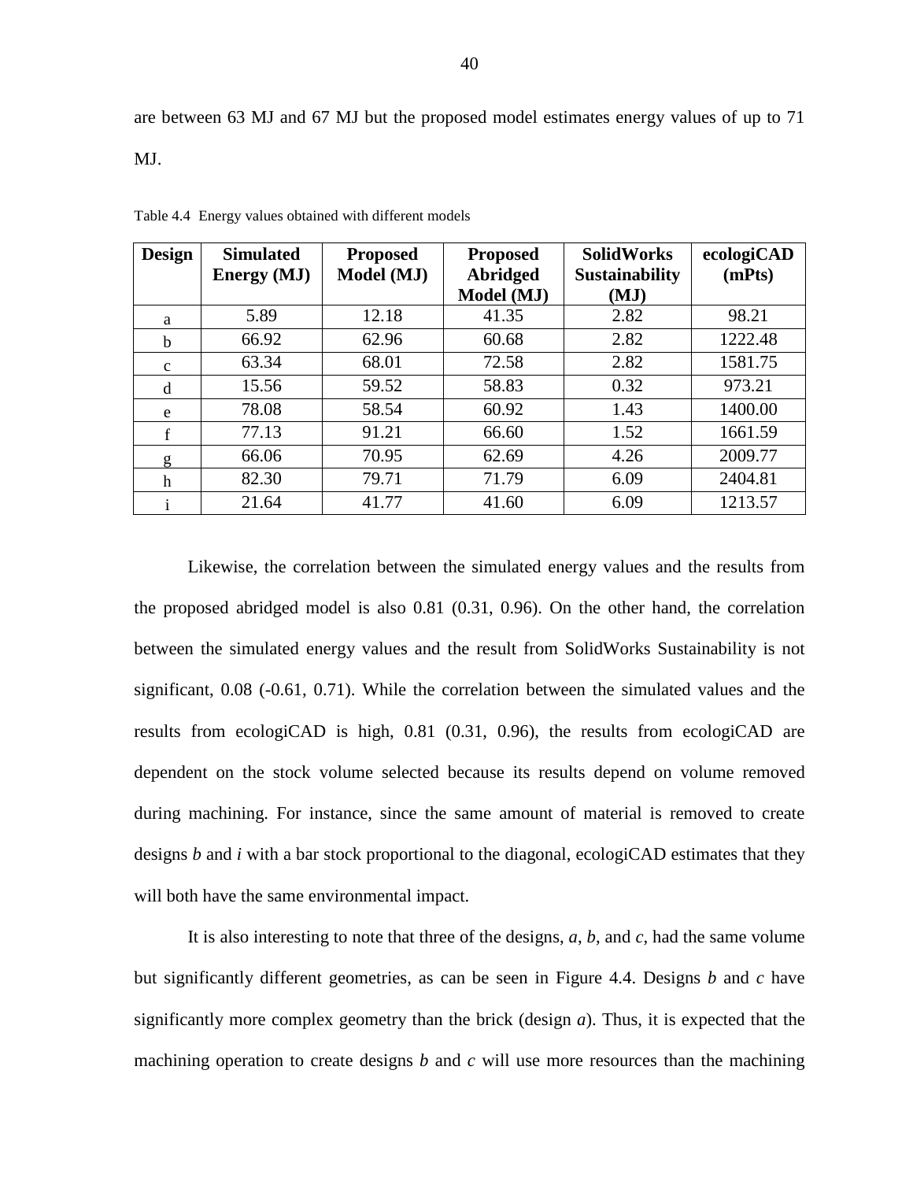are between 63 MJ and 67 MJ but the proposed model estimates energy values of up to 71 MJ.

Table 4.4 Energy values obtained with different models

| Design | Simulated Energy (MJ) | Proposed Model (MJ) | Proposed Abridged Model (MJ) | SolidWorks Sustainability (MJ) | ecologiCAD (mPts) |
|---|---|---|---|---|---|
| a | 5.89 | 12.18 | 41.35 | 2.82 | 98.21 |
| b | 66.92 | 62.96 | 60.68 | 2.82 | 1222.48 |
| c | 63.34 | 68.01 | 72.58 | 2.82 | 1581.75 |
| d | 15.56 | 59.52 | 58.83 | 0.32 | 973.21 |
| e | 78.08 | 58.54 | 60.92 | 1.43 | 1400.00 |
| f | 77.13 | 91.21 | 66.60 | 1.52 | 1661.59 |
| g | 66.06 | 70.95 | 62.69 | 4.26 | 2009.77 |
| h | 82.30 | 79.71 | 71.79 | 6.09 | 2404.81 |
| i | 21.64 | 41.77 | 41.60 | 6.09 | 1213.57 |

Likewise, the correlation between the simulated energy values and the results from the proposed abridged model is also 0.81 (0.31, 0.96). On the other hand, the correlation between the simulated energy values and the result from SolidWorks Sustainability is not significant, 0.08 (-0.61, 0.71). While the correlation between the simulated values and the results from ecologiCAD is high, 0.81 (0.31, 0.96), the results from ecologiCAD are dependent on the stock volume selected because its results depend on volume removed during machining. For instance, since the same amount of material is removed to create designs *b* and *i* with a bar stock proportional to the diagonal, ecologiCAD estimates that they will both have the same environmental impact.

It is also interesting to note that three of the designs, *a*, *b*, and *c*, had the same volume but significantly different geometries, as can be seen in Figure 4.4. Designs *b* and *c* have significantly more complex geometry than the brick (design *a*). Thus, it is expected that the machining operation to create designs *b* and *c* will use more resources than the machining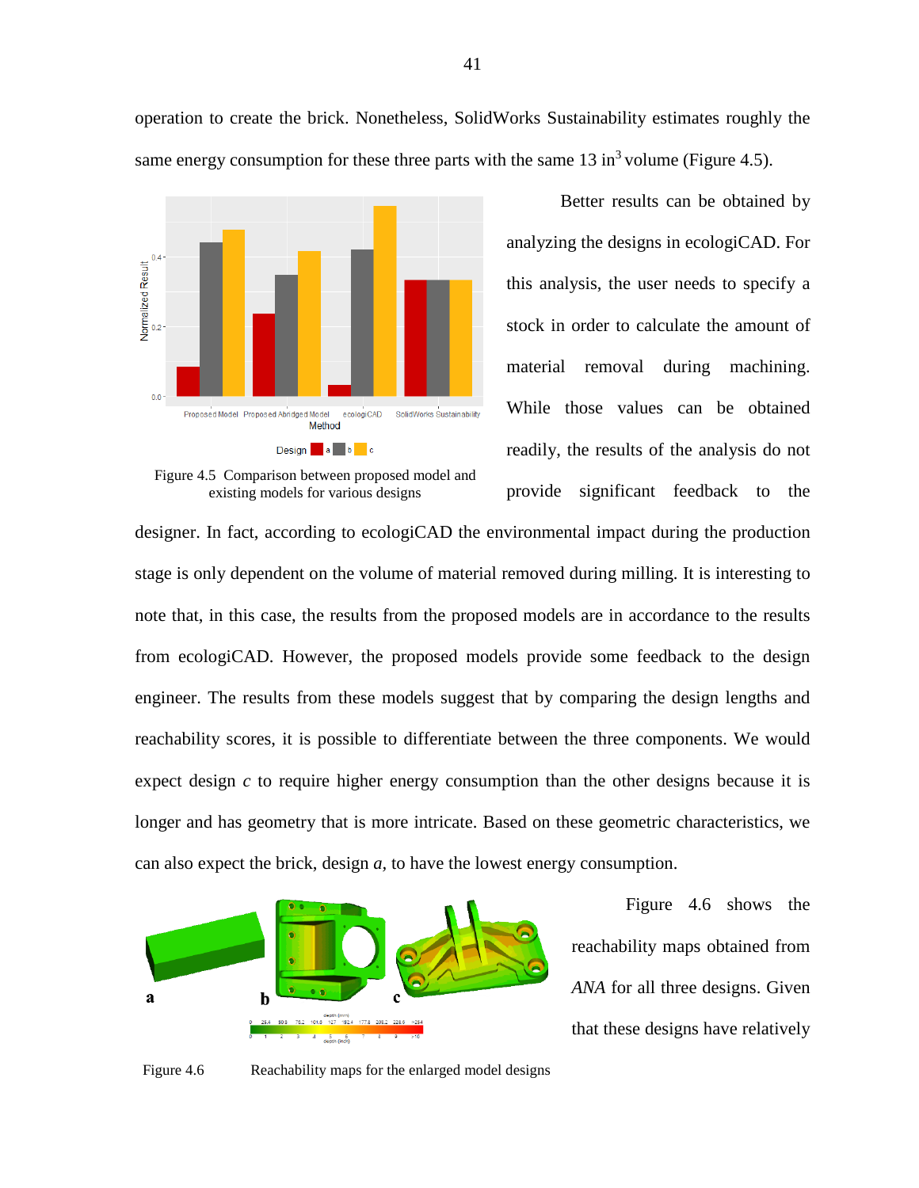operation to create the brick. Nonetheless, SolidWorks Sustainability estimates roughly the same energy consumption for these three parts with the same 13 in$^3$ volume (Figure 4.5).

Figure 4.5 Comparison between proposed model and existing models for various designs

Better results can be obtained by analyzing the designs in ecologiCAD. For this analysis, the user needs to specify a stock in order to calculate the amount of material removal during machining. While those values can be obtained readily, the results of the analysis do not provide significant feedback to the designer. In fact, according to ecologiCAD the environmental impact during the production stage is only dependent on the volume of material removed during milling. It is interesting to note that, in this case, the results from the proposed models are in accordance to the results from ecologiCAD. However, the proposed models provide some feedback to the design engineer. The results from these models suggest that by comparing the design lengths and reachability scores, it is possible to differentiate between the three components. We would expect design *c* to require higher energy consumption than the other designs because it is longer and has geometry that is more intricate. Based on these geometric characteristics, we can also expect the brick, design *a*, to have the lowest energy consumption.

Figure 4.6 Reachability maps for the enlarged model designs

Figure 4.6 shows the reachability maps obtained from *ANA* for all three designs. Given that these designs have relatively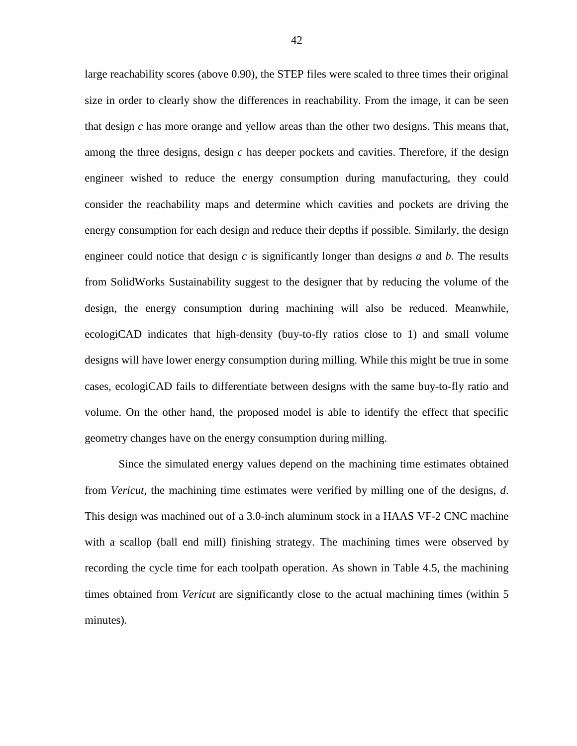large reachability scores (above 0.90), the STEP files were scaled to three times their original size in order to clearly show the differences in reachability. From the image, it can be seen that design *c* has more orange and yellow areas than the other two designs. This means that, among the three designs, design *c* has deeper pockets and cavities. Therefore, if the design engineer wished to reduce the energy consumption during manufacturing, they could consider the reachability maps and determine which cavities and pockets are driving the energy consumption for each design and reduce their depths if possible. Similarly, the design engineer could notice that design *c* is significantly longer than designs *a* and *b*. The results from SolidWorks Sustainability suggest to the designer that by reducing the volume of the design, the energy consumption during machining will also be reduced. Meanwhile, ecologiCAD indicates that high-density (buy-to-fly ratios close to 1) and small volume designs will have lower energy consumption during milling. While this might be true in some cases, ecologiCAD fails to differentiate between designs with the same buy-to-fly ratio and volume. On the other hand, the proposed model is able to identify the effect that specific geometry changes have on the energy consumption during milling.

Since the simulated energy values depend on the machining time estimates obtained from *Vericut*, the machining time estimates were verified by milling one of the designs, *d*. This design was machined out of a 3.0-inch aluminum stock in a HAAS VF-2 CNC machine with a scallop (ball end mill) finishing strategy. The machining times were observed by recording the cycle time for each toolpath operation. As shown in Table 4.5, the machining times obtained from *Vericut* are significantly close to the actual machining times (within 5 minutes).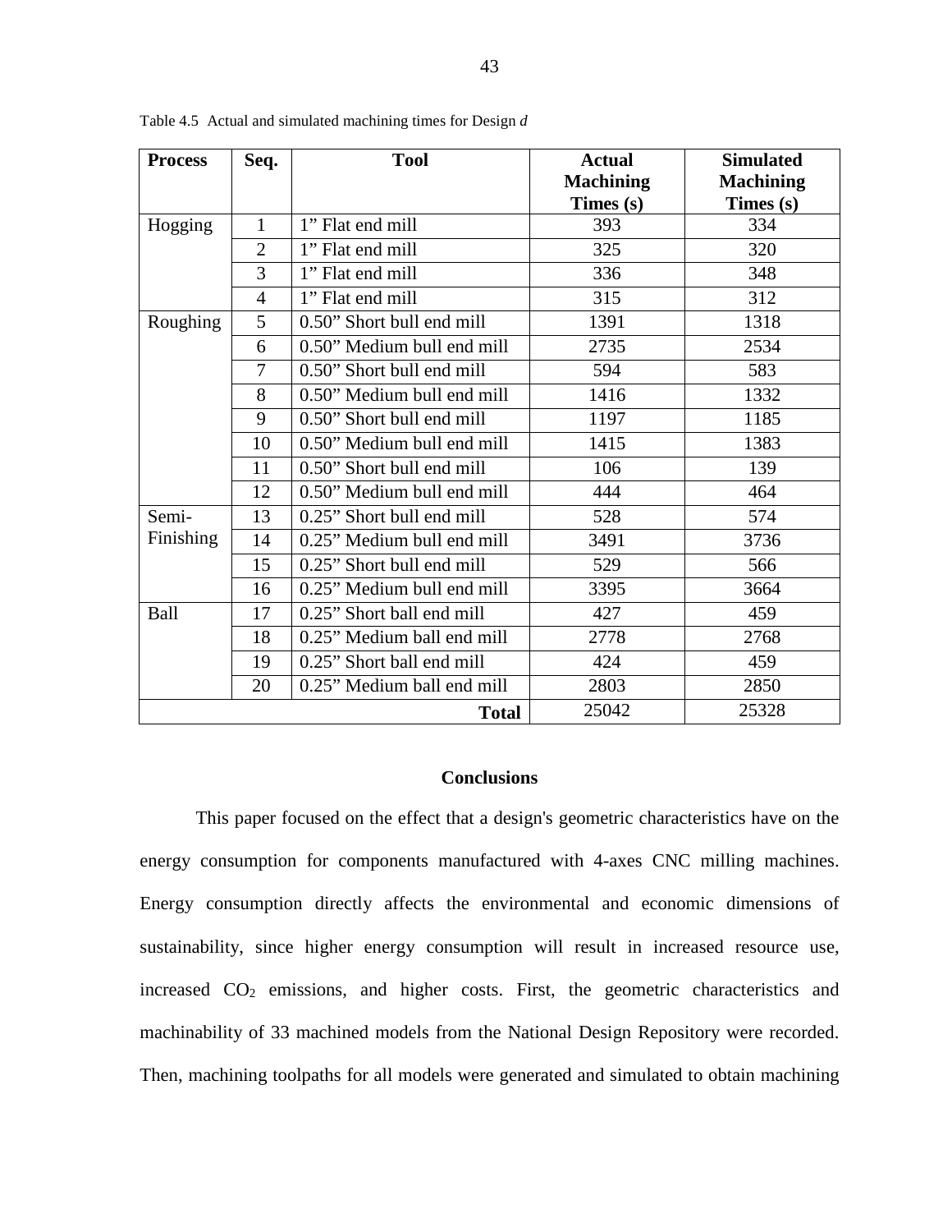Table 4.5 Actual and simulated machining times for Design *d*

| Process | Seq. | Tool | Actual Machining Times (s) | Simulated Machining Times (s) |
|---|---|---|---|---|
| Hogging | 1 | 1" Flat end mill | 393 | 334 |
| | 2 | 1" Flat end mill | 325 | 320 |
| | 3 | 1" Flat end mill | 336 | 348 |
| | 4 | 1" Flat end mill | 315 | 312 |
| Roughing | 5 | 0.50" Short bull end mill | 1391 | 1318 |
| | 6 | 0.50" Medium bull end mill | 2735 | 2534 |
| | 7 | 0.50" Short bull end mill | 594 | 583 |
| | 8 | 0.50" Medium bull end mill | 1416 | 1332 |
| | 9 | 0.50" Short bull end mill | 1197 | 1185 |
| | 10 | 0.50" Medium bull end mill | 1415 | 1383 |
| | 11 | 0.50" Short bull end mill | 106 | 139 |
| | 12 | 0.50" Medium bull end mill | 444 | 464 |
| Semi-Finishing | 13 | 0.25" Short bull end mill | 528 | 574 |
| | 14 | 0.25" Medium bull end mill | 3491 | 3736 |
| | 15 | 0.25" Short bull end mill | 529 | 566 |
| | 16 | 0.25" Medium bull end mill | 3395 | 3664 |
| Ball | 17 | 0.25" Short ball end mill | 427 | 459 |
| | 18 | 0.25" Medium ball end mill | 2778 | 2768 |
| | 19 | 0.25" Short ball end mill | 424 | 459 |
| | 20 | 0.25" Medium ball end mill | 2803 | 2850 |
| | | **Total** | 25042 | 25328 |

## Conclusions

This paper focused on the effect that a design's geometric characteristics have on the energy consumption for components manufactured with 4-axes CNC milling machines. Energy consumption directly affects the environmental and economic dimensions of sustainability, since higher energy consumption will result in increased resource use, increased $CO_2$ emissions, and higher costs. First, the geometric characteristics and machinability of 33 machined models from the National Design Repository were recorded. Then, machining toolpaths for all models were generated and simulated to obtain machining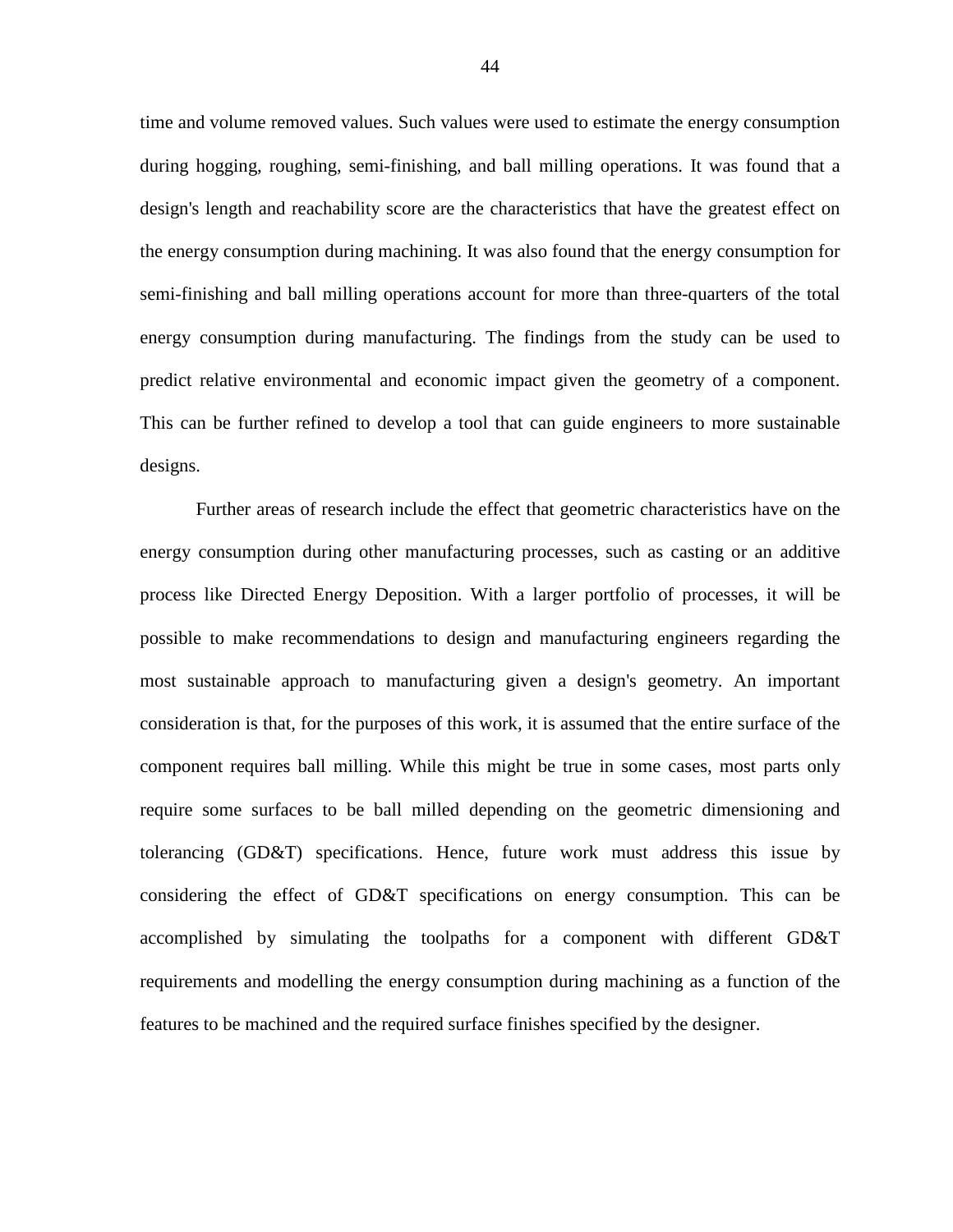time and volume removed values. Such values were used to estimate the energy consumption during hogging, roughing, semi-finishing, and ball milling operations. It was found that a design's length and reachability score are the characteristics that have the greatest effect on the energy consumption during machining. It was also found that the energy consumption for semi-finishing and ball milling operations account for more than three-quarters of the total energy consumption during manufacturing. The findings from the study can be used to predict relative environmental and economic impact given the geometry of a component. This can be further refined to develop a tool that can guide engineers to more sustainable designs.

Further areas of research include the effect that geometric characteristics have on the energy consumption during other manufacturing processes, such as casting or an additive process like Directed Energy Deposition. With a larger portfolio of processes, it will be possible to make recommendations to design and manufacturing engineers regarding the most sustainable approach to manufacturing given a design's geometry. An important consideration is that, for the purposes of this work, it is assumed that the entire surface of the component requires ball milling. While this might be true in some cases, most parts only require some surfaces to be ball milled depending on the geometric dimensioning and tolerancing (GD&T) specifications. Hence, future work must address this issue by considering the effect of GD&T specifications on energy consumption. This can be accomplished by simulating the toolpaths for a component with different GD&T requirements and modelling the energy consumption during machining as a function of the features to be machined and the required surface finishes specified by the designer.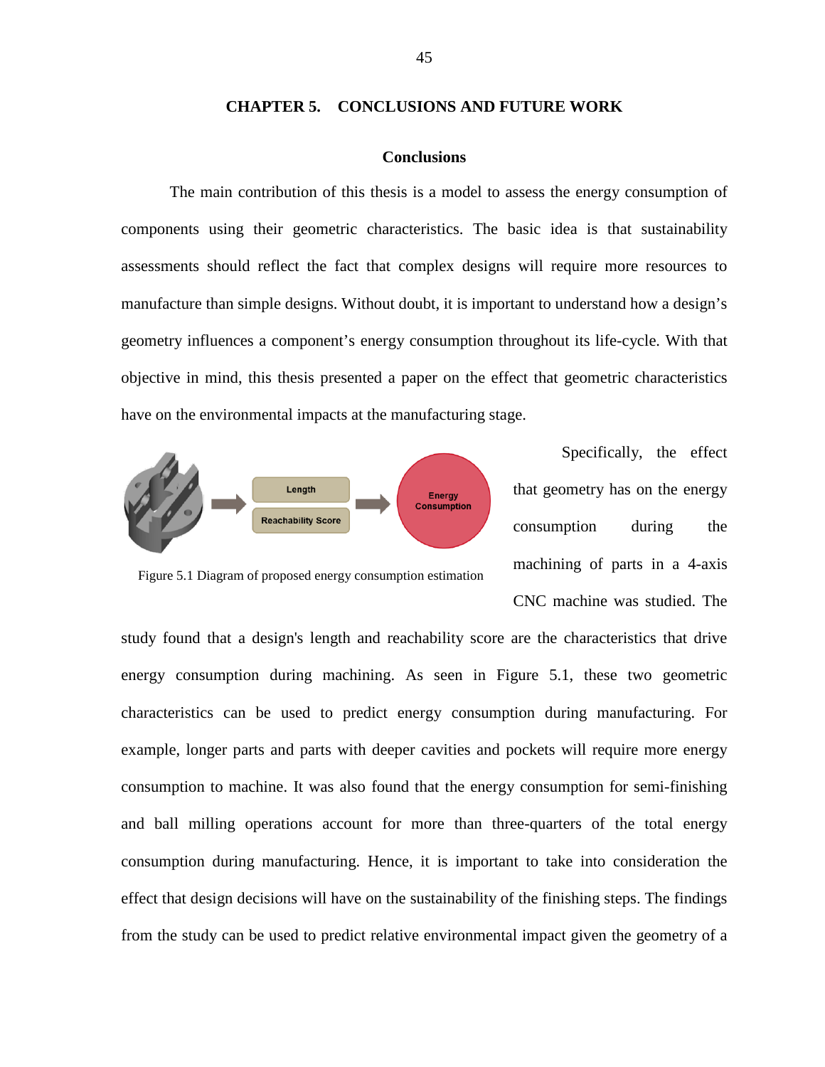# CHAPTER 5. CONCLUSIONS AND FUTURE WORK

## Conclusions

The main contribution of this thesis is a model to assess the energy consumption of components using their geometric characteristics. The basic idea is that sustainability assessments should reflect the fact that complex designs will require more resources to manufacture than simple designs. Without doubt, it is important to understand how a design's geometry influences a component's energy consumption throughout its life-cycle. With that objective in mind, this thesis presented a paper on the effect that geometric characteristics have on the environmental impacts at the manufacturing stage.

Figure 5.1 Diagram of proposed energy consumption estimation

Specifically, the effect that geometry has on the energy consumption during the machining of parts in a 4-axis CNC machine was studied. The study found that a design's length and reachability score are the characteristics that drive energy consumption during machining. As seen in Figure 5.1, these two geometric characteristics can be used to predict energy consumption during manufacturing. For example, longer parts and parts with deeper cavities and pockets will require more energy consumption to machine. It was also found that the energy consumption for semi-finishing and ball milling operations account for more than three-quarters of the total energy consumption during manufacturing. Hence, it is important to take into consideration the effect that design decisions will have on the sustainability of the finishing steps. The findings from the study can be used to predict relative environmental impact given the geometry of a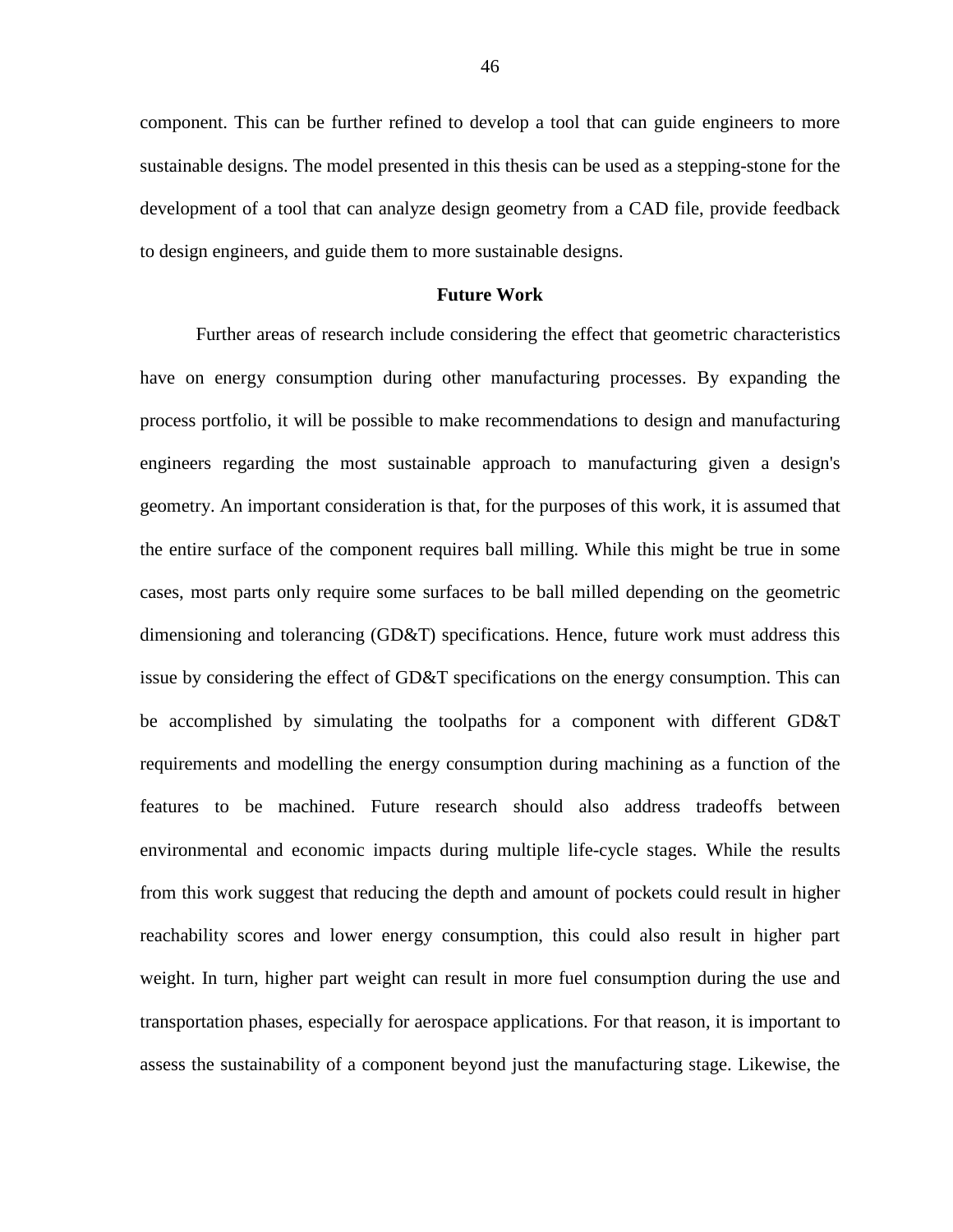component. This can be further refined to develop a tool that can guide engineers to more sustainable designs. The model presented in this thesis can be used as a stepping-stone for the development of a tool that can analyze design geometry from a CAD file, provide feedback to design engineers, and guide them to more sustainable designs.

## Future Work

Further areas of research include considering the effect that geometric characteristics have on energy consumption during other manufacturing processes. By expanding the process portfolio, it will be possible to make recommendations to design and manufacturing engineers regarding the most sustainable approach to manufacturing given a design's geometry. An important consideration is that, for the purposes of this work, it is assumed that the entire surface of the component requires ball milling. While this might be true in some cases, most parts only require some surfaces to be ball milled depending on the geometric dimensioning and tolerancing (GD&T) specifications. Hence, future work must address this issue by considering the effect of GD&T specifications on the energy consumption. This can be accomplished by simulating the toolpaths for a component with different GD&T requirements and modelling the energy consumption during machining as a function of the features to be machined. Future research should also address tradeoffs between environmental and economic impacts during multiple life-cycle stages. While the results from this work suggest that reducing the depth and amount of pockets could result in higher reachability scores and lower energy consumption, this could also result in higher part weight. In turn, higher part weight can result in more fuel consumption during the use and transportation phases, especially for aerospace applications. For that reason, it is important to assess the sustainability of a component beyond just the manufacturing stage. Likewise, the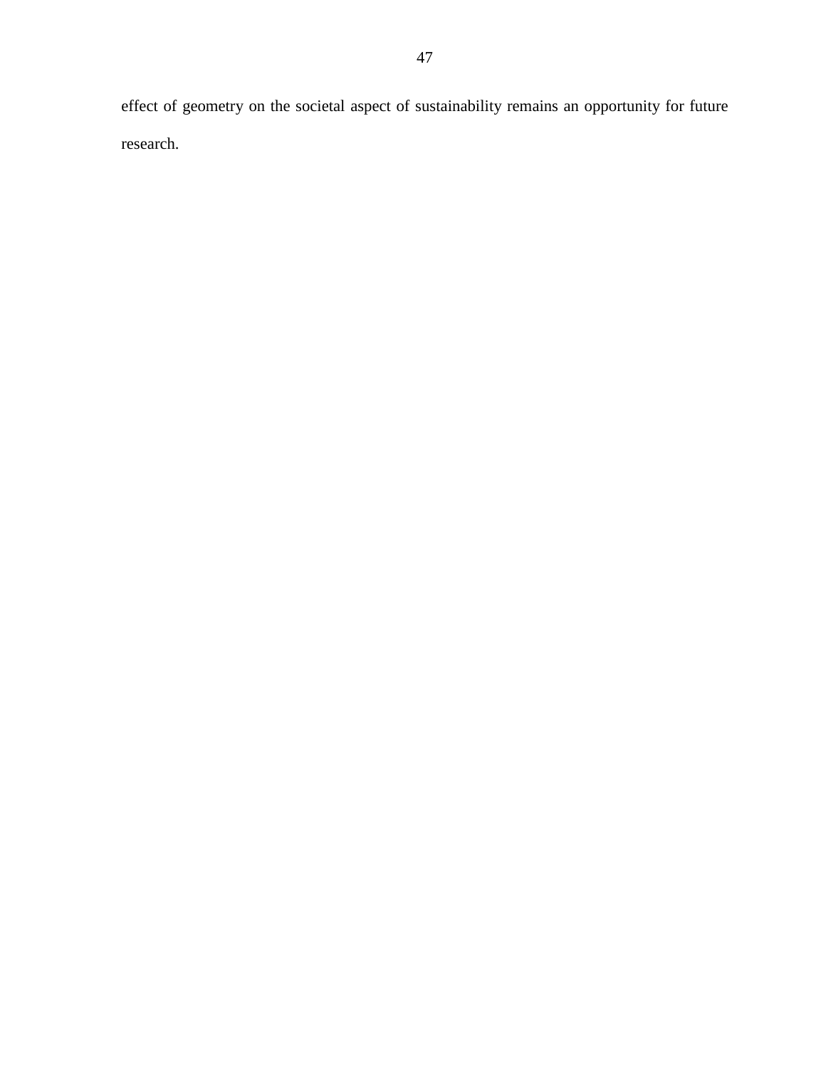effect of geometry on the societal aspect of sustainability remains an opportunity for future research.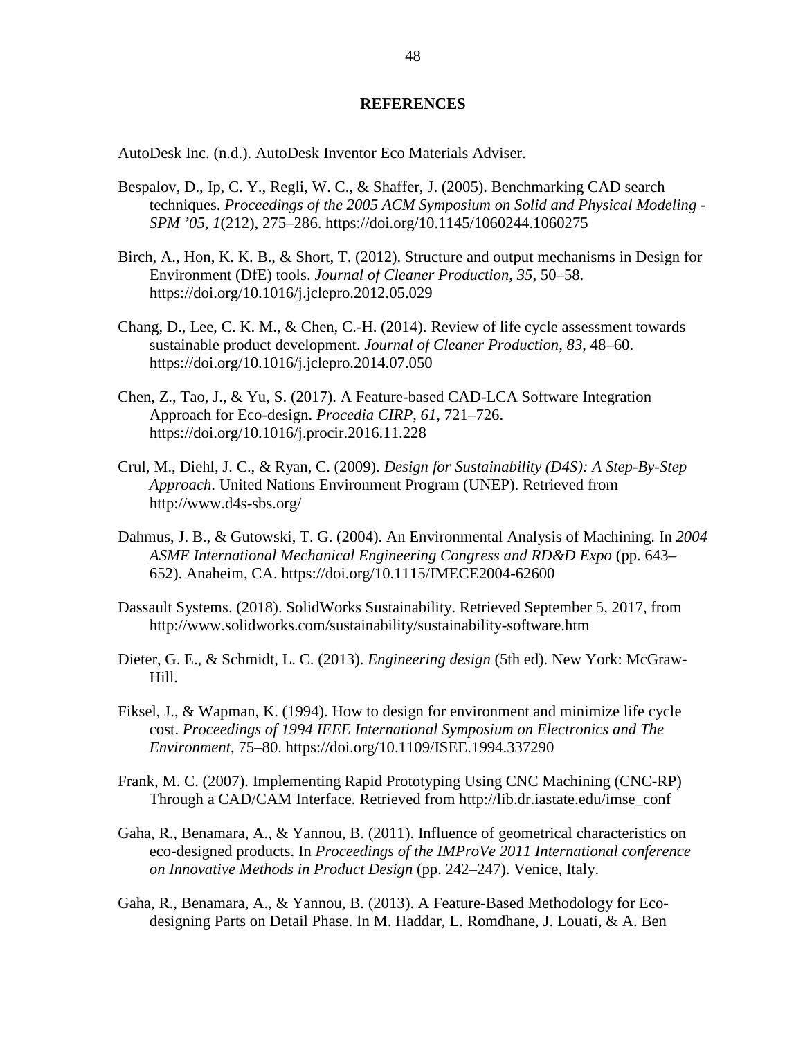# REFERENCES

AutoDesk Inc. (n.d.). AutoDesk Inventor Eco Materials Adviser.

Bespalov, D., Ip, C. Y., Regli, W. C., & Shaffer, J. (2005). Benchmarking CAD search techniques. *Proceedings of the 2005 ACM Symposium on Solid and Physical Modeling - SPM '05*, *1*(212), 275–286. https://doi.org/10.1145/1060244.1060275

Birch, A., Hon, K. K. B., & Short, T. (2012). Structure and output mechanisms in Design for Environment (DfE) tools. *Journal of Cleaner Production*, *35*, 50–58. https://doi.org/10.1016/j.jclepro.2012.05.029

Chang, D., Lee, C. K. M., & Chen, C.-H. (2014). Review of life cycle assessment towards sustainable product development. *Journal of Cleaner Production*, *83*, 48–60. https://doi.org/10.1016/j.jclepro.2014.07.050

Chen, Z., Tao, J., & Yu, S. (2017). A Feature-based CAD-LCA Software Integration Approach for Eco-design. *Procedia CIRP*, *61*, 721–726. https://doi.org/10.1016/j.procir.2016.11.228

Crul, M., Diehl, J. C., & Ryan, C. (2009). *Design for Sustainability (D4S): A Step-By-Step Approach*. United Nations Environment Program (UNEP). Retrieved from http://www.d4s-sbs.org/

Dahmus, J. B., & Gutowski, T. G. (2004). An Environmental Analysis of Machining. In *2004 ASME International Mechanical Engineering Congress and RD&D Expo* (pp. 643–652). Anaheim, CA. https://doi.org/10.1115/IMECE2004-62600

Dassault Systems. (2018). SolidWorks Sustainability. Retrieved September 5, 2017, from http://www.solidworks.com/sustainability/sustainability-software.htm

Dieter, G. E., & Schmidt, L. C. (2013). *Engineering design* (5th ed). New York: McGraw-Hill.

Fiksel, J., & Wapman, K. (1994). How to design for environment and minimize life cycle cost. *Proceedings of 1994 IEEE International Symposium on Electronics and The Environment*, 75–80. https://doi.org/10.1109/ISEE.1994.337290

Frank, M. C. (2007). Implementing Rapid Prototyping Using CNC Machining (CNC-RP) Through a CAD/CAM Interface. Retrieved from http://lib.dr.iastate.edu/imse_conf

Gaha, R., Benamara, A., & Yannou, B. (2011). Influence of geometrical characteristics on eco-designed products. In *Proceedings of the IMProVe 2011 International conference on Innovative Methods in Product Design* (pp. 242–247). Venice, Italy.

Gaha, R., Benamara, A., & Yannou, B. (2013). A Feature-Based Methodology for Eco-designing Parts on Detail Phase. In M. Haddar, L. Romdhane, J. Louati, & A. Ben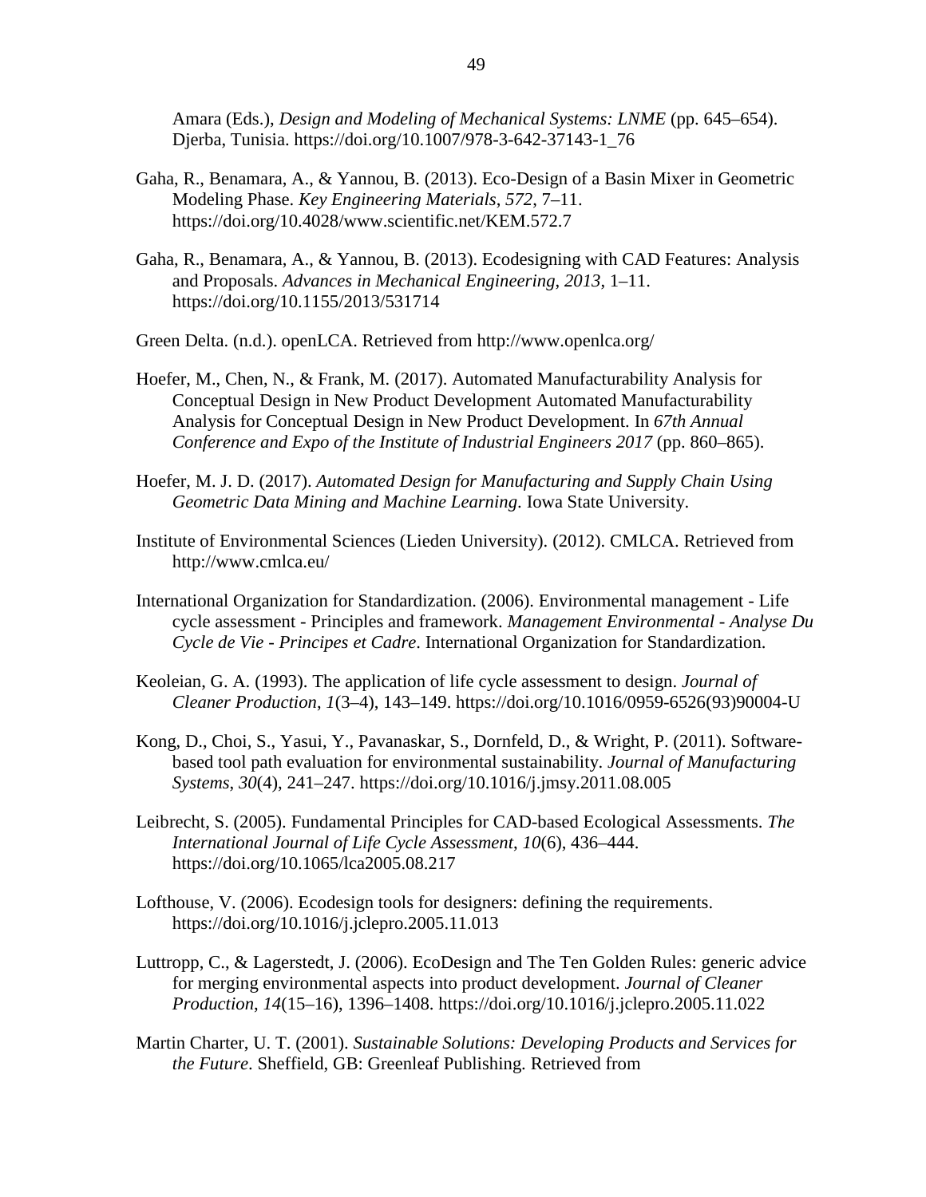Amara (Eds.), *Design and Modeling of Mechanical Systems: LNME* (pp. 645–654). Djerba, Tunisia. https://doi.org/10.1007/978-3-642-37143-1_76

Gaha, R., Benamara, A., & Yannou, B. (2013). Eco-Design of a Basin Mixer in Geometric Modeling Phase. *Key Engineering Materials*, *572*, 7–11. https://doi.org/10.4028/www.scientific.net/KEM.572.7

Gaha, R., Benamara, A., & Yannou, B. (2013). Ecodesigning with CAD Features: Analysis and Proposals. *Advances in Mechanical Engineering*, *2013*, 1–11. https://doi.org/10.1155/2013/531714

Green Delta. (n.d.). openLCA. Retrieved from http://www.openlca.org/

Hoefer, M., Chen, N., & Frank, M. (2017). Automated Manufacturability Analysis for Conceptual Design in New Product Development Automated Manufacturability Analysis for Conceptual Design in New Product Development. In *67th Annual Conference and Expo of the Institute of Industrial Engineers 2017* (pp. 860–865).

Hoefer, M. J. D. (2017). *Automated Design for Manufacturing and Supply Chain Using Geometric Data Mining and Machine Learning*. Iowa State University.

Institute of Environmental Sciences (Lieden University). (2012). CMLCA. Retrieved from http://www.cmlca.eu/

International Organization for Standardization. (2006). Environmental management - Life cycle assessment - Principles and framework. *Management Environmental - Analyse Du Cycle de Vie - Principes et Cadre*. International Organization for Standardization.

Keoleian, G. A. (1993). The application of life cycle assessment to design. *Journal of Cleaner Production*, *1*(3–4), 143–149. https://doi.org/10.1016/0959-6526(93)90004-U

Kong, D., Choi, S., Yasui, Y., Pavanaskar, S., Dornfeld, D., & Wright, P. (2011). Software-based tool path evaluation for environmental sustainability. *Journal of Manufacturing Systems*, *30*(4), 241–247. https://doi.org/10.1016/j.jmsy.2011.08.005

Leibrecht, S. (2005). Fundamental Principles for CAD-based Ecological Assessments. *The International Journal of Life Cycle Assessment*, *10*(6), 436–444. https://doi.org/10.1065/lca2005.08.217

Lofthouse, V. (2006). Ecodesign tools for designers: defining the requirements. https://doi.org/10.1016/j.jclepro.2005.11.013

Luttropp, C., & Lagerstedt, J. (2006). EcoDesign and The Ten Golden Rules: generic advice for merging environmental aspects into product development. *Journal of Cleaner Production*, *14*(15–16), 1396–1408. https://doi.org/10.1016/j.jclepro.2005.11.022

Martin Charter, U. T. (2001). *Sustainable Solutions: Developing Products and Services for the Future*. Sheffield, GB: Greenleaf Publishing. Retrieved from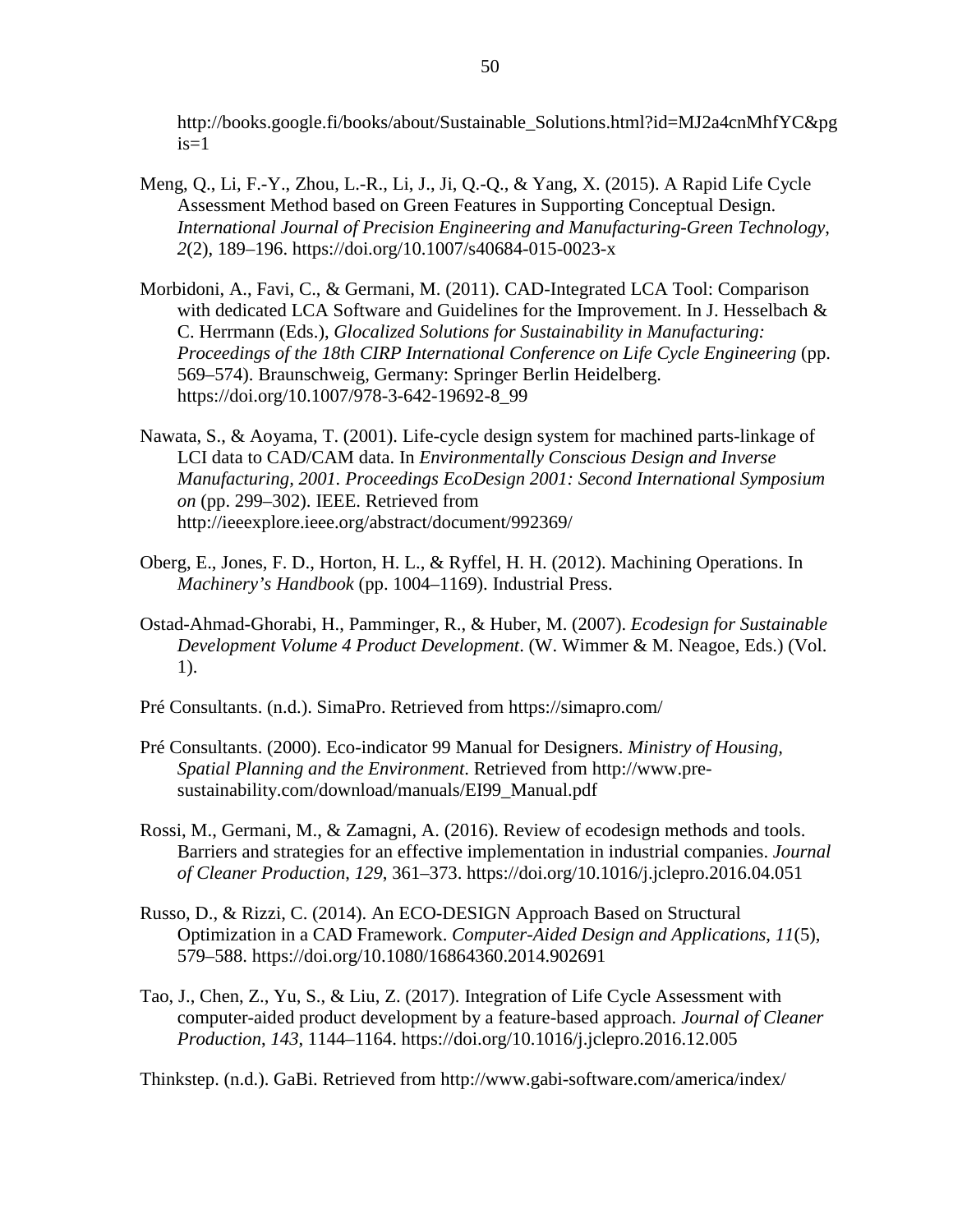http://books.google.fi/books/about/Sustainable_Solutions.html?id=MJ2a4cnMhfYC&pgis=1

Meng, Q., Li, F.-Y., Zhou, L.-R., Li, J., Ji, Q.-Q., & Yang, X. (2015). A Rapid Life Cycle Assessment Method based on Green Features in Supporting Conceptual Design. *International Journal of Precision Engineering and Manufacturing-Green Technology*, *2*(2), 189–196. https://doi.org/10.1007/s40684-015-0023-x

Morbidoni, A., Favi, C., & Germani, M. (2011). CAD-Integrated LCA Tool: Comparison with dedicated LCA Software and Guidelines for the Improvement. In J. Hesselbach & C. Herrmann (Eds.), *Glocalized Solutions for Sustainability in Manufacturing: Proceedings of the 18th CIRP International Conference on Life Cycle Engineering* (pp. 569–574). Braunschweig, Germany: Springer Berlin Heidelberg. https://doi.org/10.1007/978-3-642-19692-8_99

Nawata, S., & Aoyama, T. (2001). Life-cycle design system for machined parts-linkage of LCI data to CAD/CAM data. In *Environmentally Conscious Design and Inverse Manufacturing, 2001. Proceedings EcoDesign 2001: Second International Symposium on* (pp. 299–302). IEEE. Retrieved from http://ieeexplore.ieee.org/abstract/document/992369/

Oberg, E., Jones, F. D., Horton, H. L., & Ryffel, H. H. (2012). Machining Operations. In *Machinery's Handbook* (pp. 1004–1169). Industrial Press.

Ostad-Ahmad-Ghorabi, H., Pamminger, R., & Huber, M. (2007). *Ecodesign for Sustainable Development Volume 4 Product Development*. (W. Wimmer & M. Neagoe, Eds.) (Vol. 1).

Pré Consultants. (n.d.). SimaPro. Retrieved from https://simapro.com/

Pré Consultants. (2000). Eco-indicator 99 Manual for Designers. *Ministry of Housing, Spatial Planning and the Environment*. Retrieved from http://www.pre-sustainability.com/download/manuals/EI99_Manual.pdf

Rossi, M., Germani, M., & Zamagni, A. (2016). Review of ecodesign methods and tools. Barriers and strategies for an effective implementation in industrial companies. *Journal of Cleaner Production*, *129*, 361–373. https://doi.org/10.1016/j.jclepro.2016.04.051

Russo, D., & Rizzi, C. (2014). An ECO-DESIGN Approach Based on Structural Optimization in a CAD Framework. *Computer-Aided Design and Applications*, *11*(5), 579–588. https://doi.org/10.1080/16864360.2014.902691

Tao, J., Chen, Z., Yu, S., & Liu, Z. (2017). Integration of Life Cycle Assessment with computer-aided product development by a feature-based approach. *Journal of Cleaner Production*, *143*, 1144–1164. https://doi.org/10.1016/j.jclepro.2016.12.005

Thinkstep. (n.d.). GaBi. Retrieved from http://www.gabi-software.com/america/index/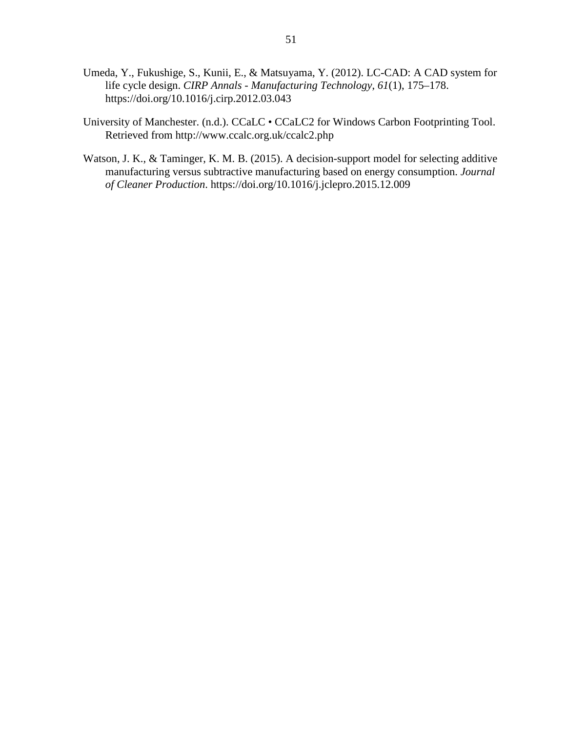Umeda, Y., Fukushige, S., Kunii, E., & Matsuyama, Y. (2012). LC-CAD: A CAD system for life cycle design. *CIRP Annals - Manufacturing Technology*, *61*(1), 175–178. https://doi.org/10.1016/j.cirp.2012.03.043

University of Manchester. (n.d.). CCaLC • CCaLC2 for Windows Carbon Footprinting Tool. Retrieved from http://www.ccalc.org.uk/ccalc2.php

Watson, J. K., & Taminger, K. M. B. (2015). A decision-support model for selecting additive manufacturing versus subtractive manufacturing based on energy consumption. *Journal of Cleaner Production*. https://doi.org/10.1016/j.jclepro.2015.12.009